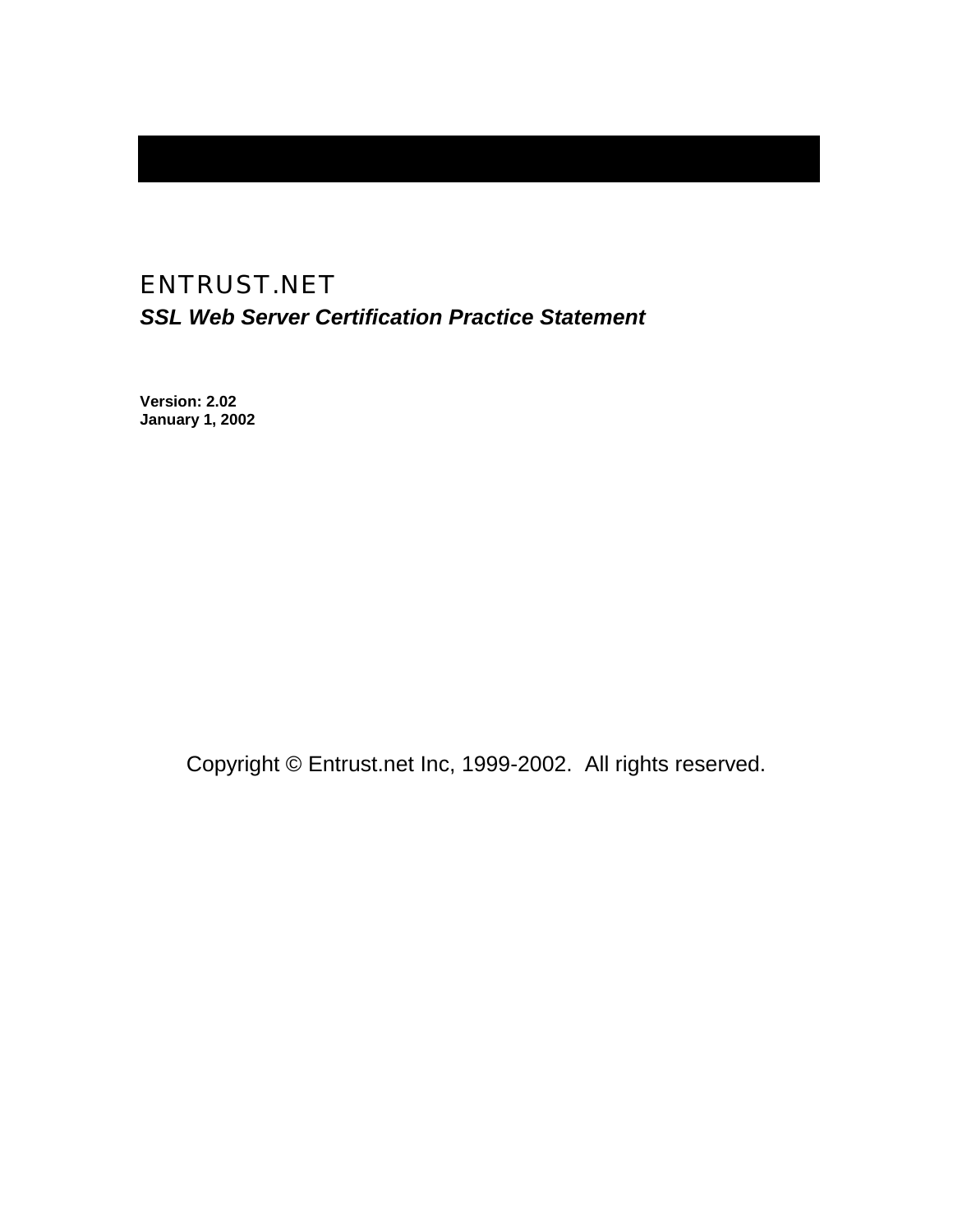# ENTRUST.NET

***SSL Web Server Certification Practice Statement***

**Version: 2.02**
**January 1, 2002**

Copyright © Entrust.net Inc, 1999-2002. All rights reserved.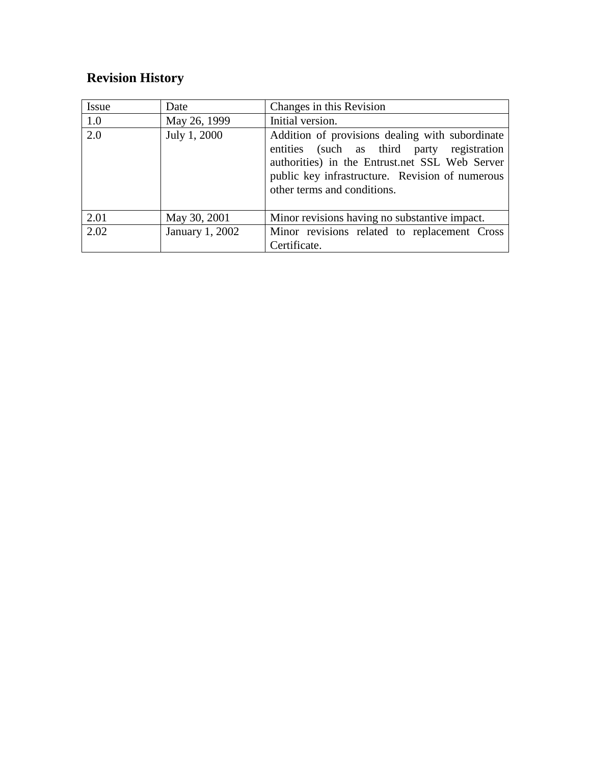# Revision History

| Issue | Date | Changes in this Revision |
|---|---|---|
| 1.0 | May 26, 1999 | Initial version. |
| 2.0 | July 1, 2000 | Addition of provisions dealing with subordinate entities (such as third party registration authorities) in the Entrust.net SSL Web Server public key infrastructure. Revision of numerous other terms and conditions. |
| 2.01 | May 30, 2001 | Minor revisions having no substantive impact. |
| 2.02 | January 1, 2002 | Minor revisions related to replacement Cross Certificate. |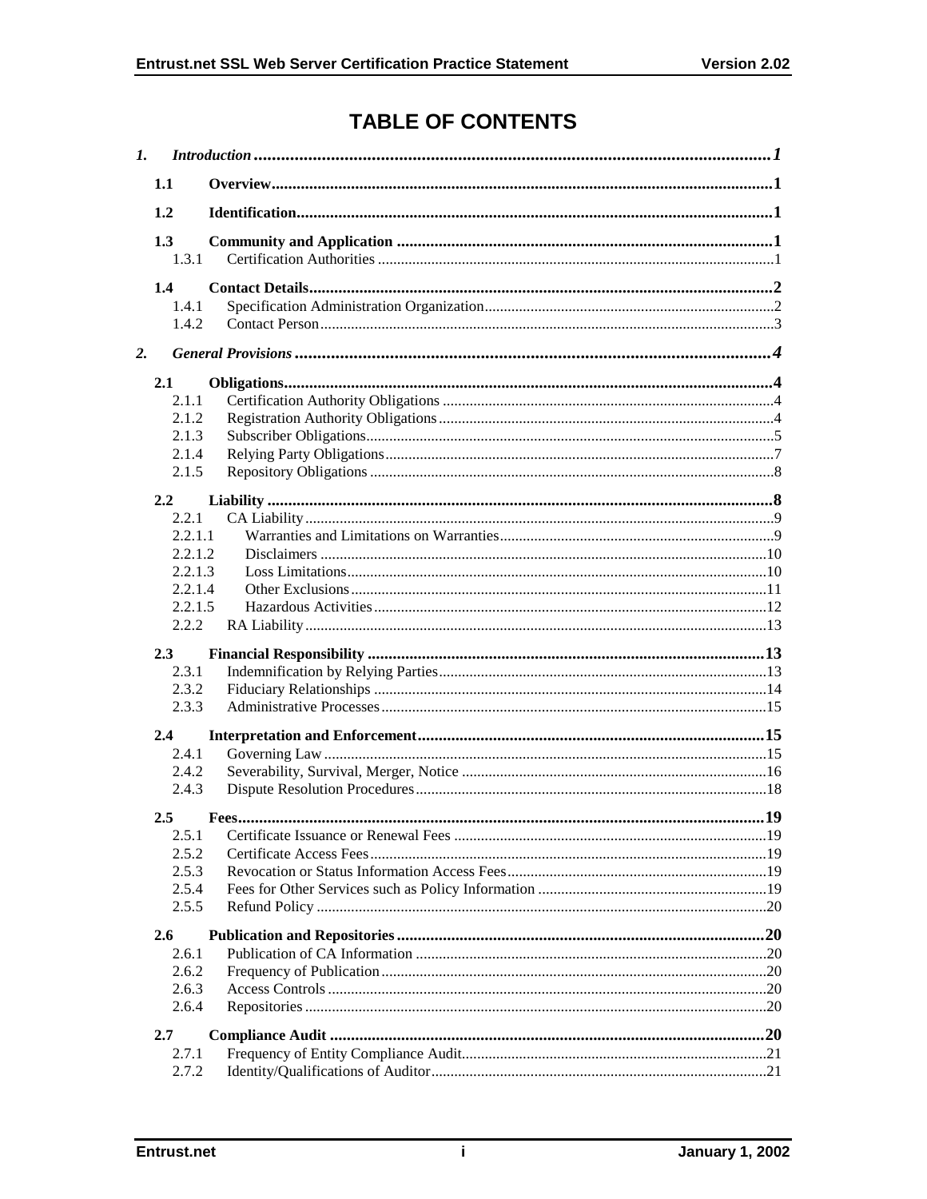# TABLE OF CONTENTS

*1. Introduction* ........................................................ *1*

**1.1 Overview** ........................................................ **1**

**1.2 Identification** ........................................................ **1**

**1.3 Community and Application** ........................................................ **1**

1.3.1 Certification Authorities ........................................................ 1

**1.4 Contact Details** ........................................................ **2**

1.4.1 Specification Administration Organization ........................................................ 2

1.4.2 Contact Person ........................................................ 3

*2. General Provisions* ........................................................ *4*

**2.1 Obligations** ........................................................ **4**

2.1.1 Certification Authority Obligations ........................................................ 4

2.1.2 Registration Authority Obligations ........................................................ 4

2.1.3 Subscriber Obligations ........................................................ 5

2.1.4 Relying Party Obligations ........................................................ 7

2.1.5 Repository Obligations ........................................................ 8

**2.2 Liability** ........................................................ **8**

2.2.1 CA Liability ........................................................ 9

2.2.1.1 Warranties and Limitations on Warranties ........................................................ 9

2.2.1.2 Disclaimers ........................................................ 10

2.2.1.3 Loss Limitations ........................................................ 10

2.2.1.4 Other Exclusions ........................................................ 11

2.2.1.5 Hazardous Activities ........................................................ 12

2.2.2 RA Liability ........................................................ 13

**2.3 Financial Responsibility** ........................................................ **13**

2.3.1 Indemnification by Relying Parties ........................................................ 13

2.3.2 Fiduciary Relationships ........................................................ 14

2.3.3 Administrative Processes ........................................................ 15

**2.4 Interpretation and Enforcement** ........................................................ **15**

2.4.1 Governing Law ........................................................ 15

2.4.2 Severability, Survival, Merger, Notice ........................................................ 16

2.4.3 Dispute Resolution Procedures ........................................................ 18

**2.5 Fees** ........................................................ **19**

2.5.1 Certificate Issuance or Renewal Fees ........................................................ 19

2.5.2 Certificate Access Fees ........................................................ 19

2.5.3 Revocation or Status Information Access Fees ........................................................ 19

2.5.4 Fees for Other Services such as Policy Information ........................................................ 19

2.5.5 Refund Policy ........................................................ 20

**2.6 Publication and Repositories** ........................................................ **20**

2.6.1 Publication of CA Information ........................................................ 20

2.6.2 Frequency of Publication ........................................................ 20

2.6.3 Access Controls ........................................................ 20

2.6.4 Repositories ........................................................ 20

**2.7 Compliance Audit** ........................................................ **20**

2.7.1 Frequency of Entity Compliance Audit ........................................................ 21

2.7.2 Identity/Qualifications of Auditor ........................................................ 21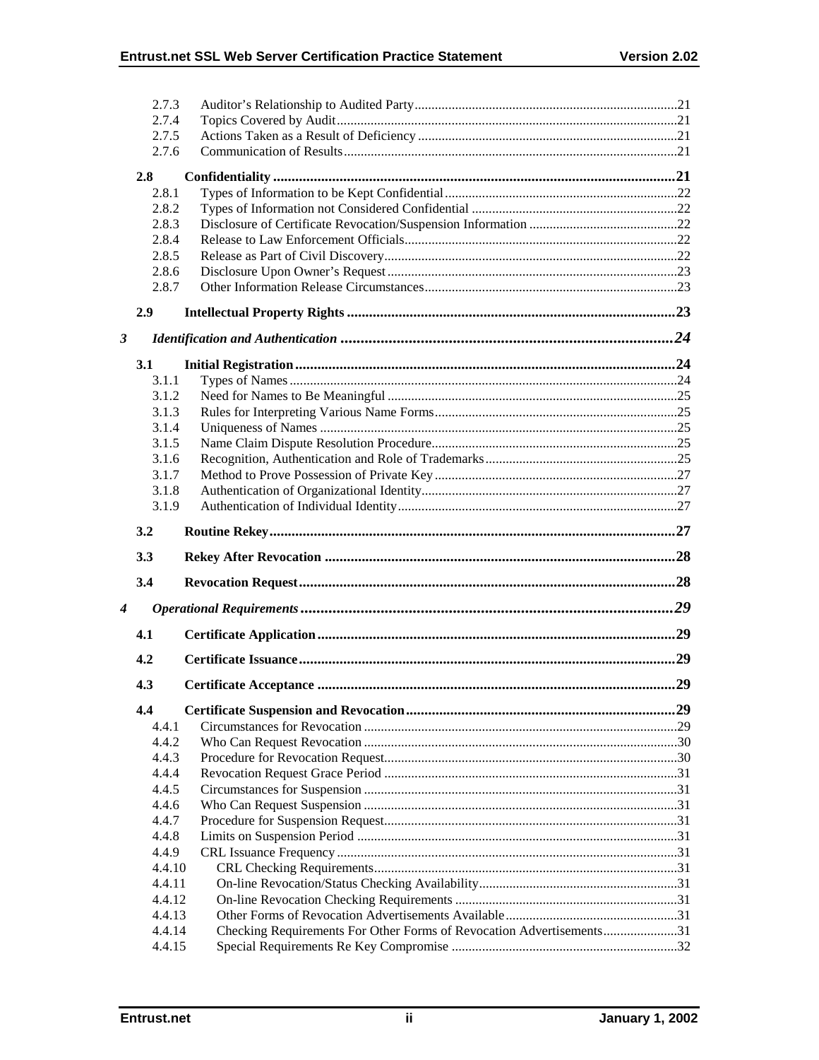| | | |
|---|---|---|
| 2.7.3 | Auditor's Relationship to Audited Party | 21 |
| 2.7.4 | Topics Covered by Audit | 21 |
| 2.7.5 | Actions Taken as a Result of Deficiency | 21 |
| 2.7.6 | Communication of Results | 21 |
| **2.8** | **Confidentiality** | **21** |
| 2.8.1 | Types of Information to be Kept Confidential | 22 |
| 2.8.2 | Types of Information not Considered Confidential | 22 |
| 2.8.3 | Disclosure of Certificate Revocation/Suspension Information | 22 |
| 2.8.4 | Release to Law Enforcement Officials | 22 |
| 2.8.5 | Release as Part of Civil Discovery | 22 |
| 2.8.6 | Disclosure Upon Owner's Request | 23 |
| 2.8.7 | Other Information Release Circumstances | 23 |
| **2.9** | **Intellectual Property Rights** | **23** |
| ***3*** | ***Identification and Authentication*** | ***24*** |
| **3.1** | **Initial Registration** | **24** |
| 3.1.1 | Types of Names | 24 |
| 3.1.2 | Need for Names to Be Meaningful | 25 |
| 3.1.3 | Rules for Interpreting Various Name Forms | 25 |
| 3.1.4 | Uniqueness of Names | 25 |
| 3.1.5 | Name Claim Dispute Resolution Procedure | 25 |
| 3.1.6 | Recognition, Authentication and Role of Trademarks | 25 |
| 3.1.7 | Method to Prove Possession of Private Key | 27 |
| 3.1.8 | Authentication of Organizational Identity | 27 |
| 3.1.9 | Authentication of Individual Identity | 27 |
| **3.2** | **Routine Rekey** | **27** |
| **3.3** | **Rekey After Revocation** | **28** |
| **3.4** | **Revocation Request** | **28** |
| ***4*** | ***Operational Requirements*** | ***29*** |
| **4.1** | **Certificate Application** | **29** |
| **4.2** | **Certificate Issuance** | **29** |
| **4.3** | **Certificate Acceptance** | **29** |
| **4.4** | **Certificate Suspension and Revocation** | **29** |
| 4.4.1 | Circumstances for Revocation | 29 |
| 4.4.2 | Who Can Request Revocation | 30 |
| 4.4.3 | Procedure for Revocation Request | 30 |
| 4.4.4 | Revocation Request Grace Period | 31 |
| 4.4.5 | Circumstances for Suspension | 31 |
| 4.4.6 | Who Can Request Suspension | 31 |
| 4.4.7 | Procedure for Suspension Request | 31 |
| 4.4.8 | Limits on Suspension Period | 31 |
| 4.4.9 | CRL Issuance Frequency | 31 |
| 4.4.10 | CRL Checking Requirements | 31 |
| 4.4.11 | On-line Revocation/Status Checking Availability | 31 |
| 4.4.12 | On-line Revocation Checking Requirements | 31 |
| 4.4.13 | Other Forms of Revocation Advertisements Available | 31 |
| 4.4.14 | Checking Requirements For Other Forms of Revocation Advertisements | 31 |
| 4.4.15 | Special Requirements Re Key Compromise | 32 |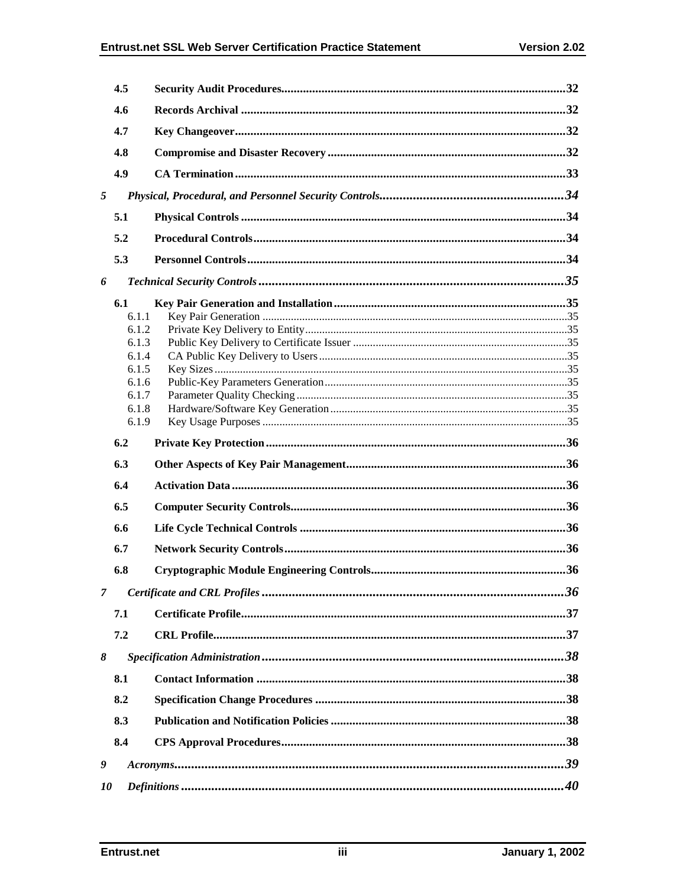- 4.5 Security Audit Procedures ... 32
- 4.6 Records Archival ... 32
- 4.7 Key Changeover ... 32
- 4.8 Compromise and Disaster Recovery ... 32
- 4.9 CA Termination ... 33

*5 Physical, Procedural, and Personnel Security Controls ... 34*

- 5.1 Physical Controls ... 34
- 5.2 Procedural Controls ... 34
- 5.3 Personnel Controls ... 34

*6 Technical Security Controls ... 35*

- 6.1 Key Pair Generation and Installation ... 35
  - 6.1.1 Key Pair Generation ... 35
  - 6.1.2 Private Key Delivery to Entity ... 35
  - 6.1.3 Public Key Delivery to Certificate Issuer ... 35
  - 6.1.4 CA Public Key Delivery to Users ... 35
  - 6.1.5 Key Sizes ... 35
  - 6.1.6 Public-Key Parameters Generation ... 35
  - 6.1.7 Parameter Quality Checking ... 35
  - 6.1.8 Hardware/Software Key Generation ... 35
  - 6.1.9 Key Usage Purposes ... 35
- 6.2 Private Key Protection ... 36
- 6.3 Other Aspects of Key Pair Management ... 36
- 6.4 Activation Data ... 36
- 6.5 Computer Security Controls ... 36
- 6.6 Life Cycle Technical Controls ... 36
- 6.7 Network Security Controls ... 36
- 6.8 Cryptographic Module Engineering Controls ... 36

*7 Certificate and CRL Profiles ... 36*

- 7.1 Certificate Profile ... 37
- 7.2 CRL Profile ... 37

*8 Specification Administration ... 38*

- 8.1 Contact Information ... 38
- 8.2 Specification Change Procedures ... 38
- 8.3 Publication and Notification Policies ... 38
- 8.4 CPS Approval Procedures ... 38

*9 Acronyms ... 39*

*10 Definitions ... 40*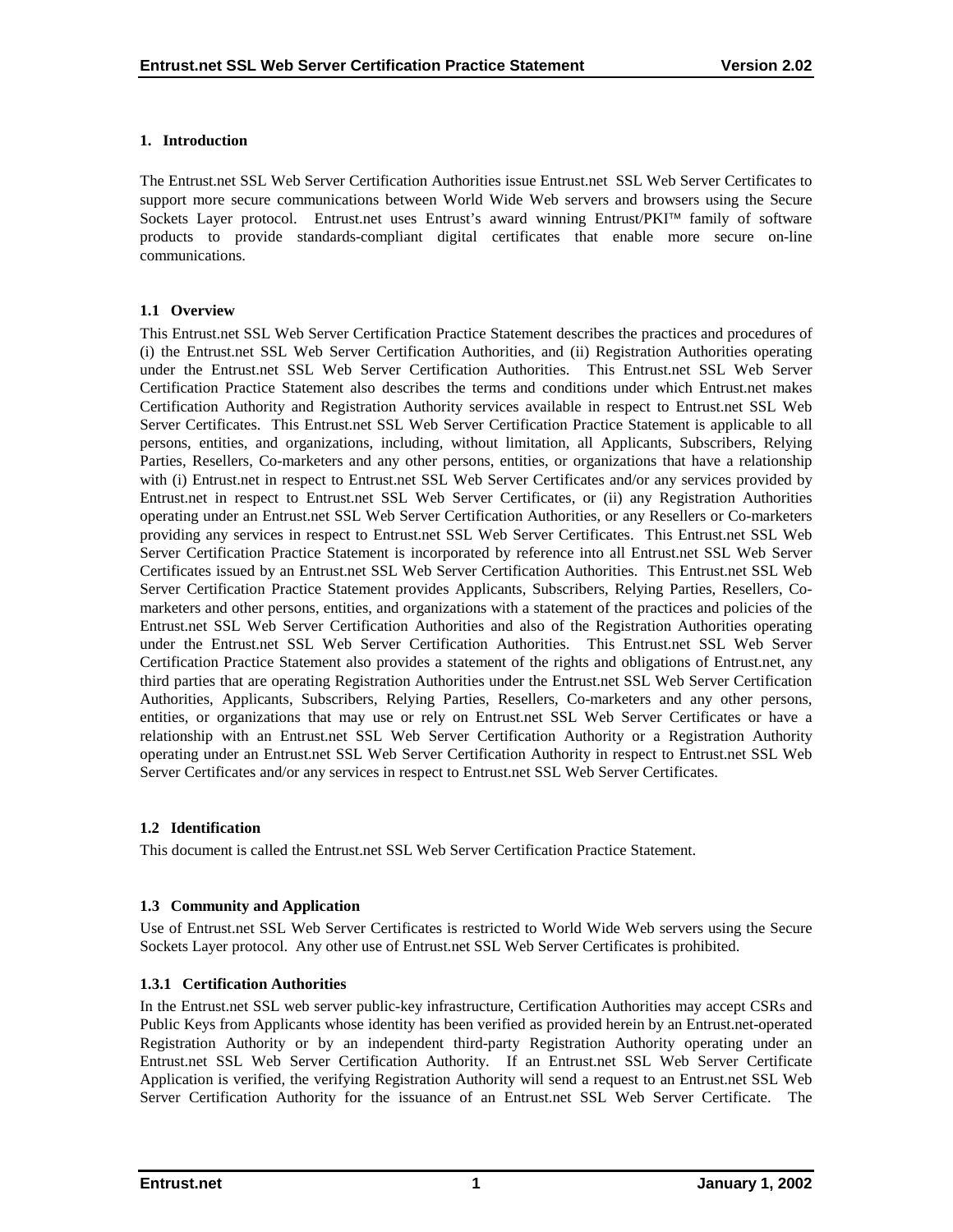# 1. Introduction

The Entrust.net SSL Web Server Certification Authorities issue Entrust.net SSL Web Server Certificates to support more secure communications between World Wide Web servers and browsers using the Secure Sockets Layer protocol. Entrust.net uses Entrust's award winning Entrust/PKI™ family of software products to provide standards-compliant digital certificates that enable more secure on-line communications.

## 1.1 Overview

This Entrust.net SSL Web Server Certification Practice Statement describes the practices and procedures of (i) the Entrust.net SSL Web Server Certification Authorities, and (ii) Registration Authorities operating under the Entrust.net SSL Web Server Certification Authorities. This Entrust.net SSL Web Server Certification Practice Statement also describes the terms and conditions under which Entrust.net makes Certification Authority and Registration Authority services available in respect to Entrust.net SSL Web Server Certificates. This Entrust.net SSL Web Server Certification Practice Statement is applicable to all persons, entities, and organizations, including, without limitation, all Applicants, Subscribers, Relying Parties, Resellers, Co-marketers and any other persons, entities, or organizations that have a relationship with (i) Entrust.net in respect to Entrust.net SSL Web Server Certificates and/or any services provided by Entrust.net in respect to Entrust.net SSL Web Server Certificates, or (ii) any Registration Authorities operating under an Entrust.net SSL Web Server Certification Authorities, or any Resellers or Co-marketers providing any services in respect to Entrust.net SSL Web Server Certificates. This Entrust.net SSL Web Server Certification Practice Statement is incorporated by reference into all Entrust.net SSL Web Server Certificates issued by an Entrust.net SSL Web Server Certification Authorities. This Entrust.net SSL Web Server Certification Practice Statement provides Applicants, Subscribers, Relying Parties, Resellers, Co-marketers and other persons, entities, and organizations with a statement of the practices and policies of the Entrust.net SSL Web Server Certification Authorities and also of the Registration Authorities operating under the Entrust.net SSL Web Server Certification Authorities. This Entrust.net SSL Web Server Certification Practice Statement also provides a statement of the rights and obligations of Entrust.net, any third parties that are operating Registration Authorities under the Entrust.net SSL Web Server Certification Authorities, Applicants, Subscribers, Relying Parties, Resellers, Co-marketers and any other persons, entities, or organizations that may use or rely on Entrust.net SSL Web Server Certificates or have a relationship with an Entrust.net SSL Web Server Certification Authority or a Registration Authority operating under an Entrust.net SSL Web Server Certification Authority in respect to Entrust.net SSL Web Server Certificates and/or any services in respect to Entrust.net SSL Web Server Certificates.

## 1.2 Identification

This document is called the Entrust.net SSL Web Server Certification Practice Statement.

## 1.3 Community and Application

Use of Entrust.net SSL Web Server Certificates is restricted to World Wide Web servers using the Secure Sockets Layer protocol. Any other use of Entrust.net SSL Web Server Certificates is prohibited.

### 1.3.1 Certification Authorities

In the Entrust.net SSL web server public-key infrastructure, Certification Authorities may accept CSRs and Public Keys from Applicants whose identity has been verified as provided herein by an Entrust.net-operated Registration Authority or by an independent third-party Registration Authority operating under an Entrust.net SSL Web Server Certification Authority. If an Entrust.net SSL Web Server Certificate Application is verified, the verifying Registration Authority will send a request to an Entrust.net SSL Web Server Certification Authority for the issuance of an Entrust.net SSL Web Server Certificate. The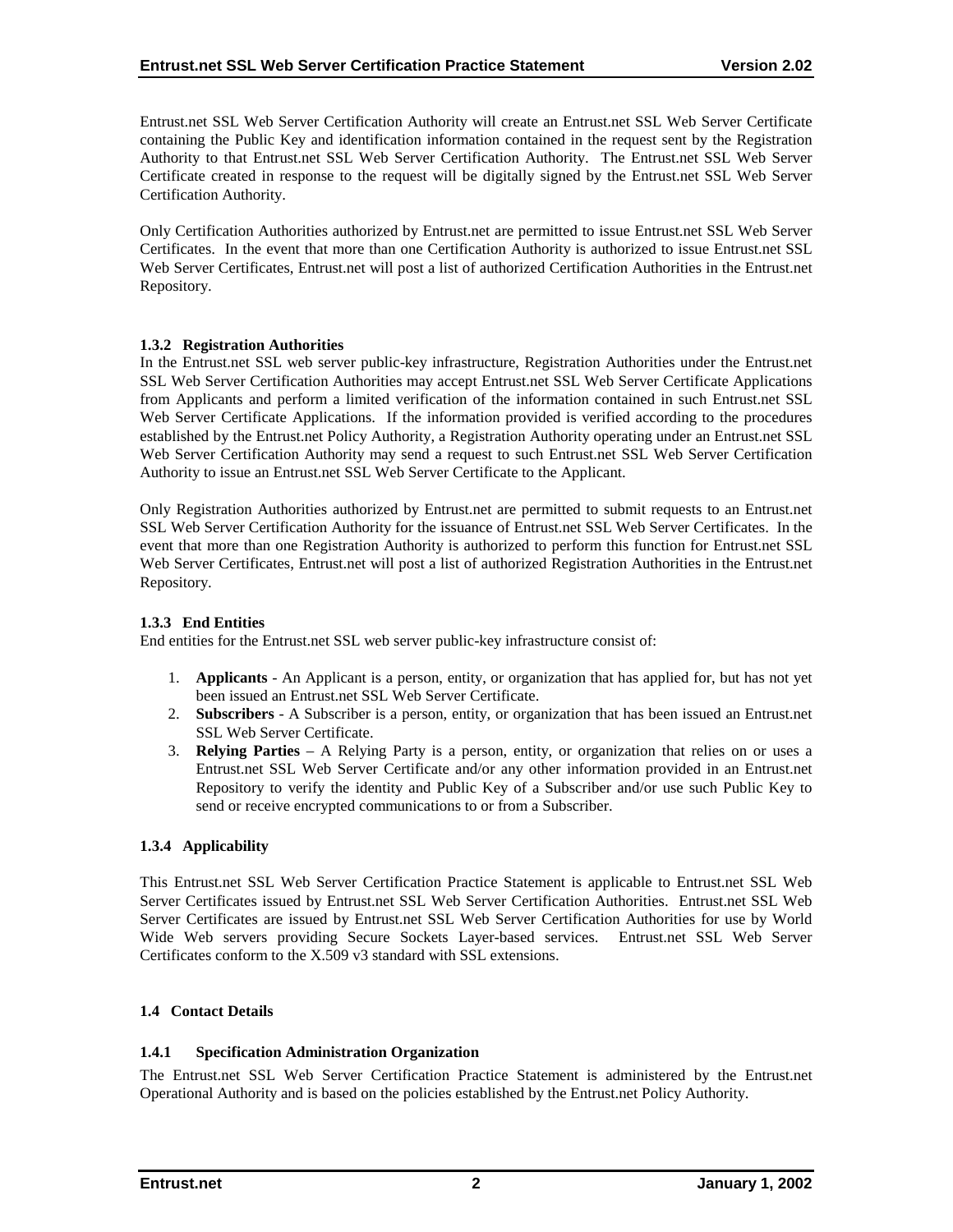Entrust.net SSL Web Server Certification Authority will create an Entrust.net SSL Web Server Certificate containing the Public Key and identification information contained in the request sent by the Registration Authority to that Entrust.net SSL Web Server Certification Authority. The Entrust.net SSL Web Server Certificate created in response to the request will be digitally signed by the Entrust.net SSL Web Server Certification Authority.

Only Certification Authorities authorized by Entrust.net are permitted to issue Entrust.net SSL Web Server Certificates. In the event that more than one Certification Authority is authorized to issue Entrust.net SSL Web Server Certificates, Entrust.net will post a list of authorized Certification Authorities in the Entrust.net Repository.

#### 1.3.2 Registration Authorities

In the Entrust.net SSL web server public-key infrastructure, Registration Authorities under the Entrust.net SSL Web Server Certification Authorities may accept Entrust.net SSL Web Server Certificate Applications from Applicants and perform a limited verification of the information contained in such Entrust.net SSL Web Server Certificate Applications. If the information provided is verified according to the procedures established by the Entrust.net Policy Authority, a Registration Authority operating under an Entrust.net SSL Web Server Certification Authority may send a request to such Entrust.net SSL Web Server Certification Authority to issue an Entrust.net SSL Web Server Certificate to the Applicant.

Only Registration Authorities authorized by Entrust.net are permitted to submit requests to an Entrust.net SSL Web Server Certification Authority for the issuance of Entrust.net SSL Web Server Certificates. In the event that more than one Registration Authority is authorized to perform this function for Entrust.net SSL Web Server Certificates, Entrust.net will post a list of authorized Registration Authorities in the Entrust.net Repository.

#### 1.3.3 End Entities

End entities for the Entrust.net SSL web server public-key infrastructure consist of:

1. **Applicants** - An Applicant is a person, entity, or organization that has applied for, but has not yet been issued an Entrust.net SSL Web Server Certificate.
2. **Subscribers** - A Subscriber is a person, entity, or organization that has been issued an Entrust.net SSL Web Server Certificate.
3. **Relying Parties** – A Relying Party is a person, entity, or organization that relies on or uses a Entrust.net SSL Web Server Certificate and/or any other information provided in an Entrust.net Repository to verify the identity and Public Key of a Subscriber and/or use such Public Key to send or receive encrypted communications to or from a Subscriber.

#### 1.3.4 Applicability

This Entrust.net SSL Web Server Certification Practice Statement is applicable to Entrust.net SSL Web Server Certificates issued by Entrust.net SSL Web Server Certification Authorities. Entrust.net SSL Web Server Certificates are issued by Entrust.net SSL Web Server Certification Authorities for use by World Wide Web servers providing Secure Sockets Layer-based services. Entrust.net SSL Web Server Certificates conform to the X.509 v3 standard with SSL extensions.

### 1.4 Contact Details

#### 1.4.1 Specification Administration Organization

The Entrust.net SSL Web Server Certification Practice Statement is administered by the Entrust.net Operational Authority and is based on the policies established by the Entrust.net Policy Authority.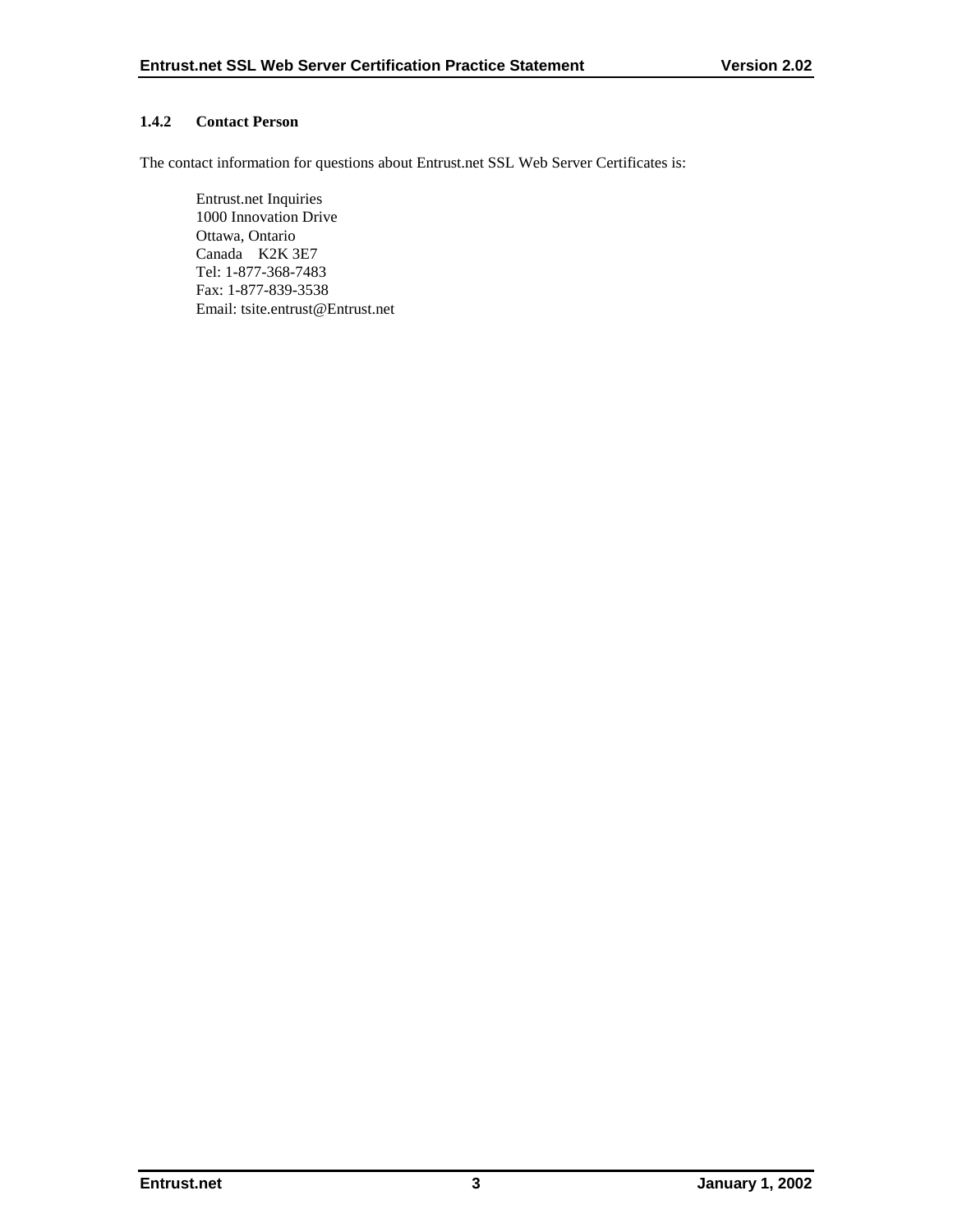### 1.4.2 Contact Person

The contact information for questions about Entrust.net SSL Web Server Certificates is:

Entrust.net Inquiries  
1000 Innovation Drive  
Ottawa, Ontario  
Canada K2K 3E7  
Tel: 1-877-368-7483  
Fax: 1-877-839-3538  
Email: tsite.entrust@Entrust.net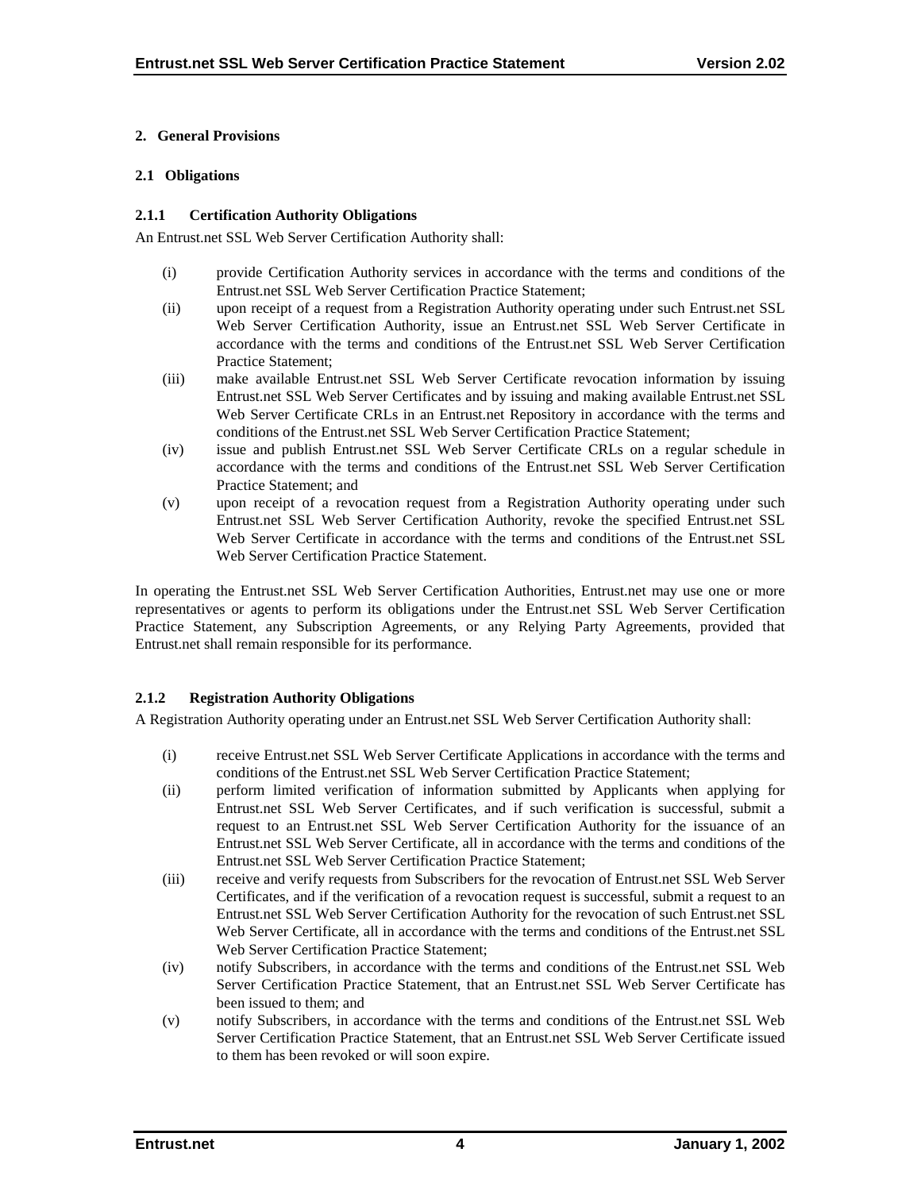## 2. General Provisions

### 2.1 Obligations

#### 2.1.1 Certification Authority Obligations

An Entrust.net SSL Web Server Certification Authority shall:

- (i) provide Certification Authority services in accordance with the terms and conditions of the Entrust.net SSL Web Server Certification Practice Statement;
- (ii) upon receipt of a request from a Registration Authority operating under such Entrust.net SSL Web Server Certification Authority, issue an Entrust.net SSL Web Server Certificate in accordance with the terms and conditions of the Entrust.net SSL Web Server Certification Practice Statement;
- (iii) make available Entrust.net SSL Web Server Certificate revocation information by issuing Entrust.net SSL Web Server Certificates and by issuing and making available Entrust.net SSL Web Server Certificate CRLs in an Entrust.net Repository in accordance with the terms and conditions of the Entrust.net SSL Web Server Certification Practice Statement;
- (iv) issue and publish Entrust.net SSL Web Server Certificate CRLs on a regular schedule in accordance with the terms and conditions of the Entrust.net SSL Web Server Certification Practice Statement; and
- (v) upon receipt of a revocation request from a Registration Authority operating under such Entrust.net SSL Web Server Certification Authority, revoke the specified Entrust.net SSL Web Server Certificate in accordance with the terms and conditions of the Entrust.net SSL Web Server Certification Practice Statement.

In operating the Entrust.net SSL Web Server Certification Authorities, Entrust.net may use one or more representatives or agents to perform its obligations under the Entrust.net SSL Web Server Certification Practice Statement, any Subscription Agreements, or any Relying Party Agreements, provided that Entrust.net shall remain responsible for its performance.

#### 2.1.2 Registration Authority Obligations

A Registration Authority operating under an Entrust.net SSL Web Server Certification Authority shall:

- (i) receive Entrust.net SSL Web Server Certificate Applications in accordance with the terms and conditions of the Entrust.net SSL Web Server Certification Practice Statement;
- (ii) perform limited verification of information submitted by Applicants when applying for Entrust.net SSL Web Server Certificates, and if such verification is successful, submit a request to an Entrust.net SSL Web Server Certification Authority for the issuance of an Entrust.net SSL Web Server Certificate, all in accordance with the terms and conditions of the Entrust.net SSL Web Server Certification Practice Statement;
- (iii) receive and verify requests from Subscribers for the revocation of Entrust.net SSL Web Server Certificates, and if the verification of a revocation request is successful, submit a request to an Entrust.net SSL Web Server Certification Authority for the revocation of such Entrust.net SSL Web Server Certificate, all in accordance with the terms and conditions of the Entrust.net SSL Web Server Certification Practice Statement;
- (iv) notify Subscribers, in accordance with the terms and conditions of the Entrust.net SSL Web Server Certification Practice Statement, that an Entrust.net SSL Web Server Certificate has been issued to them; and
- (v) notify Subscribers, in accordance with the terms and conditions of the Entrust.net SSL Web Server Certification Practice Statement, that an Entrust.net SSL Web Server Certificate issued to them has been revoked or will soon expire.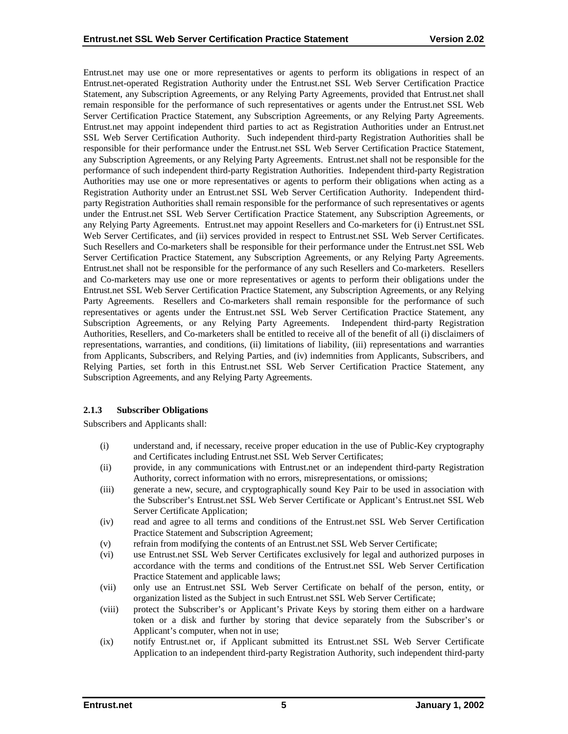Entrust.net may use one or more representatives or agents to perform its obligations in respect of an Entrust.net-operated Registration Authority under the Entrust.net SSL Web Server Certification Practice Statement, any Subscription Agreements, or any Relying Party Agreements, provided that Entrust.net shall remain responsible for the performance of such representatives or agents under the Entrust.net SSL Web Server Certification Practice Statement, any Subscription Agreements, or any Relying Party Agreements. Entrust.net may appoint independent third parties to act as Registration Authorities under an Entrust.net SSL Web Server Certification Authority. Such independent third-party Registration Authorities shall be responsible for their performance under the Entrust.net SSL Web Server Certification Practice Statement, any Subscription Agreements, or any Relying Party Agreements. Entrust.net shall not be responsible for the performance of such independent third-party Registration Authorities. Independent third-party Registration Authorities may use one or more representatives or agents to perform their obligations when acting as a Registration Authority under an Entrust.net SSL Web Server Certification Authority. Independent third-party Registration Authorities shall remain responsible for the performance of such representatives or agents under the Entrust.net SSL Web Server Certification Practice Statement, any Subscription Agreements, or any Relying Party Agreements. Entrust.net may appoint Resellers and Co-marketers for (i) Entrust.net SSL Web Server Certificates, and (ii) services provided in respect to Entrust.net SSL Web Server Certificates. Such Resellers and Co-marketers shall be responsible for their performance under the Entrust.net SSL Web Server Certification Practice Statement, any Subscription Agreements, or any Relying Party Agreements. Entrust.net shall not be responsible for the performance of any such Resellers and Co-marketers. Resellers and Co-marketers may use one or more representatives or agents to perform their obligations under the Entrust.net SSL Web Server Certification Practice Statement, any Subscription Agreements, or any Relying Party Agreements. Resellers and Co-marketers shall remain responsible for the performance of such representatives or agents under the Entrust.net SSL Web Server Certification Practice Statement, any Subscription Agreements, or any Relying Party Agreements. Independent third-party Registration Authorities, Resellers, and Co-marketers shall be entitled to receive all of the benefit of all (i) disclaimers of representations, warranties, and conditions, (ii) limitations of liability, (iii) representations and warranties from Applicants, Subscribers, and Relying Parties, and (iv) indemnities from Applicants, Subscribers, and Relying Parties, set forth in this Entrust.net SSL Web Server Certification Practice Statement, any Subscription Agreements, and any Relying Party Agreements.

### 2.1.3 Subscriber Obligations

Subscribers and Applicants shall:

(i) understand and, if necessary, receive proper education in the use of Public-Key cryptography and Certificates including Entrust.net SSL Web Server Certificates;

(ii) provide, in any communications with Entrust.net or an independent third-party Registration Authority, correct information with no errors, misrepresentations, or omissions;

(iii) generate a new, secure, and cryptographically sound Key Pair to be used in association with the Subscriber's Entrust.net SSL Web Server Certificate or Applicant's Entrust.net SSL Web Server Certificate Application;

(iv) read and agree to all terms and conditions of the Entrust.net SSL Web Server Certification Practice Statement and Subscription Agreement;

(v) refrain from modifying the contents of an Entrust.net SSL Web Server Certificate;

(vi) use Entrust.net SSL Web Server Certificates exclusively for legal and authorized purposes in accordance with the terms and conditions of the Entrust.net SSL Web Server Certification Practice Statement and applicable laws;

(vii) only use an Entrust.net SSL Web Server Certificate on behalf of the person, entity, or organization listed as the Subject in such Entrust.net SSL Web Server Certificate;

(viii) protect the Subscriber's or Applicant's Private Keys by storing them either on a hardware token or a disk and further by storing that device separately from the Subscriber's or Applicant's computer, when not in use;

(ix) notify Entrust.net or, if Applicant submitted its Entrust.net SSL Web Server Certificate Application to an independent third-party Registration Authority, such independent third-party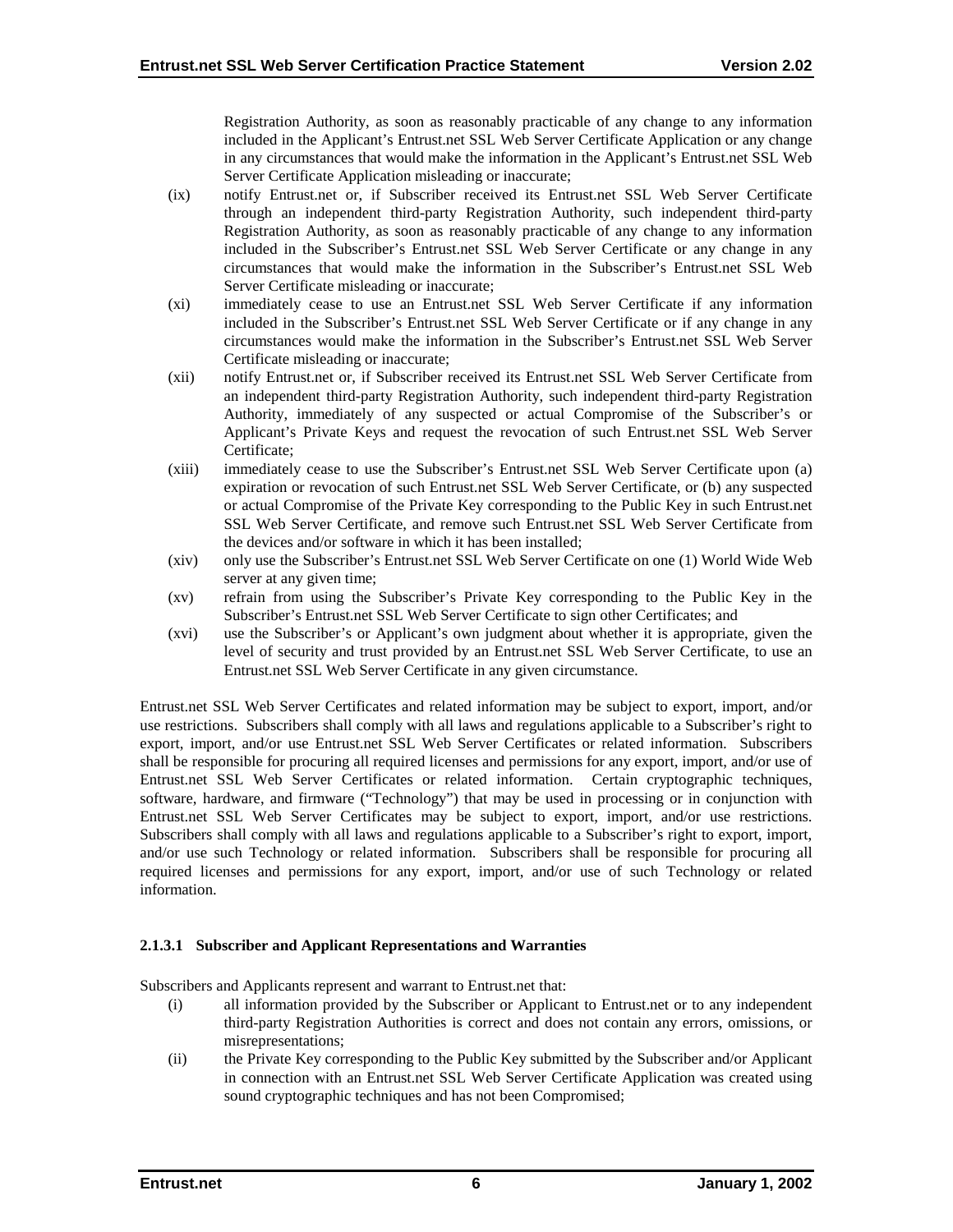Registration Authority, as soon as reasonably practicable of any change to any information included in the Applicant's Entrust.net SSL Web Server Certificate Application or any change in any circumstances that would make the information in the Applicant's Entrust.net SSL Web Server Certificate Application misleading or inaccurate;

(ix) notify Entrust.net or, if Subscriber received its Entrust.net SSL Web Server Certificate through an independent third-party Registration Authority, such independent third-party Registration Authority, as soon as reasonably practicable of any change to any information included in the Subscriber's Entrust.net SSL Web Server Certificate or any change in any circumstances that would make the information in the Subscriber's Entrust.net SSL Web Server Certificate misleading or inaccurate;

(xi) immediately cease to use an Entrust.net SSL Web Server Certificate if any information included in the Subscriber's Entrust.net SSL Web Server Certificate or if any change in any circumstances would make the information in the Subscriber's Entrust.net SSL Web Server Certificate misleading or inaccurate;

(xii) notify Entrust.net or, if Subscriber received its Entrust.net SSL Web Server Certificate from an independent third-party Registration Authority, such independent third-party Registration Authority, immediately of any suspected or actual Compromise of the Subscriber's or Applicant's Private Keys and request the revocation of such Entrust.net SSL Web Server Certificate;

(xiii) immediately cease to use the Subscriber's Entrust.net SSL Web Server Certificate upon (a) expiration or revocation of such Entrust.net SSL Web Server Certificate, or (b) any suspected or actual Compromise of the Private Key corresponding to the Public Key in such Entrust.net SSL Web Server Certificate, and remove such Entrust.net SSL Web Server Certificate from the devices and/or software in which it has been installed;

(xiv) only use the Subscriber's Entrust.net SSL Web Server Certificate on one (1) World Wide Web server at any given time;

(xv) refrain from using the Subscriber's Private Key corresponding to the Public Key in the Subscriber's Entrust.net SSL Web Server Certificate to sign other Certificates; and

(xvi) use the Subscriber's or Applicant's own judgment about whether it is appropriate, given the level of security and trust provided by an Entrust.net SSL Web Server Certificate, to use an Entrust.net SSL Web Server Certificate in any given circumstance.

Entrust.net SSL Web Server Certificates and related information may be subject to export, import, and/or use restrictions. Subscribers shall comply with all laws and regulations applicable to a Subscriber's right to export, import, and/or use Entrust.net SSL Web Server Certificates or related information. Subscribers shall be responsible for procuring all required licenses and permissions for any export, import, and/or use of Entrust.net SSL Web Server Certificates or related information. Certain cryptographic techniques, software, hardware, and firmware ("Technology") that may be used in processing or in conjunction with Entrust.net SSL Web Server Certificates may be subject to export, import, and/or use restrictions. Subscribers shall comply with all laws and regulations applicable to a Subscriber's right to export, import, and/or use such Technology or related information. Subscribers shall be responsible for procuring all required licenses and permissions for any export, import, and/or use of such Technology or related information.

#### 2.1.3.1 Subscriber and Applicant Representations and Warranties

Subscribers and Applicants represent and warrant to Entrust.net that:

(i) all information provided by the Subscriber or Applicant to Entrust.net or to any independent third-party Registration Authorities is correct and does not contain any errors, omissions, or misrepresentations;

(ii) the Private Key corresponding to the Public Key submitted by the Subscriber and/or Applicant in connection with an Entrust.net SSL Web Server Certificate Application was created using sound cryptographic techniques and has not been Compromised;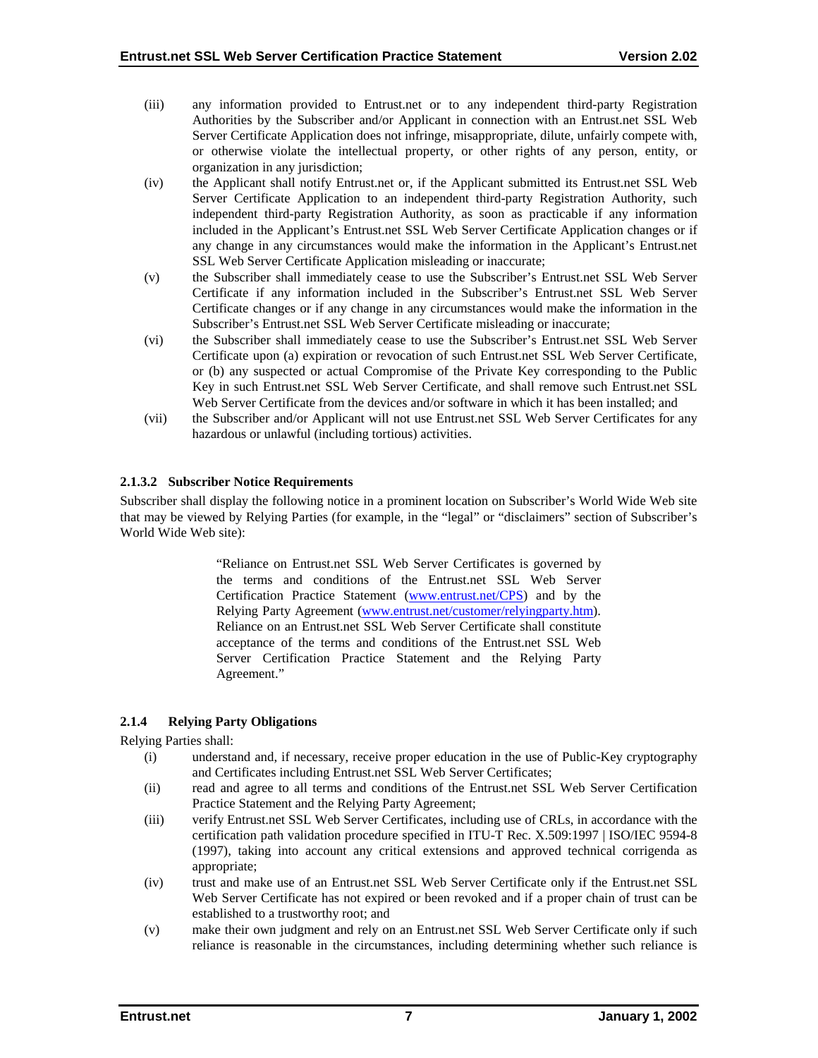(iii) any information provided to Entrust.net or to any independent third-party Registration Authorities by the Subscriber and/or Applicant in connection with an Entrust.net SSL Web Server Certificate Application does not infringe, misappropriate, dilute, unfairly compete with, or otherwise violate the intellectual property, or other rights of any person, entity, or organization in any jurisdiction;

(iv) the Applicant shall notify Entrust.net or, if the Applicant submitted its Entrust.net SSL Web Server Certificate Application to an independent third-party Registration Authority, such independent third-party Registration Authority, as soon as practicable if any information included in the Applicant's Entrust.net SSL Web Server Certificate Application changes or if any change in any circumstances would make the information in the Applicant's Entrust.net SSL Web Server Certificate Application misleading or inaccurate;

(v) the Subscriber shall immediately cease to use the Subscriber's Entrust.net SSL Web Server Certificate if any information included in the Subscriber's Entrust.net SSL Web Server Certificate changes or if any change in any circumstances would make the information in the Subscriber's Entrust.net SSL Web Server Certificate misleading or inaccurate;

(vi) the Subscriber shall immediately cease to use the Subscriber's Entrust.net SSL Web Server Certificate upon (a) expiration or revocation of such Entrust.net SSL Web Server Certificate, or (b) any suspected or actual Compromise of the Private Key corresponding to the Public Key in such Entrust.net SSL Web Server Certificate, and shall remove such Entrust.net SSL Web Server Certificate from the devices and/or software in which it has been installed; and

(vii) the Subscriber and/or Applicant will not use Entrust.net SSL Web Server Certificates for any hazardous or unlawful (including tortious) activities.

#### 2.1.3.2 Subscriber Notice Requirements

Subscriber shall display the following notice in a prominent location on Subscriber's World Wide Web site that may be viewed by Relying Parties (for example, in the "legal" or "disclaimers" section of Subscriber's World Wide Web site):

> "Reliance on Entrust.net SSL Web Server Certificates is governed by the terms and conditions of the Entrust.net SSL Web Server Certification Practice Statement (www.entrust.net/CPS) and by the Relying Party Agreement (www.entrust.net/customer/relyingparty.htm). Reliance on an Entrust.net SSL Web Server Certificate shall constitute acceptance of the terms and conditions of the Entrust.net SSL Web Server Certification Practice Statement and the Relying Party Agreement."

### 2.1.4 Relying Party Obligations

Relying Parties shall:

(i) understand and, if necessary, receive proper education in the use of Public-Key cryptography and Certificates including Entrust.net SSL Web Server Certificates;

(ii) read and agree to all terms and conditions of the Entrust.net SSL Web Server Certification Practice Statement and the Relying Party Agreement;

(iii) verify Entrust.net SSL Web Server Certificates, including use of CRLs, in accordance with the certification path validation procedure specified in ITU-T Rec. X.509:1997 | ISO/IEC 9594-8 (1997), taking into account any critical extensions and approved technical corrigenda as appropriate;

(iv) trust and make use of an Entrust.net SSL Web Server Certificate only if the Entrust.net SSL Web Server Certificate has not expired or been revoked and if a proper chain of trust can be established to a trustworthy root; and

(v) make their own judgment and rely on an Entrust.net SSL Web Server Certificate only if such reliance is reasonable in the circumstances, including determining whether such reliance is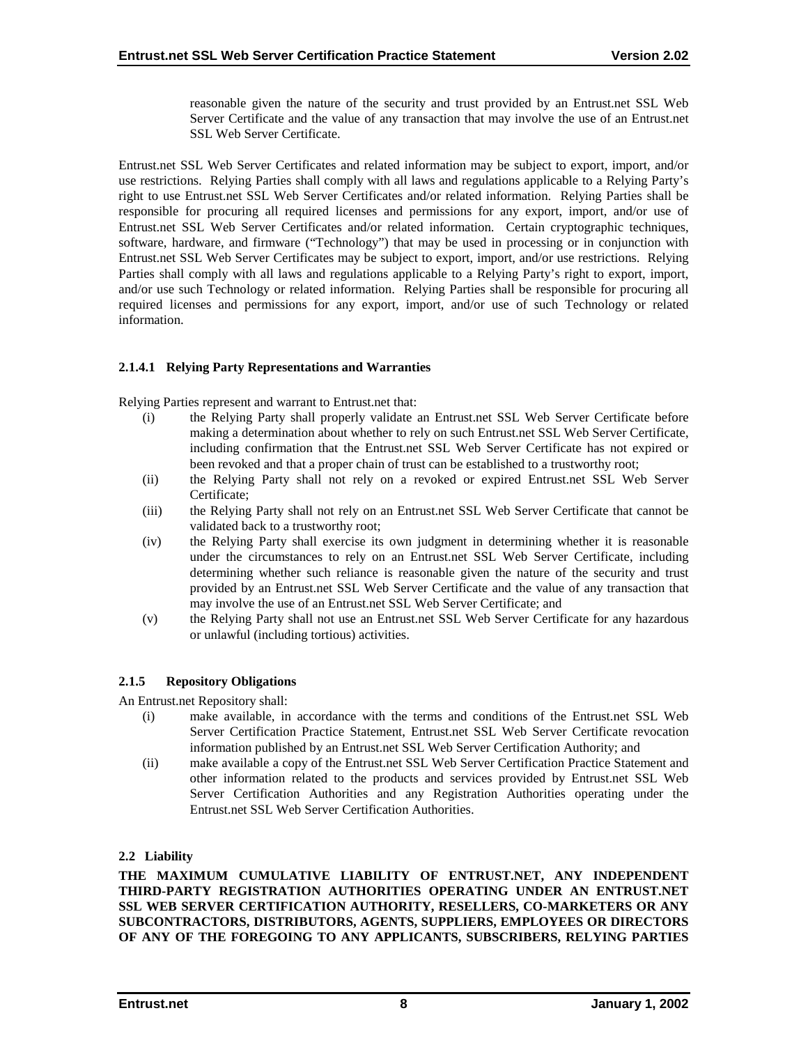reasonable given the nature of the security and trust provided by an Entrust.net SSL Web Server Certificate and the value of any transaction that may involve the use of an Entrust.net SSL Web Server Certificate.

Entrust.net SSL Web Server Certificates and related information may be subject to export, import, and/or use restrictions. Relying Parties shall comply with all laws and regulations applicable to a Relying Party's right to use Entrust.net SSL Web Server Certificates and/or related information. Relying Parties shall be responsible for procuring all required licenses and permissions for any export, import, and/or use of Entrust.net SSL Web Server Certificates and/or related information. Certain cryptographic techniques, software, hardware, and firmware ("Technology") that may be used in processing or in conjunction with Entrust.net SSL Web Server Certificates may be subject to export, import, and/or use restrictions. Relying Parties shall comply with all laws and regulations applicable to a Relying Party's right to export, import, and/or use such Technology or related information. Relying Parties shall be responsible for procuring all required licenses and permissions for any export, import, and/or use of such Technology or related information.

#### 2.1.4.1 Relying Party Representations and Warranties

Relying Parties represent and warrant to Entrust.net that:

(i) the Relying Party shall properly validate an Entrust.net SSL Web Server Certificate before making a determination about whether to rely on such Entrust.net SSL Web Server Certificate, including confirmation that the Entrust.net SSL Web Server Certificate has not expired or been revoked and that a proper chain of trust can be established to a trustworthy root;

(ii) the Relying Party shall not rely on a revoked or expired Entrust.net SSL Web Server Certificate;

(iii) the Relying Party shall not rely on an Entrust.net SSL Web Server Certificate that cannot be validated back to a trustworthy root;

(iv) the Relying Party shall exercise its own judgment in determining whether it is reasonable under the circumstances to rely on an Entrust.net SSL Web Server Certificate, including determining whether such reliance is reasonable given the nature of the security and trust provided by an Entrust.net SSL Web Server Certificate and the value of any transaction that may involve the use of an Entrust.net SSL Web Server Certificate; and

(v) the Relying Party shall not use an Entrust.net SSL Web Server Certificate for any hazardous or unlawful (including tortious) activities.

### 2.1.5 Repository Obligations

An Entrust.net Repository shall:

(i) make available, in accordance with the terms and conditions of the Entrust.net SSL Web Server Certification Practice Statement, Entrust.net SSL Web Server Certificate revocation information published by an Entrust.net SSL Web Server Certification Authority; and

(ii) make available a copy of the Entrust.net SSL Web Server Certification Practice Statement and other information related to the products and services provided by Entrust.net SSL Web Server Certification Authorities and any Registration Authorities operating under the Entrust.net SSL Web Server Certification Authorities.

## 2.2 Liability

**THE MAXIMUM CUMULATIVE LIABILITY OF ENTRUST.NET, ANY INDEPENDENT THIRD-PARTY REGISTRATION AUTHORITIES OPERATING UNDER AN ENTRUST.NET SSL WEB SERVER CERTIFICATION AUTHORITY, RESELLERS, CO-MARKETERS OR ANY SUBCONTRACTORS, DISTRIBUTORS, AGENTS, SUPPLIERS, EMPLOYEES OR DIRECTORS OF ANY OF THE FOREGOING TO ANY APPLICANTS, SUBSCRIBERS, RELYING PARTIES**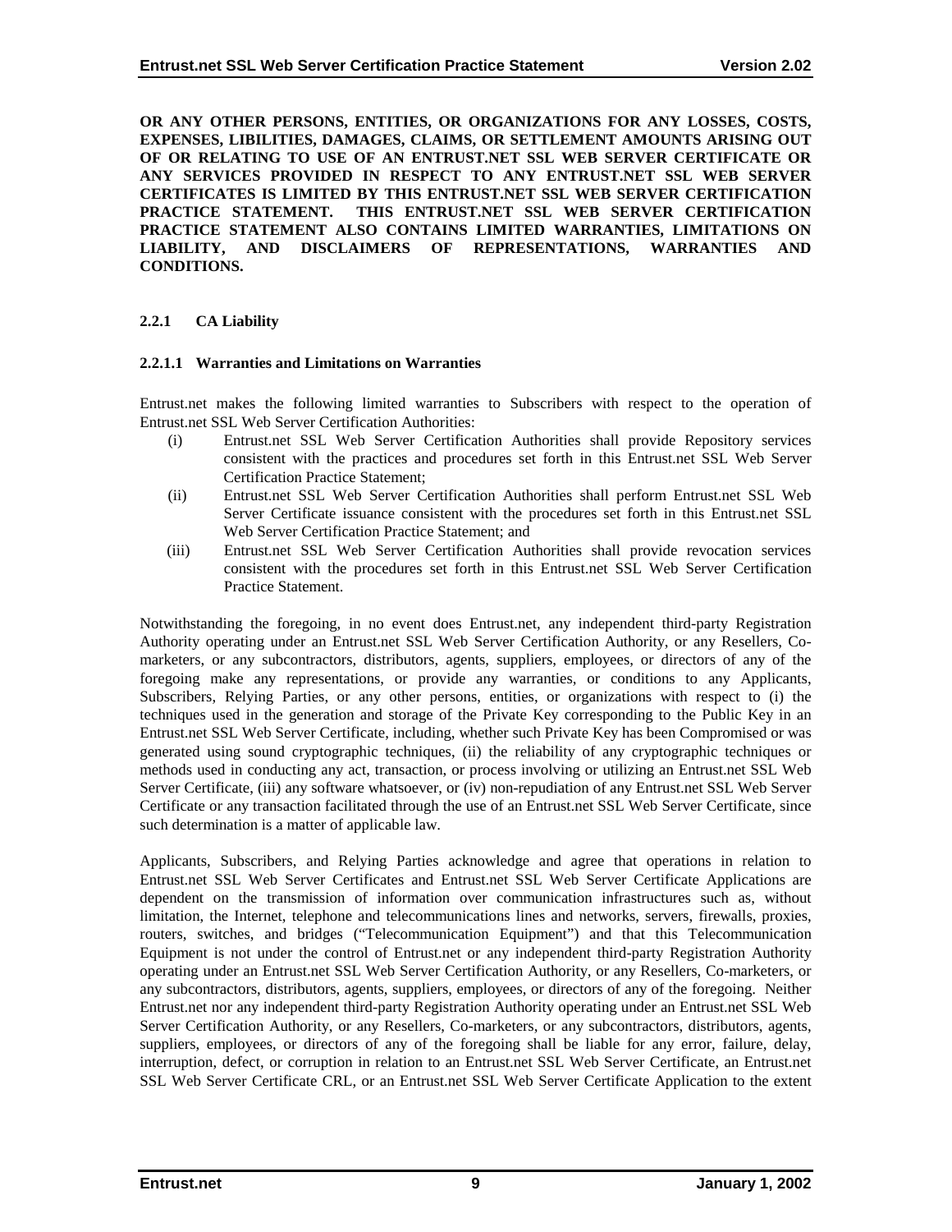**OR ANY OTHER PERSONS, ENTITIES, OR ORGANIZATIONS FOR ANY LOSSES, COSTS, EXPENSES, LIBILITIES, DAMAGES, CLAIMS, OR SETTLEMENT AMOUNTS ARISING OUT OF OR RELATING TO USE OF AN ENTRUST.NET SSL WEB SERVER CERTIFICATE OR ANY SERVICES PROVIDED IN RESPECT TO ANY ENTRUST.NET SSL WEB SERVER CERTIFICATES IS LIMITED BY THIS ENTRUST.NET SSL WEB SERVER CERTIFICATION PRACTICE STATEMENT. THIS ENTRUST.NET SSL WEB SERVER CERTIFICATION PRACTICE STATEMENT ALSO CONTAINS LIMITED WARRANTIES, LIMITATIONS ON LIABILITY, AND DISCLAIMERS OF REPRESENTATIONS, WARRANTIES AND CONDITIONS.**

### 2.2.1 CA Liability

#### 2.2.1.1 Warranties and Limitations on Warranties

Entrust.net makes the following limited warranties to Subscribers with respect to the operation of Entrust.net SSL Web Server Certification Authorities:

(i) Entrust.net SSL Web Server Certification Authorities shall provide Repository services consistent with the practices and procedures set forth in this Entrust.net SSL Web Server Certification Practice Statement;

(ii) Entrust.net SSL Web Server Certification Authorities shall perform Entrust.net SSL Web Server Certificate issuance consistent with the procedures set forth in this Entrust.net SSL Web Server Certification Practice Statement; and

(iii) Entrust.net SSL Web Server Certification Authorities shall provide revocation services consistent with the procedures set forth in this Entrust.net SSL Web Server Certification Practice Statement.

Notwithstanding the foregoing, in no event does Entrust.net, any independent third-party Registration Authority operating under an Entrust.net SSL Web Server Certification Authority, or any Resellers, Co-marketers, or any subcontractors, distributors, agents, suppliers, employees, or directors of any of the foregoing make any representations, or provide any warranties, or conditions to any Applicants, Subscribers, Relying Parties, or any other persons, entities, or organizations with respect to (i) the techniques used in the generation and storage of the Private Key corresponding to the Public Key in an Entrust.net SSL Web Server Certificate, including, whether such Private Key has been Compromised or was generated using sound cryptographic techniques, (ii) the reliability of any cryptographic techniques or methods used in conducting any act, transaction, or process involving or utilizing an Entrust.net SSL Web Server Certificate, (iii) any software whatsoever, or (iv) non-repudiation of any Entrust.net SSL Web Server Certificate or any transaction facilitated through the use of an Entrust.net SSL Web Server Certificate, since such determination is a matter of applicable law.

Applicants, Subscribers, and Relying Parties acknowledge and agree that operations in relation to Entrust.net SSL Web Server Certificates and Entrust.net SSL Web Server Certificate Applications are dependent on the transmission of information over communication infrastructures such as, without limitation, the Internet, telephone and telecommunications lines and networks, servers, firewalls, proxies, routers, switches, and bridges ("Telecommunication Equipment") and that this Telecommunication Equipment is not under the control of Entrust.net or any independent third-party Registration Authority operating under an Entrust.net SSL Web Server Certification Authority, or any Resellers, Co-marketers, or any subcontractors, distributors, agents, suppliers, employees, or directors of any of the foregoing. Neither Entrust.net nor any independent third-party Registration Authority operating under an Entrust.net SSL Web Server Certification Authority, or any Resellers, Co-marketers, or any subcontractors, distributors, agents, suppliers, employees, or directors of any of the foregoing shall be liable for any error, failure, delay, interruption, defect, or corruption in relation to an Entrust.net SSL Web Server Certificate, an Entrust.net SSL Web Server Certificate CRL, or an Entrust.net SSL Web Server Certificate Application to the extent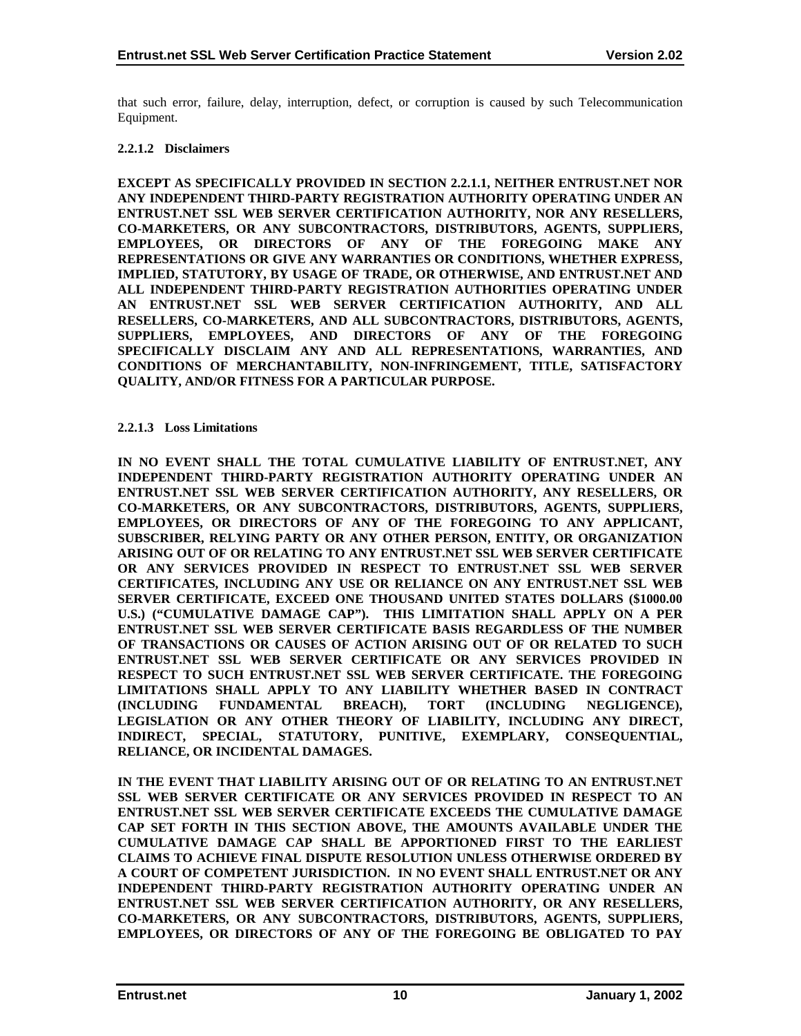that such error, failure, delay, interruption, defect, or corruption is caused by such Telecommunication Equipment.

#### 2.2.1.2 Disclaimers

**EXCEPT AS SPECIFICALLY PROVIDED IN SECTION 2.2.1.1, NEITHER ENTRUST.NET NOR ANY INDEPENDENT THIRD-PARTY REGISTRATION AUTHORITY OPERATING UNDER AN ENTRUST.NET SSL WEB SERVER CERTIFICATION AUTHORITY, NOR ANY RESELLERS, CO-MARKETERS, OR ANY SUBCONTRACTORS, DISTRIBUTORS, AGENTS, SUPPLIERS, EMPLOYEES, OR DIRECTORS OF ANY OF THE FOREGOING MAKE ANY REPRESENTATIONS OR GIVE ANY WARRANTIES OR CONDITIONS, WHETHER EXPRESS, IMPLIED, STATUTORY, BY USAGE OF TRADE, OR OTHERWISE, AND ENTRUST.NET AND ALL INDEPENDENT THIRD-PARTY REGISTRATION AUTHORITIES OPERATING UNDER AN ENTRUST.NET SSL WEB SERVER CERTIFICATION AUTHORITY, AND ALL RESELLERS, CO-MARKETERS, AND ALL SUBCONTRACTORS, DISTRIBUTORS, AGENTS, SUPPLIERS, EMPLOYEES, AND DIRECTORS OF ANY OF THE FOREGOING SPECIFICALLY DISCLAIM ANY AND ALL REPRESENTATIONS, WARRANTIES, AND CONDITIONS OF MERCHANTABILITY, NON-INFRINGEMENT, TITLE, SATISFACTORY QUALITY, AND/OR FITNESS FOR A PARTICULAR PURPOSE.**

#### 2.2.1.3 Loss Limitations

**IN NO EVENT SHALL THE TOTAL CUMULATIVE LIABILITY OF ENTRUST.NET, ANY INDEPENDENT THIRD-PARTY REGISTRATION AUTHORITY OPERATING UNDER AN ENTRUST.NET SSL WEB SERVER CERTIFICATION AUTHORITY, ANY RESELLERS, OR CO-MARKETERS, OR ANY SUBCONTRACTORS, DISTRIBUTORS, AGENTS, SUPPLIERS, EMPLOYEES, OR DIRECTORS OF ANY OF THE FOREGOING TO ANY APPLICANT, SUBSCRIBER, RELYING PARTY OR ANY OTHER PERSON, ENTITY, OR ORGANIZATION ARISING OUT OF OR RELATING TO ANY ENTRUST.NET SSL WEB SERVER CERTIFICATE OR ANY SERVICES PROVIDED IN RESPECT TO ENTRUST.NET SSL WEB SERVER CERTIFICATES, INCLUDING ANY USE OR RELIANCE ON ANY ENTRUST.NET SSL WEB SERVER CERTIFICATE, EXCEED ONE THOUSAND UNITED STATES DOLLARS ($1000.00 U.S.) ("CUMULATIVE DAMAGE CAP"). THIS LIMITATION SHALL APPLY ON A PER ENTRUST.NET SSL WEB SERVER CERTIFICATE BASIS REGARDLESS OF THE NUMBER OF TRANSACTIONS OR CAUSES OF ACTION ARISING OUT OF OR RELATED TO SUCH ENTRUST.NET SSL WEB SERVER CERTIFICATE OR ANY SERVICES PROVIDED IN RESPECT TO SUCH ENTRUST.NET SSL WEB SERVER CERTIFICATE. THE FOREGOING LIMITATIONS SHALL APPLY TO ANY LIABILITY WHETHER BASED IN CONTRACT (INCLUDING FUNDAMENTAL BREACH), TORT (INCLUDING NEGLIGENCE), LEGISLATION OR ANY OTHER THEORY OF LIABILITY, INCLUDING ANY DIRECT, INDIRECT, SPECIAL, STATUTORY, PUNITIVE, EXEMPLARY, CONSEQUENTIAL, RELIANCE, OR INCIDENTAL DAMAGES.**

**IN THE EVENT THAT LIABILITY ARISING OUT OF OR RELATING TO AN ENTRUST.NET SSL WEB SERVER CERTIFICATE OR ANY SERVICES PROVIDED IN RESPECT TO AN ENTRUST.NET SSL WEB SERVER CERTIFICATE EXCEEDS THE CUMULATIVE DAMAGE CAP SET FORTH IN THIS SECTION ABOVE, THE AMOUNTS AVAILABLE UNDER THE CUMULATIVE DAMAGE CAP SHALL BE APPORTIONED FIRST TO THE EARLIEST CLAIMS TO ACHIEVE FINAL DISPUTE RESOLUTION UNLESS OTHERWISE ORDERED BY A COURT OF COMPETENT JURISDICTION. IN NO EVENT SHALL ENTRUST.NET OR ANY INDEPENDENT THIRD-PARTY REGISTRATION AUTHORITY OPERATING UNDER AN ENTRUST.NET SSL WEB SERVER CERTIFICATION AUTHORITY, OR ANY RESELLERS, CO-MARKETERS, OR ANY SUBCONTRACTORS, DISTRIBUTORS, AGENTS, SUPPLIERS, EMPLOYEES, OR DIRECTORS OF ANY OF THE FOREGOING BE OBLIGATED TO PAY**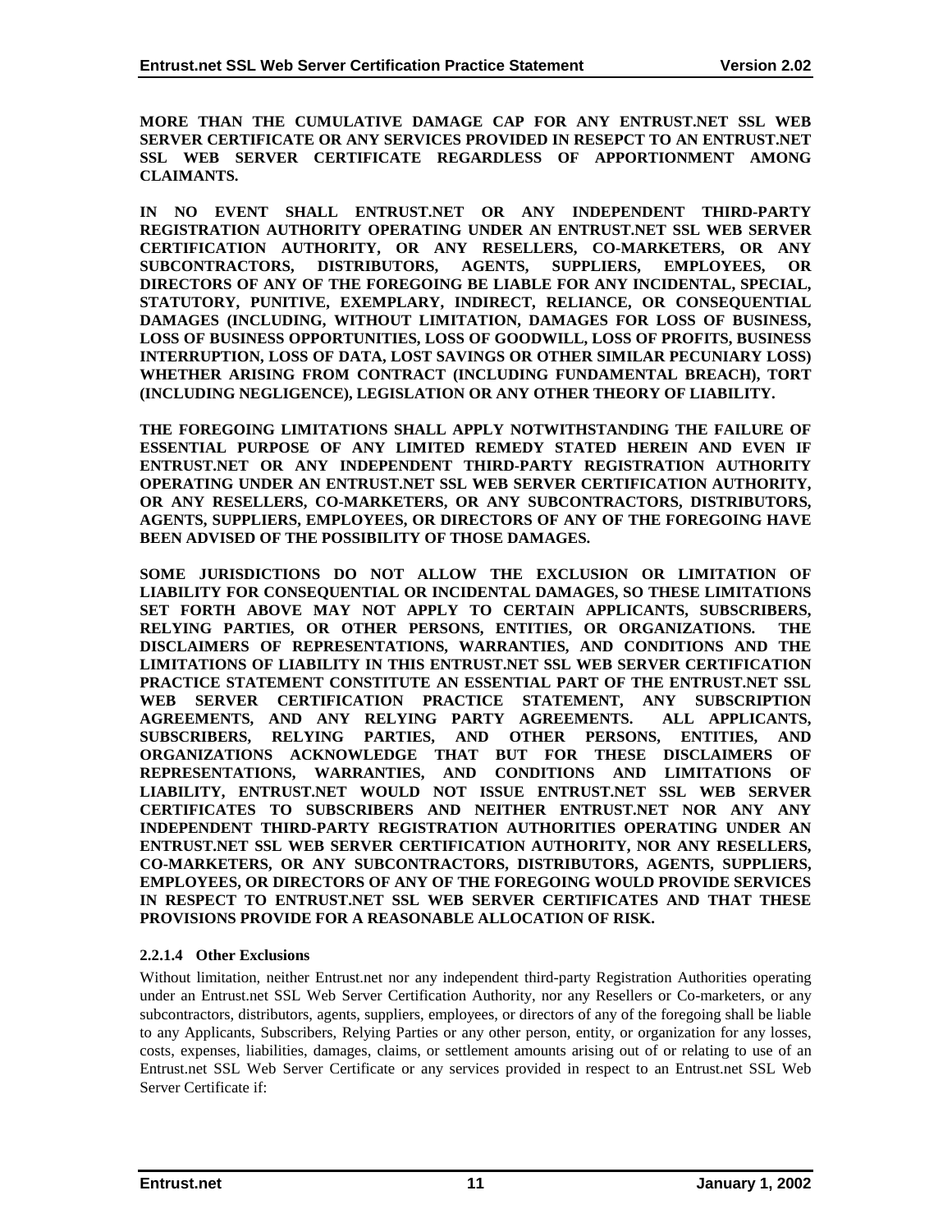**MORE THAN THE CUMULATIVE DAMAGE CAP FOR ANY ENTRUST.NET SSL WEB SERVER CERTIFICATE OR ANY SERVICES PROVIDED IN RESEPCT TO AN ENTRUST.NET SSL WEB SERVER CERTIFICATE REGARDLESS OF APPORTIONMENT AMONG CLAIMANTS.**

**IN NO EVENT SHALL ENTRUST.NET OR ANY INDEPENDENT THIRD-PARTY REGISTRATION AUTHORITY OPERATING UNDER AN ENTRUST.NET SSL WEB SERVER CERTIFICATION AUTHORITY, OR ANY RESELLERS, CO-MARKETERS, OR ANY SUBCONTRACTORS, DISTRIBUTORS, AGENTS, SUPPLIERS, EMPLOYEES, OR DIRECTORS OF ANY OF THE FOREGOING BE LIABLE FOR ANY INCIDENTAL, SPECIAL, STATUTORY, PUNITIVE, EXEMPLARY, INDIRECT, RELIANCE, OR CONSEQUENTIAL DAMAGES (INCLUDING, WITHOUT LIMITATION, DAMAGES FOR LOSS OF BUSINESS, LOSS OF BUSINESS OPPORTUNITIES, LOSS OF GOODWILL, LOSS OF PROFITS, BUSINESS INTERRUPTION, LOSS OF DATA, LOST SAVINGS OR OTHER SIMILAR PECUNIARY LOSS) WHETHER ARISING FROM CONTRACT (INCLUDING FUNDAMENTAL BREACH), TORT (INCLUDING NEGLIGENCE), LEGISLATION OR ANY OTHER THEORY OF LIABILITY.**

**THE FOREGOING LIMITATIONS SHALL APPLY NOTWITHSTANDING THE FAILURE OF ESSENTIAL PURPOSE OF ANY LIMITED REMEDY STATED HEREIN AND EVEN IF ENTRUST.NET OR ANY INDEPENDENT THIRD-PARTY REGISTRATION AUTHORITY OPERATING UNDER AN ENTRUST.NET SSL WEB SERVER CERTIFICATION AUTHORITY, OR ANY RESELLERS, CO-MARKETERS, OR ANY SUBCONTRACTORS, DISTRIBUTORS, AGENTS, SUPPLIERS, EMPLOYEES, OR DIRECTORS OF ANY OF THE FOREGOING HAVE BEEN ADVISED OF THE POSSIBILITY OF THOSE DAMAGES.**

**SOME JURISDICTIONS DO NOT ALLOW THE EXCLUSION OR LIMITATION OF LIABILITY FOR CONSEQUENTIAL OR INCIDENTAL DAMAGES, SO THESE LIMITATIONS SET FORTH ABOVE MAY NOT APPLY TO CERTAIN APPLICANTS, SUBSCRIBERS, RELYING PARTIES, OR OTHER PERSONS, ENTITIES, OR ORGANIZATIONS. THE DISCLAIMERS OF REPRESENTATIONS, WARRANTIES, AND CONDITIONS AND THE LIMITATIONS OF LIABILITY IN THIS ENTRUST.NET SSL WEB SERVER CERTIFICATION PRACTICE STATEMENT CONSTITUTE AN ESSENTIAL PART OF THE ENTRUST.NET SSL WEB SERVER CERTIFICATION PRACTICE STATEMENT, ANY SUBSCRIPTION AGREEMENTS, AND ANY RELYING PARTY AGREEMENTS. ALL APPLICANTS, SUBSCRIBERS, RELYING PARTIES, AND OTHER PERSONS, ENTITIES, AND ORGANIZATIONS ACKNOWLEDGE THAT BUT FOR THESE DISCLAIMERS OF REPRESENTATIONS, WARRANTIES, AND CONDITIONS AND LIMITATIONS OF LIABILITY, ENTRUST.NET WOULD NOT ISSUE ENTRUST.NET SSL WEB SERVER CERTIFICATES TO SUBSCRIBERS AND NEITHER ENTRUST.NET NOR ANY ANY INDEPENDENT THIRD-PARTY REGISTRATION AUTHORITIES OPERATING UNDER AN ENTRUST.NET SSL WEB SERVER CERTIFICATION AUTHORITY, NOR ANY RESELLERS, CO-MARKETERS, OR ANY SUBCONTRACTORS, DISTRIBUTORS, AGENTS, SUPPLIERS, EMPLOYEES, OR DIRECTORS OF ANY OF THE FOREGOING WOULD PROVIDE SERVICES IN RESPECT TO ENTRUST.NET SSL WEB SERVER CERTIFICATES AND THAT THESE PROVISIONS PROVIDE FOR A REASONABLE ALLOCATION OF RISK.**

#### 2.2.1.4 Other Exclusions

Without limitation, neither Entrust.net nor any independent third-party Registration Authorities operating under an Entrust.net SSL Web Server Certification Authority, nor any Resellers or Co-marketers, or any subcontractors, distributors, agents, suppliers, employees, or directors of any of the foregoing shall be liable to any Applicants, Subscribers, Relying Parties or any other person, entity, or organization for any losses, costs, expenses, liabilities, damages, claims, or settlement amounts arising out of or relating to use of an Entrust.net SSL Web Server Certificate or any services provided in respect to an Entrust.net SSL Web Server Certificate if: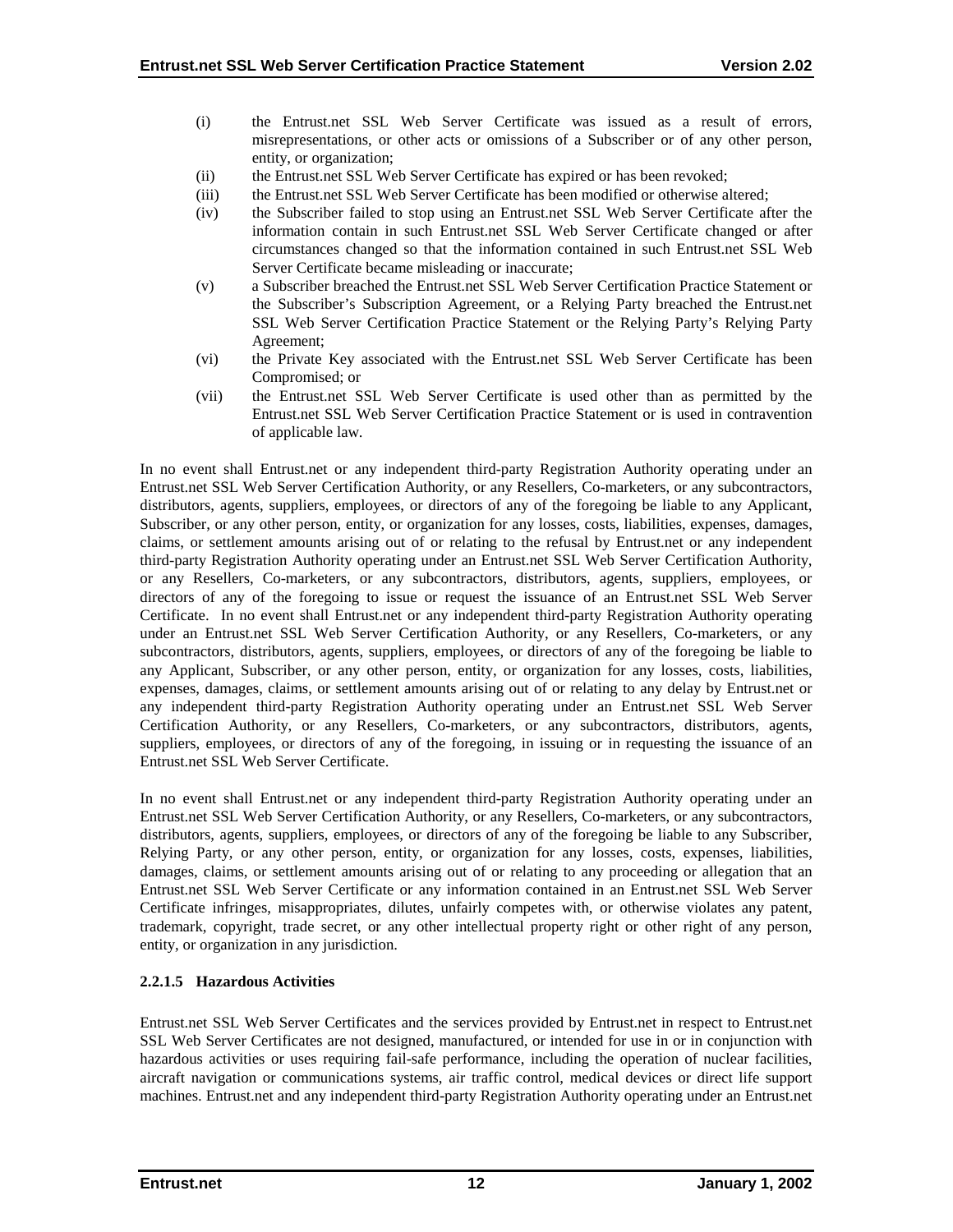(i) the Entrust.net SSL Web Server Certificate was issued as a result of errors, misrepresentations, or other acts or omissions of a Subscriber or of any other person, entity, or organization;

(ii) the Entrust.net SSL Web Server Certificate has expired or has been revoked;

(iii) the Entrust.net SSL Web Server Certificate has been modified or otherwise altered;

(iv) the Subscriber failed to stop using an Entrust.net SSL Web Server Certificate after the information contain in such Entrust.net SSL Web Server Certificate changed or after circumstances changed so that the information contained in such Entrust.net SSL Web Server Certificate became misleading or inaccurate;

(v) a Subscriber breached the Entrust.net SSL Web Server Certification Practice Statement or the Subscriber's Subscription Agreement, or a Relying Party breached the Entrust.net SSL Web Server Certification Practice Statement or the Relying Party's Relying Party Agreement;

(vi) the Private Key associated with the Entrust.net SSL Web Server Certificate has been Compromised; or

(vii) the Entrust.net SSL Web Server Certificate is used other than as permitted by the Entrust.net SSL Web Server Certification Practice Statement or is used in contravention of applicable law.

In no event shall Entrust.net or any independent third-party Registration Authority operating under an Entrust.net SSL Web Server Certification Authority, or any Resellers, Co-marketers, or any subcontractors, distributors, agents, suppliers, employees, or directors of any of the foregoing be liable to any Applicant, Subscriber, or any other person, entity, or organization for any losses, costs, liabilities, expenses, damages, claims, or settlement amounts arising out of or relating to the refusal by Entrust.net or any independent third-party Registration Authority operating under an Entrust.net SSL Web Server Certification Authority, or any Resellers, Co-marketers, or any subcontractors, distributors, agents, suppliers, employees, or directors of any of the foregoing to issue or request the issuance of an Entrust.net SSL Web Server Certificate. In no event shall Entrust.net or any independent third-party Registration Authority operating under an Entrust.net SSL Web Server Certification Authority, or any Resellers, Co-marketers, or any subcontractors, distributors, agents, suppliers, employees, or directors of any of the foregoing be liable to any Applicant, Subscriber, or any other person, entity, or organization for any losses, costs, liabilities, expenses, damages, claims, or settlement amounts arising out of or relating to any delay by Entrust.net or any independent third-party Registration Authority operating under an Entrust.net SSL Web Server Certification Authority, or any Resellers, Co-marketers, or any subcontractors, distributors, agents, suppliers, employees, or directors of any of the foregoing, in issuing or in requesting the issuance of an Entrust.net SSL Web Server Certificate.

In no event shall Entrust.net or any independent third-party Registration Authority operating under an Entrust.net SSL Web Server Certification Authority, or any Resellers, Co-marketers, or any subcontractors, distributors, agents, suppliers, employees, or directors of any of the foregoing be liable to any Subscriber, Relying Party, or any other person, entity, or organization for any losses, costs, expenses, liabilities, damages, claims, or settlement amounts arising out of or relating to any proceeding or allegation that an Entrust.net SSL Web Server Certificate or any information contained in an Entrust.net SSL Web Server Certificate infringes, misappropriates, dilutes, unfairly competes with, or otherwise violates any patent, trademark, copyright, trade secret, or any other intellectual property right or other right of any person, entity, or organization in any jurisdiction.

#### 2.2.1.5 Hazardous Activities

Entrust.net SSL Web Server Certificates and the services provided by Entrust.net in respect to Entrust.net SSL Web Server Certificates are not designed, manufactured, or intended for use in or in conjunction with hazardous activities or uses requiring fail-safe performance, including the operation of nuclear facilities, aircraft navigation or communications systems, air traffic control, medical devices or direct life support machines. Entrust.net and any independent third-party Registration Authority operating under an Entrust.net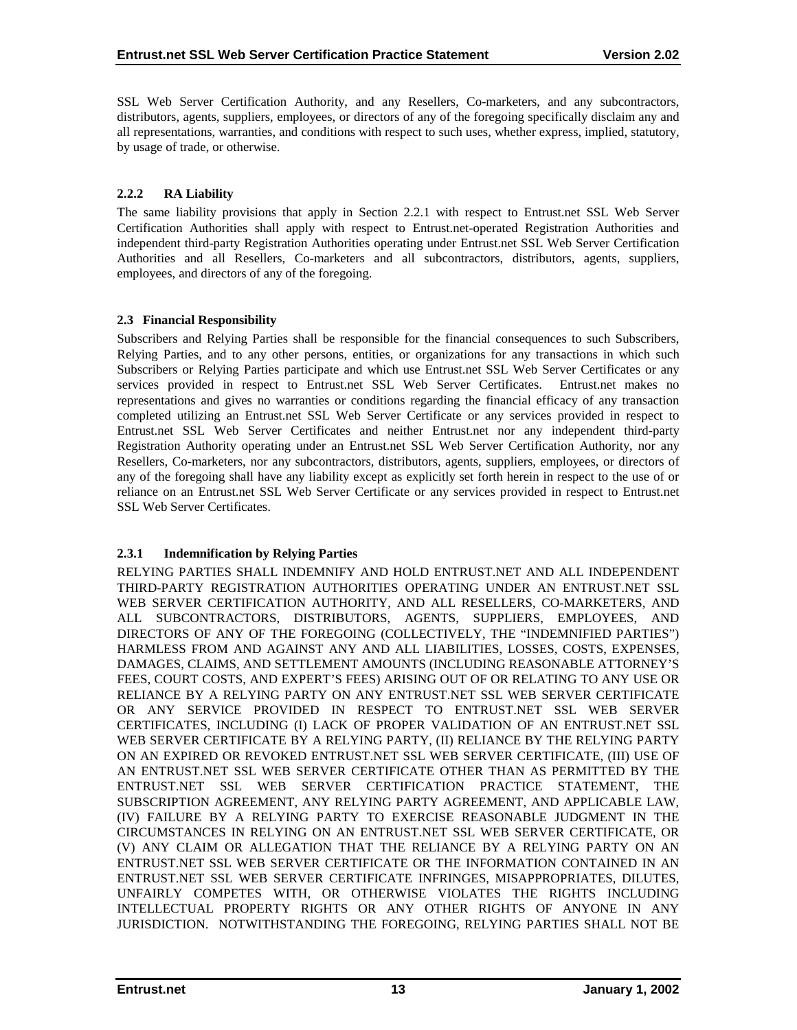SSL Web Server Certification Authority, and any Resellers, Co-marketers, and any subcontractors, distributors, agents, suppliers, employees, or directors of any of the foregoing specifically disclaim any and all representations, warranties, and conditions with respect to such uses, whether express, implied, statutory, by usage of trade, or otherwise.

### 2.2.2 RA Liability

The same liability provisions that apply in Section 2.2.1 with respect to Entrust.net SSL Web Server Certification Authorities shall apply with respect to Entrust.net-operated Registration Authorities and independent third-party Registration Authorities operating under Entrust.net SSL Web Server Certification Authorities and all Resellers, Co-marketers and all subcontractors, distributors, agents, suppliers, employees, and directors of any of the foregoing.

## 2.3 Financial Responsibility

Subscribers and Relying Parties shall be responsible for the financial consequences to such Subscribers, Relying Parties, and to any other persons, entities, or organizations for any transactions in which such Subscribers or Relying Parties participate and which use Entrust.net SSL Web Server Certificates or any services provided in respect to Entrust.net SSL Web Server Certificates. Entrust.net makes no representations and gives no warranties or conditions regarding the financial efficacy of any transaction completed utilizing an Entrust.net SSL Web Server Certificate or any services provided in respect to Entrust.net SSL Web Server Certificates and neither Entrust.net nor any independent third-party Registration Authority operating under an Entrust.net SSL Web Server Certification Authority, nor any Resellers, Co-marketers, nor any subcontractors, distributors, agents, suppliers, employees, or directors of any of the foregoing shall have any liability except as explicitly set forth herein in respect to the use of or reliance on an Entrust.net SSL Web Server Certificate or any services provided in respect to Entrust.net SSL Web Server Certificates.

### 2.3.1 Indemnification by Relying Parties

RELYING PARTIES SHALL INDEMNIFY AND HOLD ENTRUST.NET AND ALL INDEPENDENT THIRD-PARTY REGISTRATION AUTHORITIES OPERATING UNDER AN ENTRUST.NET SSL WEB SERVER CERTIFICATION AUTHORITY, AND ALL RESELLERS, CO-MARKETERS, AND ALL SUBCONTRACTORS, DISTRIBUTORS, AGENTS, SUPPLIERS, EMPLOYEES, AND DIRECTORS OF ANY OF THE FOREGOING (COLLECTIVELY, THE "INDEMNIFIED PARTIES") HARMLESS FROM AND AGAINST ANY AND ALL LIABILITIES, LOSSES, COSTS, EXPENSES, DAMAGES, CLAIMS, AND SETTLEMENT AMOUNTS (INCLUDING REASONABLE ATTORNEY'S FEES, COURT COSTS, AND EXPERT'S FEES) ARISING OUT OF OR RELATING TO ANY USE OR RELIANCE BY A RELYING PARTY ON ANY ENTRUST.NET SSL WEB SERVER CERTIFICATE OR ANY SERVICE PROVIDED IN RESPECT TO ENTRUST.NET SSL WEB SERVER CERTIFICATES, INCLUDING (I) LACK OF PROPER VALIDATION OF AN ENTRUST.NET SSL WEB SERVER CERTIFICATE BY A RELYING PARTY, (II) RELIANCE BY THE RELYING PARTY ON AN EXPIRED OR REVOKED ENTRUST.NET SSL WEB SERVER CERTIFICATE, (III) USE OF AN ENTRUST.NET SSL WEB SERVER CERTIFICATE OTHER THAN AS PERMITTED BY THE ENTRUST.NET SSL WEB SERVER CERTIFICATION PRACTICE STATEMENT, THE SUBSCRIPTION AGREEMENT, ANY RELYING PARTY AGREEMENT, AND APPLICABLE LAW, (IV) FAILURE BY A RELYING PARTY TO EXERCISE REASONABLE JUDGMENT IN THE CIRCUMSTANCES IN RELYING ON AN ENTRUST.NET SSL WEB SERVER CERTIFICATE, OR (V) ANY CLAIM OR ALLEGATION THAT THE RELIANCE BY A RELYING PARTY ON AN ENTRUST.NET SSL WEB SERVER CERTIFICATE OR THE INFORMATION CONTAINED IN AN ENTRUST.NET SSL WEB SERVER CERTIFICATE INFRINGES, MISAPPROPRIATES, DILUTES, UNFAIRLY COMPETES WITH, OR OTHERWISE VIOLATES THE RIGHTS INCLUDING INTELLECTUAL PROPERTY RIGHTS OR ANY OTHER RIGHTS OF ANYONE IN ANY JURISDICTION. NOTWITHSTANDING THE FOREGOING, RELYING PARTIES SHALL NOT BE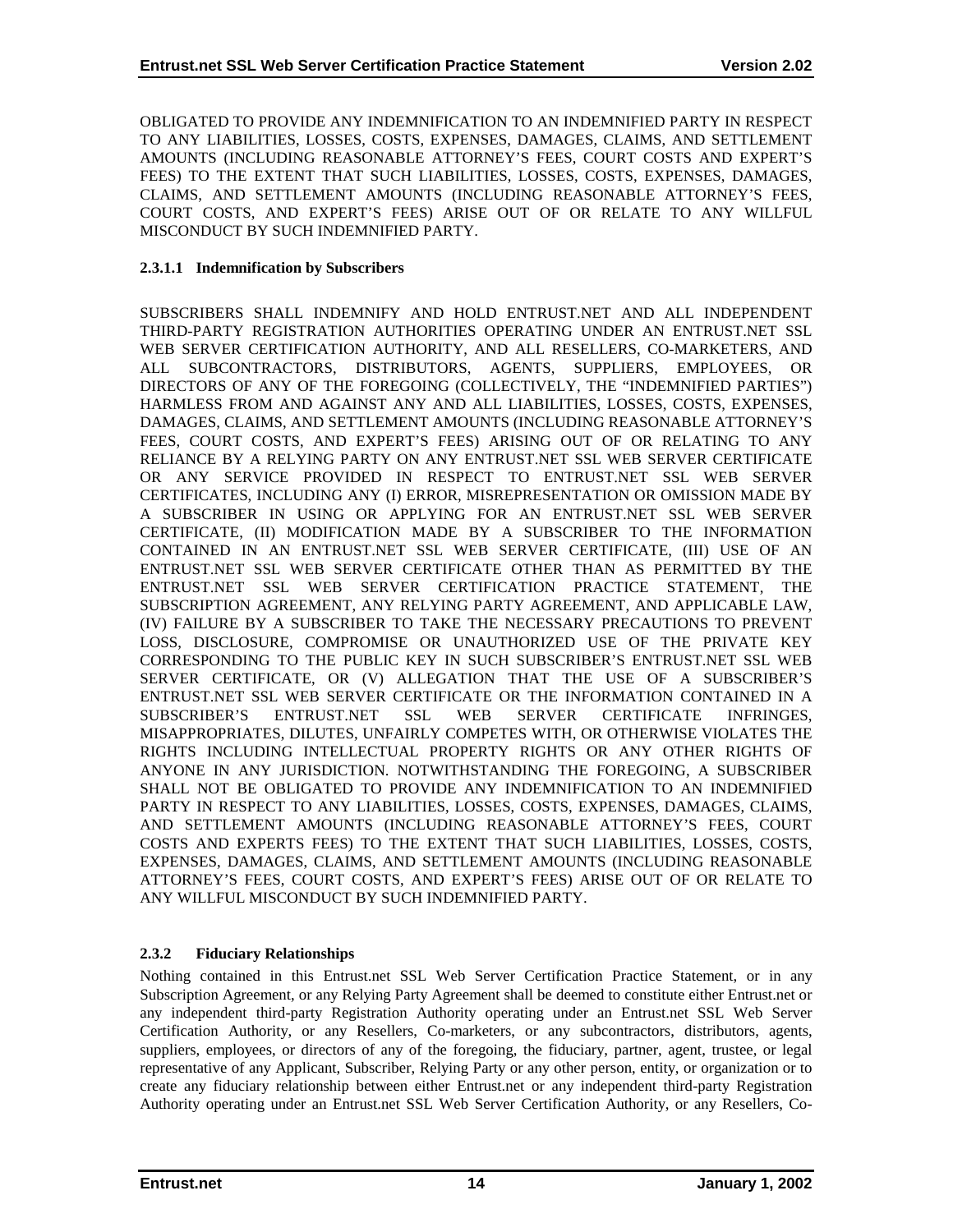OBLIGATED TO PROVIDE ANY INDEMNIFICATION TO AN INDEMNIFIED PARTY IN RESPECT TO ANY LIABILITIES, LOSSES, COSTS, EXPENSES, DAMAGES, CLAIMS, AND SETTLEMENT AMOUNTS (INCLUDING REASONABLE ATTORNEY'S FEES, COURT COSTS AND EXPERT'S FEES) TO THE EXTENT THAT SUCH LIABILITIES, LOSSES, COSTS, EXPENSES, DAMAGES, CLAIMS, AND SETTLEMENT AMOUNTS (INCLUDING REASONABLE ATTORNEY'S FEES, COURT COSTS, AND EXPERT'S FEES) ARISE OUT OF OR RELATE TO ANY WILLFUL MISCONDUCT BY SUCH INDEMNIFIED PARTY.

#### 2.3.1.1 Indemnification by Subscribers

SUBSCRIBERS SHALL INDEMNIFY AND HOLD ENTRUST.NET AND ALL INDEPENDENT THIRD-PARTY REGISTRATION AUTHORITIES OPERATING UNDER AN ENTRUST.NET SSL WEB SERVER CERTIFICATION AUTHORITY, AND ALL RESELLERS, CO-MARKETERS, AND ALL SUBCONTRACTORS, DISTRIBUTORS, AGENTS, SUPPLIERS, EMPLOYEES, OR DIRECTORS OF ANY OF THE FOREGOING (COLLECTIVELY, THE "INDEMNIFIED PARTIES") HARMLESS FROM AND AGAINST ANY AND ALL LIABILITIES, LOSSES, COSTS, EXPENSES, DAMAGES, CLAIMS, AND SETTLEMENT AMOUNTS (INCLUDING REASONABLE ATTORNEY'S FEES, COURT COSTS, AND EXPERT'S FEES) ARISING OUT OF OR RELATING TO ANY RELIANCE BY A RELYING PARTY ON ANY ENTRUST.NET SSL WEB SERVER CERTIFICATE OR ANY SERVICE PROVIDED IN RESPECT TO ENTRUST.NET SSL WEB SERVER CERTIFICATES, INCLUDING ANY (I) ERROR, MISREPRESENTATION OR OMISSION MADE BY A SUBSCRIBER IN USING OR APPLYING FOR AN ENTRUST.NET SSL WEB SERVER CERTIFICATE, (II) MODIFICATION MADE BY A SUBSCRIBER TO THE INFORMATION CONTAINED IN AN ENTRUST.NET SSL WEB SERVER CERTIFICATE, (III) USE OF AN ENTRUST.NET SSL WEB SERVER CERTIFICATE OTHER THAN AS PERMITTED BY THE ENTRUST.NET SSL WEB SERVER CERTIFICATION PRACTICE STATEMENT, THE SUBSCRIPTION AGREEMENT, ANY RELYING PARTY AGREEMENT, AND APPLICABLE LAW, (IV) FAILURE BY A SUBSCRIBER TO TAKE THE NECESSARY PRECAUTIONS TO PREVENT LOSS, DISCLOSURE, COMPROMISE OR UNAUTHORIZED USE OF THE PRIVATE KEY CORRESPONDING TO THE PUBLIC KEY IN SUCH SUBSCRIBER'S ENTRUST.NET SSL WEB SERVER CERTIFICATE, OR (V) ALLEGATION THAT THE USE OF A SUBSCRIBER'S ENTRUST.NET SSL WEB SERVER CERTIFICATE OR THE INFORMATION CONTAINED IN A SUBSCRIBER'S ENTRUST.NET SSL WEB SERVER CERTIFICATE INFRINGES, MISAPPROPRIATES, DILUTES, UNFAIRLY COMPETES WITH, OR OTHERWISE VIOLATES THE RIGHTS INCLUDING INTELLECTUAL PROPERTY RIGHTS OR ANY OTHER RIGHTS OF ANYONE IN ANY JURISDICTION. NOTWITHSTANDING THE FOREGOING, A SUBSCRIBER SHALL NOT BE OBLIGATED TO PROVIDE ANY INDEMNIFICATION TO AN INDEMNIFIED PARTY IN RESPECT TO ANY LIABILITIES, LOSSES, COSTS, EXPENSES, DAMAGES, CLAIMS, AND SETTLEMENT AMOUNTS (INCLUDING REASONABLE ATTORNEY'S FEES, COURT COSTS AND EXPERTS FEES) TO THE EXTENT THAT SUCH LIABILITIES, LOSSES, COSTS, EXPENSES, DAMAGES, CLAIMS, AND SETTLEMENT AMOUNTS (INCLUDING REASONABLE ATTORNEY'S FEES, COURT COSTS, AND EXPERT'S FEES) ARISE OUT OF OR RELATE TO ANY WILLFUL MISCONDUCT BY SUCH INDEMNIFIED PARTY.

### 2.3.2 Fiduciary Relationships

Nothing contained in this Entrust.net SSL Web Server Certification Practice Statement, or in any Subscription Agreement, or any Relying Party Agreement shall be deemed to constitute either Entrust.net or any independent third-party Registration Authority operating under an Entrust.net SSL Web Server Certification Authority, or any Resellers, Co-marketers, or any subcontractors, distributors, agents, suppliers, employees, or directors of any of the foregoing, the fiduciary, partner, agent, trustee, or legal representative of any Applicant, Subscriber, Relying Party or any other person, entity, or organization or to create any fiduciary relationship between either Entrust.net or any independent third-party Registration Authority operating under an Entrust.net SSL Web Server Certification Authority, or any Resellers, Co-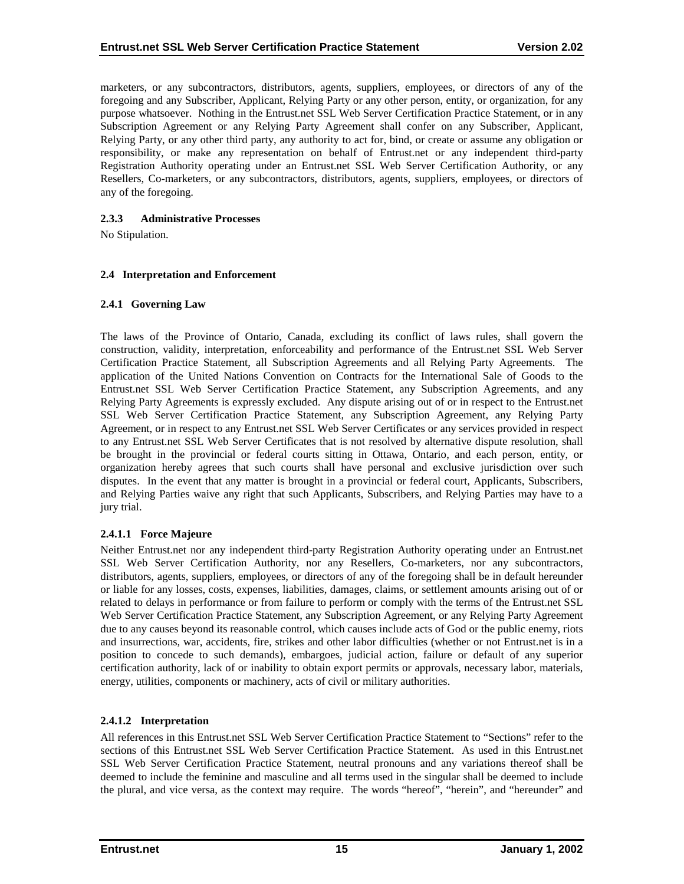marketers, or any subcontractors, distributors, agents, suppliers, employees, or directors of any of the foregoing and any Subscriber, Applicant, Relying Party or any other person, entity, or organization, for any purpose whatsoever. Nothing in the Entrust.net SSL Web Server Certification Practice Statement, or in any Subscription Agreement or any Relying Party Agreement shall confer on any Subscriber, Applicant, Relying Party, or any other third party, any authority to act for, bind, or create or assume any obligation or responsibility, or make any representation on behalf of Entrust.net or any independent third-party Registration Authority operating under an Entrust.net SSL Web Server Certification Authority, or any Resellers, Co-marketers, or any subcontractors, distributors, agents, suppliers, employees, or directors of any of the foregoing.

#### 2.3.3 Administrative Processes

No Stipulation.

### 2.4 Interpretation and Enforcement

#### 2.4.1 Governing Law

The laws of the Province of Ontario, Canada, excluding its conflict of laws rules, shall govern the construction, validity, interpretation, enforceability and performance of the Entrust.net SSL Web Server Certification Practice Statement, all Subscription Agreements and all Relying Party Agreements. The application of the United Nations Convention on Contracts for the International Sale of Goods to the Entrust.net SSL Web Server Certification Practice Statement, any Subscription Agreements, and any Relying Party Agreements is expressly excluded. Any dispute arising out of or in respect to the Entrust.net SSL Web Server Certification Practice Statement, any Subscription Agreement, any Relying Party Agreement, or in respect to any Entrust.net SSL Web Server Certificates or any services provided in respect to any Entrust.net SSL Web Server Certificates that is not resolved by alternative dispute resolution, shall be brought in the provincial or federal courts sitting in Ottawa, Ontario, and each person, entity, or organization hereby agrees that such courts shall have personal and exclusive jurisdiction over such disputes. In the event that any matter is brought in a provincial or federal court, Applicants, Subscribers, and Relying Parties waive any right that such Applicants, Subscribers, and Relying Parties may have to a jury trial.

##### 2.4.1.1 Force Majeure

Neither Entrust.net nor any independent third-party Registration Authority operating under an Entrust.net SSL Web Server Certification Authority, nor any Resellers, Co-marketers, nor any subcontractors, distributors, agents, suppliers, employees, or directors of any of the foregoing shall be in default hereunder or liable for any losses, costs, expenses, liabilities, damages, claims, or settlement amounts arising out of or related to delays in performance or from failure to perform or comply with the terms of the Entrust.net SSL Web Server Certification Practice Statement, any Subscription Agreement, or any Relying Party Agreement due to any causes beyond its reasonable control, which causes include acts of God or the public enemy, riots and insurrections, war, accidents, fire, strikes and other labor difficulties (whether or not Entrust.net is in a position to concede to such demands), embargoes, judicial action, failure or default of any superior certification authority, lack of or inability to obtain export permits or approvals, necessary labor, materials, energy, utilities, components or machinery, acts of civil or military authorities.

##### 2.4.1.2 Interpretation

All references in this Entrust.net SSL Web Server Certification Practice Statement to "Sections" refer to the sections of this Entrust.net SSL Web Server Certification Practice Statement. As used in this Entrust.net SSL Web Server Certification Practice Statement, neutral pronouns and any variations thereof shall be deemed to include the feminine and masculine and all terms used in the singular shall be deemed to include the plural, and vice versa, as the context may require. The words "hereof", "herein", and "hereunder" and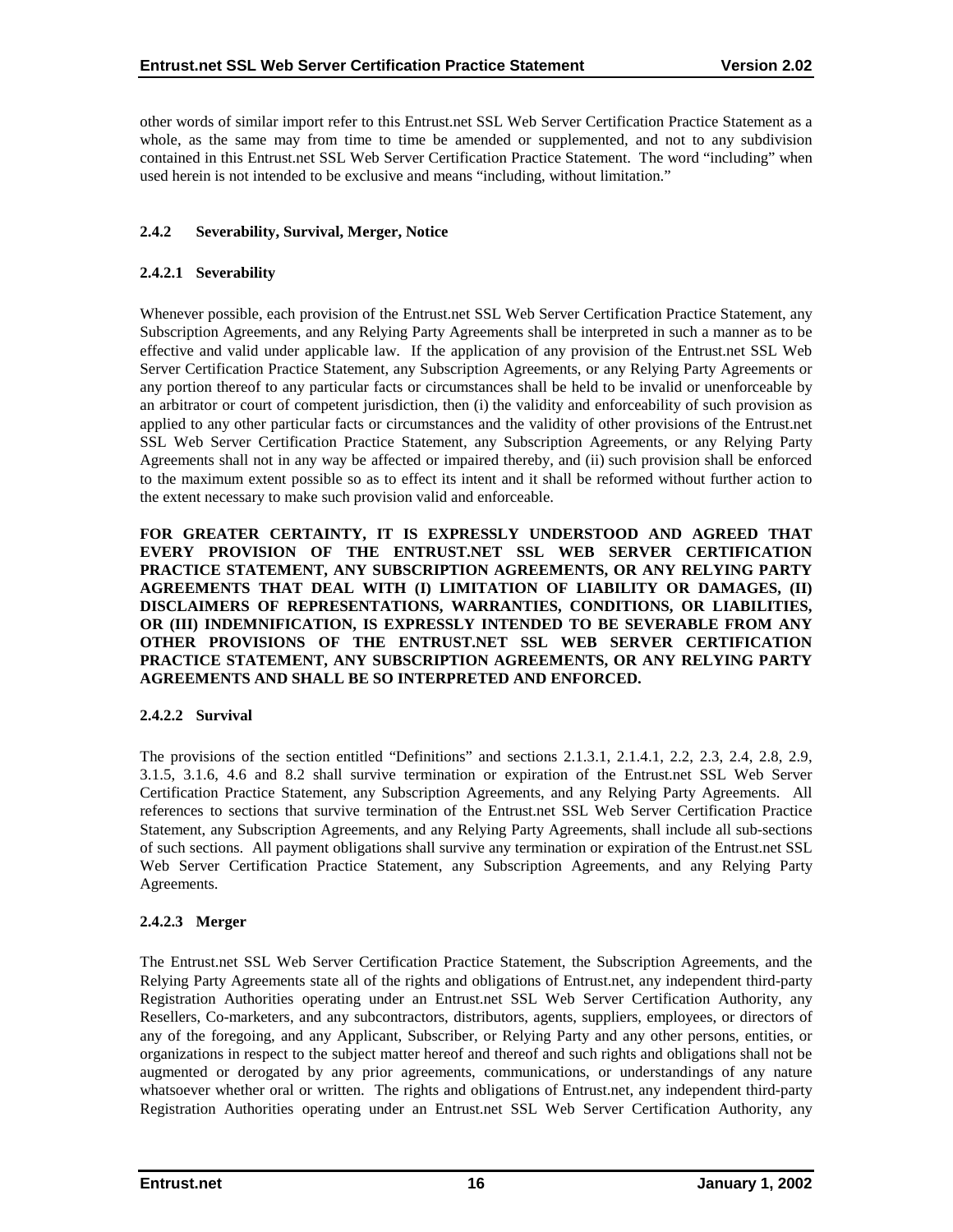other words of similar import refer to this Entrust.net SSL Web Server Certification Practice Statement as a whole, as the same may from time to time be amended or supplemented, and not to any subdivision contained in this Entrust.net SSL Web Server Certification Practice Statement. The word "including" when used herein is not intended to be exclusive and means "including, without limitation."

### 2.4.2 Severability, Survival, Merger, Notice

#### 2.4.2.1 Severability

Whenever possible, each provision of the Entrust.net SSL Web Server Certification Practice Statement, any Subscription Agreements, and any Relying Party Agreements shall be interpreted in such a manner as to be effective and valid under applicable law. If the application of any provision of the Entrust.net SSL Web Server Certification Practice Statement, any Subscription Agreements, or any Relying Party Agreements or any portion thereof to any particular facts or circumstances shall be held to be invalid or unenforceable by an arbitrator or court of competent jurisdiction, then (i) the validity and enforceability of such provision as applied to any other particular facts or circumstances and the validity of other provisions of the Entrust.net SSL Web Server Certification Practice Statement, any Subscription Agreements, or any Relying Party Agreements shall not in any way be affected or impaired thereby, and (ii) such provision shall be enforced to the maximum extent possible so as to effect its intent and it shall be reformed without further action to the extent necessary to make such provision valid and enforceable.

**FOR GREATER CERTAINTY, IT IS EXPRESSLY UNDERSTOOD AND AGREED THAT EVERY PROVISION OF THE ENTRUST.NET SSL WEB SERVER CERTIFICATION PRACTICE STATEMENT, ANY SUBSCRIPTION AGREEMENTS, OR ANY RELYING PARTY AGREEMENTS THAT DEAL WITH (I) LIMITATION OF LIABILITY OR DAMAGES, (II) DISCLAIMERS OF REPRESENTATIONS, WARRANTIES, CONDITIONS, OR LIABILITIES, OR (III) INDEMNIFICATION, IS EXPRESSLY INTENDED TO BE SEVERABLE FROM ANY OTHER PROVISIONS OF THE ENTRUST.NET SSL WEB SERVER CERTIFICATION PRACTICE STATEMENT, ANY SUBSCRIPTION AGREEMENTS, OR ANY RELYING PARTY AGREEMENTS AND SHALL BE SO INTERPRETED AND ENFORCED.**

#### 2.4.2.2 Survival

The provisions of the section entitled "Definitions" and sections 2.1.3.1, 2.1.4.1, 2.2, 2.3, 2.4, 2.8, 2.9, 3.1.5, 3.1.6, 4.6 and 8.2 shall survive termination or expiration of the Entrust.net SSL Web Server Certification Practice Statement, any Subscription Agreements, and any Relying Party Agreements. All references to sections that survive termination of the Entrust.net SSL Web Server Certification Practice Statement, any Subscription Agreements, and any Relying Party Agreements, shall include all sub-sections of such sections. All payment obligations shall survive any termination or expiration of the Entrust.net SSL Web Server Certification Practice Statement, any Subscription Agreements, and any Relying Party Agreements.

#### 2.4.2.3 Merger

The Entrust.net SSL Web Server Certification Practice Statement, the Subscription Agreements, and the Relying Party Agreements state all of the rights and obligations of Entrust.net, any independent third-party Registration Authorities operating under an Entrust.net SSL Web Server Certification Authority, any Resellers, Co-marketers, and any subcontractors, distributors, agents, suppliers, employees, or directors of any of the foregoing, and any Applicant, Subscriber, or Relying Party and any other persons, entities, or organizations in respect to the subject matter hereof and thereof and such rights and obligations shall not be augmented or derogated by any prior agreements, communications, or understandings of any nature whatsoever whether oral or written. The rights and obligations of Entrust.net, any independent third-party Registration Authorities operating under an Entrust.net SSL Web Server Certification Authority, any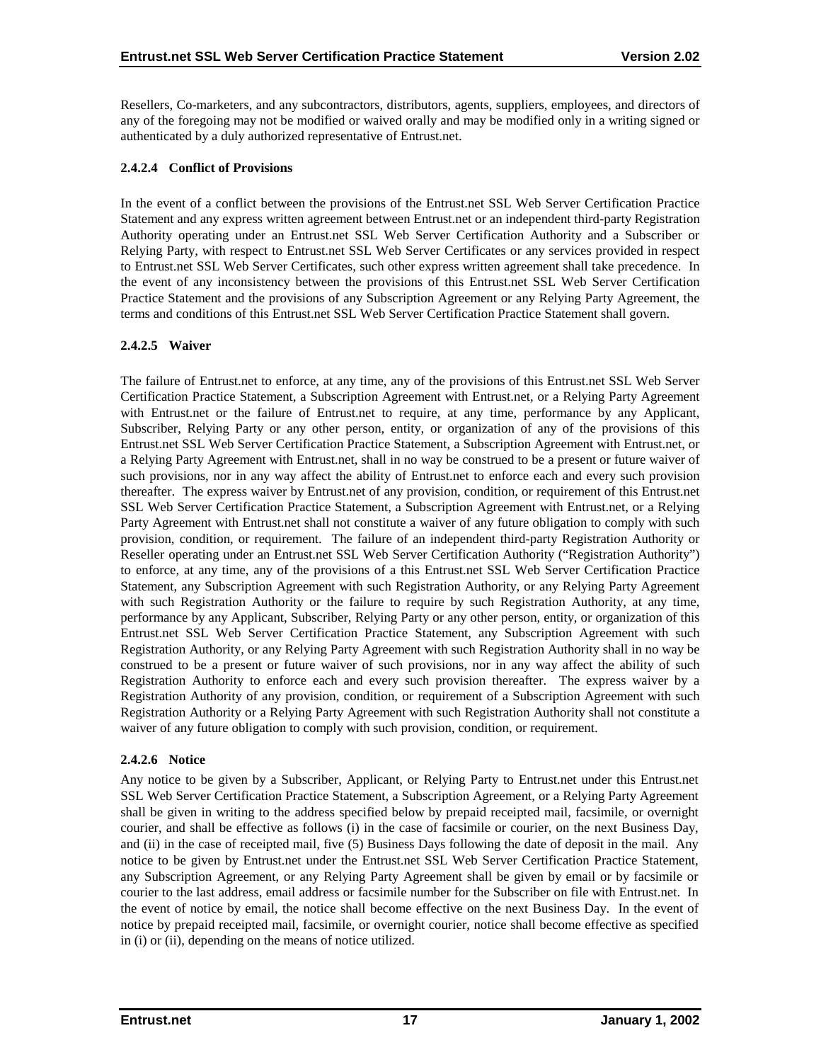Resellers, Co-marketers, and any subcontractors, distributors, agents, suppliers, employees, and directors of any of the foregoing may not be modified or waived orally and may be modified only in a writing signed or authenticated by a duly authorized representative of Entrust.net.

#### 2.4.2.4 Conflict of Provisions

In the event of a conflict between the provisions of the Entrust.net SSL Web Server Certification Practice Statement and any express written agreement between Entrust.net or an independent third-party Registration Authority operating under an Entrust.net SSL Web Server Certification Authority and a Subscriber or Relying Party, with respect to Entrust.net SSL Web Server Certificates or any services provided in respect to Entrust.net SSL Web Server Certificates, such other express written agreement shall take precedence. In the event of any inconsistency between the provisions of this Entrust.net SSL Web Server Certification Practice Statement and the provisions of any Subscription Agreement or any Relying Party Agreement, the terms and conditions of this Entrust.net SSL Web Server Certification Practice Statement shall govern.

#### 2.4.2.5 Waiver

The failure of Entrust.net to enforce, at any time, any of the provisions of this Entrust.net SSL Web Server Certification Practice Statement, a Subscription Agreement with Entrust.net, or a Relying Party Agreement with Entrust.net or the failure of Entrust.net to require, at any time, performance by any Applicant, Subscriber, Relying Party or any other person, entity, or organization of any of the provisions of this Entrust.net SSL Web Server Certification Practice Statement, a Subscription Agreement with Entrust.net, or a Relying Party Agreement with Entrust.net, shall in no way be construed to be a present or future waiver of such provisions, nor in any way affect the ability of Entrust.net to enforce each and every such provision thereafter. The express waiver by Entrust.net of any provision, condition, or requirement of this Entrust.net SSL Web Server Certification Practice Statement, a Subscription Agreement with Entrust.net, or a Relying Party Agreement with Entrust.net shall not constitute a waiver of any future obligation to comply with such provision, condition, or requirement. The failure of an independent third-party Registration Authority or Reseller operating under an Entrust.net SSL Web Server Certification Authority ("Registration Authority") to enforce, at any time, any of the provisions of a this Entrust.net SSL Web Server Certification Practice Statement, any Subscription Agreement with such Registration Authority, or any Relying Party Agreement with such Registration Authority or the failure to require by such Registration Authority, at any time, performance by any Applicant, Subscriber, Relying Party or any other person, entity, or organization of this Entrust.net SSL Web Server Certification Practice Statement, any Subscription Agreement with such Registration Authority, or any Relying Party Agreement with such Registration Authority shall in no way be construed to be a present or future waiver of such provisions, nor in any way affect the ability of such Registration Authority to enforce each and every such provision thereafter. The express waiver by a Registration Authority of any provision, condition, or requirement of a Subscription Agreement with such Registration Authority or a Relying Party Agreement with such Registration Authority shall not constitute a waiver of any future obligation to comply with such provision, condition, or requirement.

#### 2.4.2.6 Notice

Any notice to be given by a Subscriber, Applicant, or Relying Party to Entrust.net under this Entrust.net SSL Web Server Certification Practice Statement, a Subscription Agreement, or a Relying Party Agreement shall be given in writing to the address specified below by prepaid receipted mail, facsimile, or overnight courier, and shall be effective as follows (i) in the case of facsimile or courier, on the next Business Day, and (ii) in the case of receipted mail, five (5) Business Days following the date of deposit in the mail. Any notice to be given by Entrust.net under the Entrust.net SSL Web Server Certification Practice Statement, any Subscription Agreement, or any Relying Party Agreement shall be given by email or by facsimile or courier to the last address, email address or facsimile number for the Subscriber on file with Entrust.net. In the event of notice by email, the notice shall become effective on the next Business Day. In the event of notice by prepaid receipted mail, facsimile, or overnight courier, notice shall become effective as specified in (i) or (ii), depending on the means of notice utilized.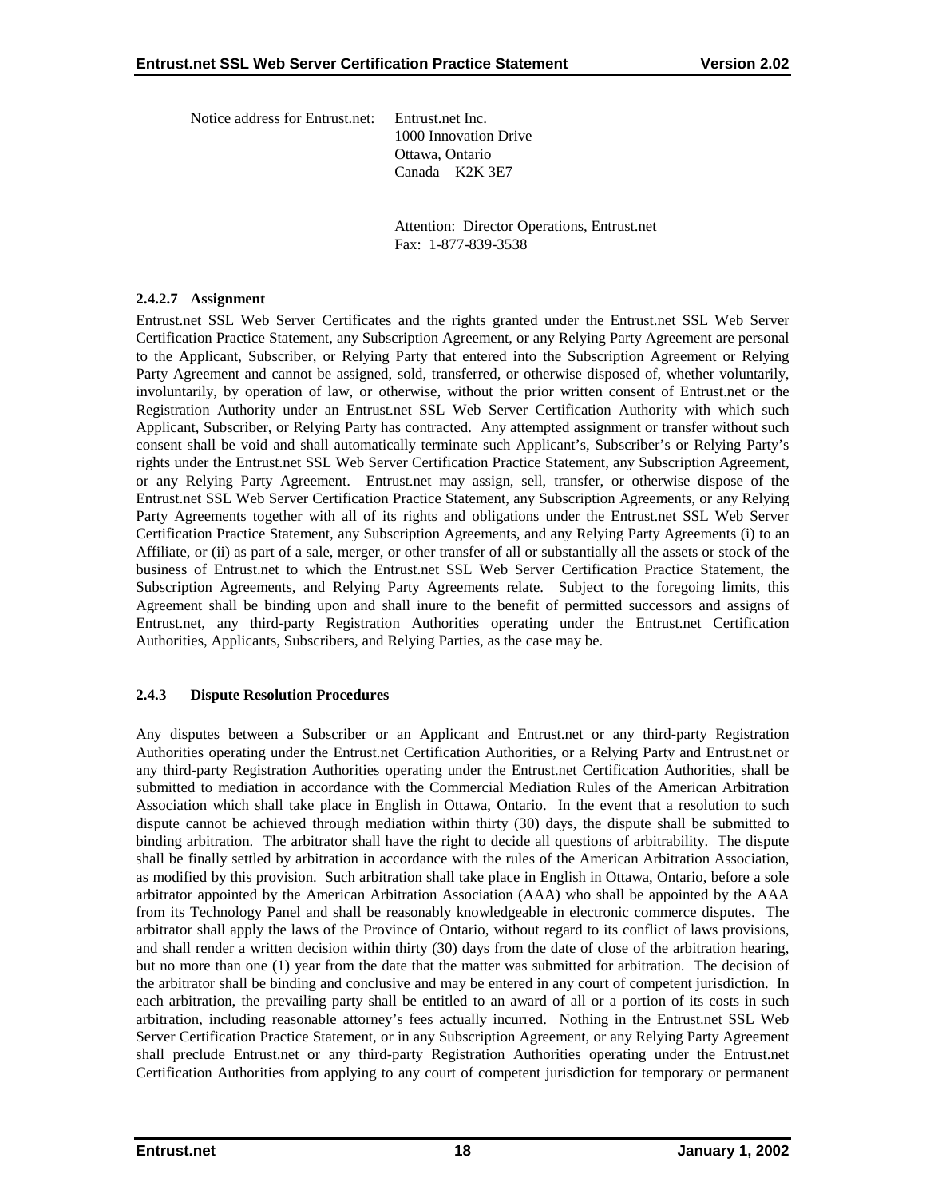Notice address for Entrust.net: Entrust.net Inc.
1000 Innovation Drive
Ottawa, Ontario
Canada K2K 3E7

Attention: Director Operations, Entrust.net
Fax: 1-877-839-3538

#### 2.4.2.7 Assignment

Entrust.net SSL Web Server Certificates and the rights granted under the Entrust.net SSL Web Server Certification Practice Statement, any Subscription Agreement, or any Relying Party Agreement are personal to the Applicant, Subscriber, or Relying Party that entered into the Subscription Agreement or Relying Party Agreement and cannot be assigned, sold, transferred, or otherwise disposed of, whether voluntarily, involuntarily, by operation of law, or otherwise, without the prior written consent of Entrust.net or the Registration Authority under an Entrust.net SSL Web Server Certification Authority with which such Applicant, Subscriber, or Relying Party has contracted. Any attempted assignment or transfer without such consent shall be void and shall automatically terminate such Applicant's, Subscriber's or Relying Party's rights under the Entrust.net SSL Web Server Certification Practice Statement, any Subscription Agreement, or any Relying Party Agreement. Entrust.net may assign, sell, transfer, or otherwise dispose of the Entrust.net SSL Web Server Certification Practice Statement, any Subscription Agreements, or any Relying Party Agreements together with all of its rights and obligations under the Entrust.net SSL Web Server Certification Practice Statement, any Subscription Agreements, and any Relying Party Agreements (i) to an Affiliate, or (ii) as part of a sale, merger, or other transfer of all or substantially all the assets or stock of the business of Entrust.net to which the Entrust.net SSL Web Server Certification Practice Statement, the Subscription Agreements, and Relying Party Agreements relate. Subject to the foregoing limits, this Agreement shall be binding upon and shall inure to the benefit of permitted successors and assigns of Entrust.net, any third-party Registration Authorities operating under the Entrust.net Certification Authorities, Applicants, Subscribers, and Relying Parties, as the case may be.

### 2.4.3 Dispute Resolution Procedures

Any disputes between a Subscriber or an Applicant and Entrust.net or any third-party Registration Authorities operating under the Entrust.net Certification Authorities, or a Relying Party and Entrust.net or any third-party Registration Authorities operating under the Entrust.net Certification Authorities, shall be submitted to mediation in accordance with the Commercial Mediation Rules of the American Arbitration Association which shall take place in English in Ottawa, Ontario. In the event that a resolution to such dispute cannot be achieved through mediation within thirty (30) days, the dispute shall be submitted to binding arbitration. The arbitrator shall have the right to decide all questions of arbitrability. The dispute shall be finally settled by arbitration in accordance with the rules of the American Arbitration Association, as modified by this provision. Such arbitration shall take place in English in Ottawa, Ontario, before a sole arbitrator appointed by the American Arbitration Association (AAA) who shall be appointed by the AAA from its Technology Panel and shall be reasonably knowledgeable in electronic commerce disputes. The arbitrator shall apply the laws of the Province of Ontario, without regard to its conflict of laws provisions, and shall render a written decision within thirty (30) days from the date of close of the arbitration hearing, but no more than one (1) year from the date that the matter was submitted for arbitration. The decision of the arbitrator shall be binding and conclusive and may be entered in any court of competent jurisdiction. In each arbitration, the prevailing party shall be entitled to an award of all or a portion of its costs in such arbitration, including reasonable attorney's fees actually incurred. Nothing in the Entrust.net SSL Web Server Certification Practice Statement, or in any Subscription Agreement, or any Relying Party Agreement shall preclude Entrust.net or any third-party Registration Authorities operating under the Entrust.net Certification Authorities from applying to any court of competent jurisdiction for temporary or permanent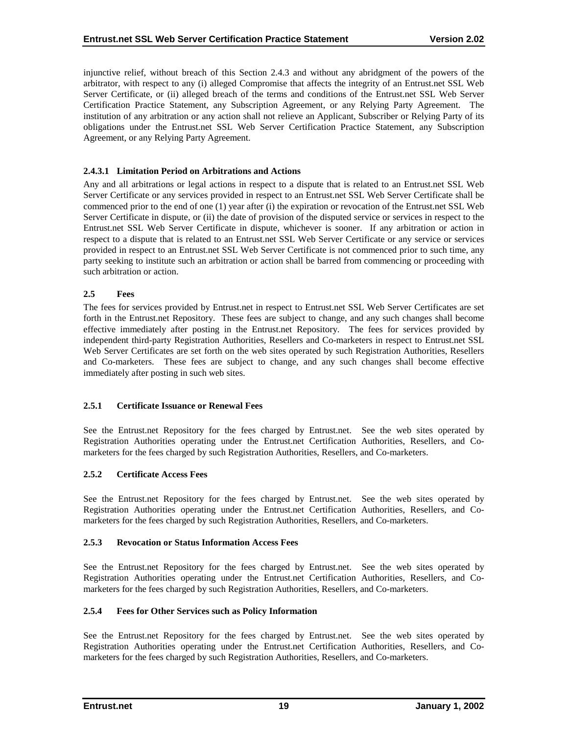injunctive relief, without breach of this Section 2.4.3 and without any abridgment of the powers of the arbitrator, with respect to any (i) alleged Compromise that affects the integrity of an Entrust.net SSL Web Server Certificate, or (ii) alleged breach of the terms and conditions of the Entrust.net SSL Web Server Certification Practice Statement, any Subscription Agreement, or any Relying Party Agreement. The institution of any arbitration or any action shall not relieve an Applicant, Subscriber or Relying Party of its obligations under the Entrust.net SSL Web Server Certification Practice Statement, any Subscription Agreement, or any Relying Party Agreement.

#### 2.4.3.1 Limitation Period on Arbitrations and Actions

Any and all arbitrations or legal actions in respect to a dispute that is related to an Entrust.net SSL Web Server Certificate or any services provided in respect to an Entrust.net SSL Web Server Certificate shall be commenced prior to the end of one (1) year after (i) the expiration or revocation of the Entrust.net SSL Web Server Certificate in dispute, or (ii) the date of provision of the disputed service or services in respect to the Entrust.net SSL Web Server Certificate in dispute, whichever is sooner. If any arbitration or action in respect to a dispute that is related to an Entrust.net SSL Web Server Certificate or any service or services provided in respect to an Entrust.net SSL Web Server Certificate is not commenced prior to such time, any party seeking to institute such an arbitration or action shall be barred from commencing or proceeding with such arbitration or action.

## 2.5 Fees

The fees for services provided by Entrust.net in respect to Entrust.net SSL Web Server Certificates are set forth in the Entrust.net Repository. These fees are subject to change, and any such changes shall become effective immediately after posting in the Entrust.net Repository. The fees for services provided by independent third-party Registration Authorities, Resellers and Co-marketers in respect to Entrust.net SSL Web Server Certificates are set forth on the web sites operated by such Registration Authorities, Resellers and Co-marketers. These fees are subject to change, and any such changes shall become effective immediately after posting in such web sites.

### 2.5.1 Certificate Issuance or Renewal Fees

See the Entrust.net Repository for the fees charged by Entrust.net. See the web sites operated by Registration Authorities operating under the Entrust.net Certification Authorities, Resellers, and Co-marketers for the fees charged by such Registration Authorities, Resellers, and Co-marketers.

### 2.5.2 Certificate Access Fees

See the Entrust.net Repository for the fees charged by Entrust.net. See the web sites operated by Registration Authorities operating under the Entrust.net Certification Authorities, Resellers, and Co-marketers for the fees charged by such Registration Authorities, Resellers, and Co-marketers.

### 2.5.3 Revocation or Status Information Access Fees

See the Entrust.net Repository for the fees charged by Entrust.net. See the web sites operated by Registration Authorities operating under the Entrust.net Certification Authorities, Resellers, and Co-marketers for the fees charged by such Registration Authorities, Resellers, and Co-marketers.

### 2.5.4 Fees for Other Services such as Policy Information

See the Entrust.net Repository for the fees charged by Entrust.net. See the web sites operated by Registration Authorities operating under the Entrust.net Certification Authorities, Resellers, and Co-marketers for the fees charged by such Registration Authorities, Resellers, and Co-marketers.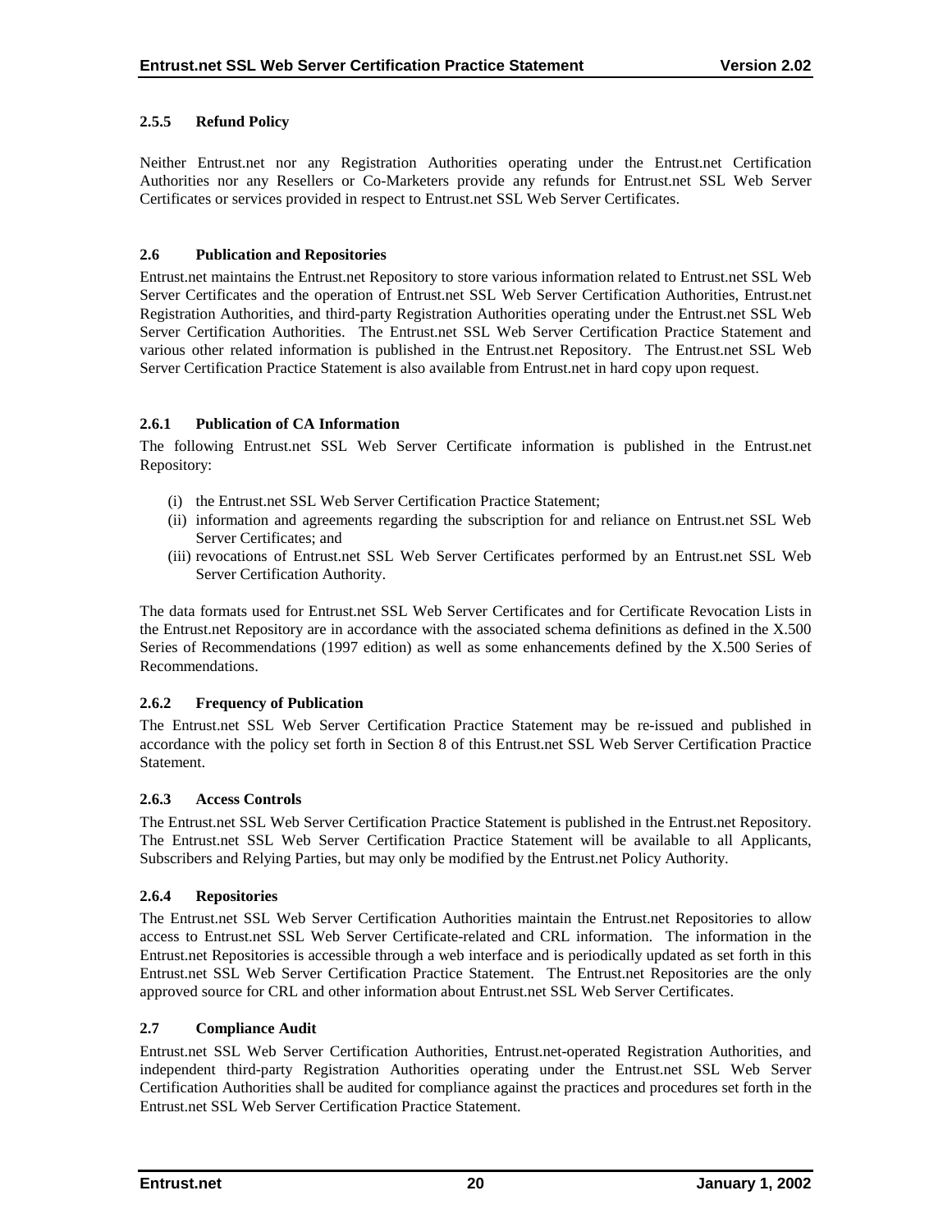### 2.5.5 Refund Policy

Neither Entrust.net nor any Registration Authorities operating under the Entrust.net Certification Authorities nor any Resellers or Co-Marketers provide any refunds for Entrust.net SSL Web Server Certificates or services provided in respect to Entrust.net SSL Web Server Certificates.

## 2.6 Publication and Repositories

Entrust.net maintains the Entrust.net Repository to store various information related to Entrust.net SSL Web Server Certificates and the operation of Entrust.net SSL Web Server Certification Authorities, Entrust.net Registration Authorities, and third-party Registration Authorities operating under the Entrust.net SSL Web Server Certification Authorities. The Entrust.net SSL Web Server Certification Practice Statement and various other related information is published in the Entrust.net Repository. The Entrust.net SSL Web Server Certification Practice Statement is also available from Entrust.net in hard copy upon request.

### 2.6.1 Publication of CA Information

The following Entrust.net SSL Web Server Certificate information is published in the Entrust.net Repository:

(i) the Entrust.net SSL Web Server Certification Practice Statement;
(ii) information and agreements regarding the subscription for and reliance on Entrust.net SSL Web Server Certificates; and
(iii) revocations of Entrust.net SSL Web Server Certificates performed by an Entrust.net SSL Web Server Certification Authority.

The data formats used for Entrust.net SSL Web Server Certificates and for Certificate Revocation Lists in the Entrust.net Repository are in accordance with the associated schema definitions as defined in the X.500 Series of Recommendations (1997 edition) as well as some enhancements defined by the X.500 Series of Recommendations.

### 2.6.2 Frequency of Publication

The Entrust.net SSL Web Server Certification Practice Statement may be re-issued and published in accordance with the policy set forth in Section 8 of this Entrust.net SSL Web Server Certification Practice Statement.

### 2.6.3 Access Controls

The Entrust.net SSL Web Server Certification Practice Statement is published in the Entrust.net Repository. The Entrust.net SSL Web Server Certification Practice Statement will be available to all Applicants, Subscribers and Relying Parties, but may only be modified by the Entrust.net Policy Authority.

### 2.6.4 Repositories

The Entrust.net SSL Web Server Certification Authorities maintain the Entrust.net Repositories to allow access to Entrust.net SSL Web Server Certificate-related and CRL information. The information in the Entrust.net Repositories is accessible through a web interface and is periodically updated as set forth in this Entrust.net SSL Web Server Certification Practice Statement. The Entrust.net Repositories are the only approved source for CRL and other information about Entrust.net SSL Web Server Certificates.

## 2.7 Compliance Audit

Entrust.net SSL Web Server Certification Authorities, Entrust.net-operated Registration Authorities, and independent third-party Registration Authorities operating under the Entrust.net SSL Web Server Certification Authorities shall be audited for compliance against the practices and procedures set forth in the Entrust.net SSL Web Server Certification Practice Statement.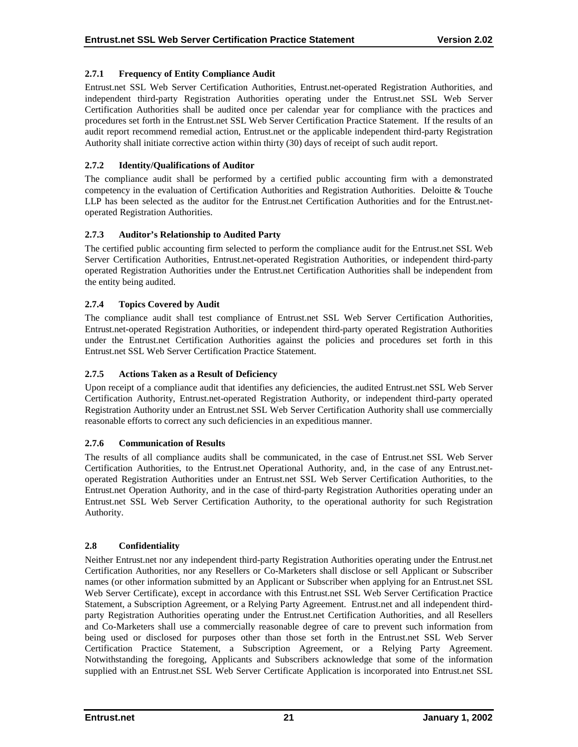### 2.7.1 Frequency of Entity Compliance Audit

Entrust.net SSL Web Server Certification Authorities, Entrust.net-operated Registration Authorities, and independent third-party Registration Authorities operating under the Entrust.net SSL Web Server Certification Authorities shall be audited once per calendar year for compliance with the practices and procedures set forth in the Entrust.net SSL Web Server Certification Practice Statement. If the results of an audit report recommend remedial action, Entrust.net or the applicable independent third-party Registration Authority shall initiate corrective action within thirty (30) days of receipt of such audit report.

### 2.7.2 Identity/Qualifications of Auditor

The compliance audit shall be performed by a certified public accounting firm with a demonstrated competency in the evaluation of Certification Authorities and Registration Authorities. Deloitte & Touche LLP has been selected as the auditor for the Entrust.net Certification Authorities and for the Entrust.net-operated Registration Authorities.

### 2.7.3 Auditor's Relationship to Audited Party

The certified public accounting firm selected to perform the compliance audit for the Entrust.net SSL Web Server Certification Authorities, Entrust.net-operated Registration Authorities, or independent third-party operated Registration Authorities under the Entrust.net Certification Authorities shall be independent from the entity being audited.

### 2.7.4 Topics Covered by Audit

The compliance audit shall test compliance of Entrust.net SSL Web Server Certification Authorities, Entrust.net-operated Registration Authorities, or independent third-party operated Registration Authorities under the Entrust.net Certification Authorities against the policies and procedures set forth in this Entrust.net SSL Web Server Certification Practice Statement.

### 2.7.5 Actions Taken as a Result of Deficiency

Upon receipt of a compliance audit that identifies any deficiencies, the audited Entrust.net SSL Web Server Certification Authority, Entrust.net-operated Registration Authority, or independent third-party operated Registration Authority under an Entrust.net SSL Web Server Certification Authority shall use commercially reasonable efforts to correct any such deficiencies in an expeditious manner.

### 2.7.6 Communication of Results

The results of all compliance audits shall be communicated, in the case of Entrust.net SSL Web Server Certification Authorities, to the Entrust.net Operational Authority, and, in the case of any Entrust.net-operated Registration Authorities under an Entrust.net SSL Web Server Certification Authorities, to the Entrust.net Operation Authority, and in the case of third-party Registration Authorities operating under an Entrust.net SSL Web Server Certification Authority, to the operational authority for such Registration Authority.

## 2.8 Confidentiality

Neither Entrust.net nor any independent third-party Registration Authorities operating under the Entrust.net Certification Authorities, nor any Resellers or Co-Marketers shall disclose or sell Applicant or Subscriber names (or other information submitted by an Applicant or Subscriber when applying for an Entrust.net SSL Web Server Certificate), except in accordance with this Entrust.net SSL Web Server Certification Practice Statement, a Subscription Agreement, or a Relying Party Agreement. Entrust.net and all independent third-party Registration Authorities operating under the Entrust.net Certification Authorities, and all Resellers and Co-Marketers shall use a commercially reasonable degree of care to prevent such information from being used or disclosed for purposes other than those set forth in the Entrust.net SSL Web Server Certification Practice Statement, a Subscription Agreement, or a Relying Party Agreement. Notwithstanding the foregoing, Applicants and Subscribers acknowledge that some of the information supplied with an Entrust.net SSL Web Server Certificate Application is incorporated into Entrust.net SSL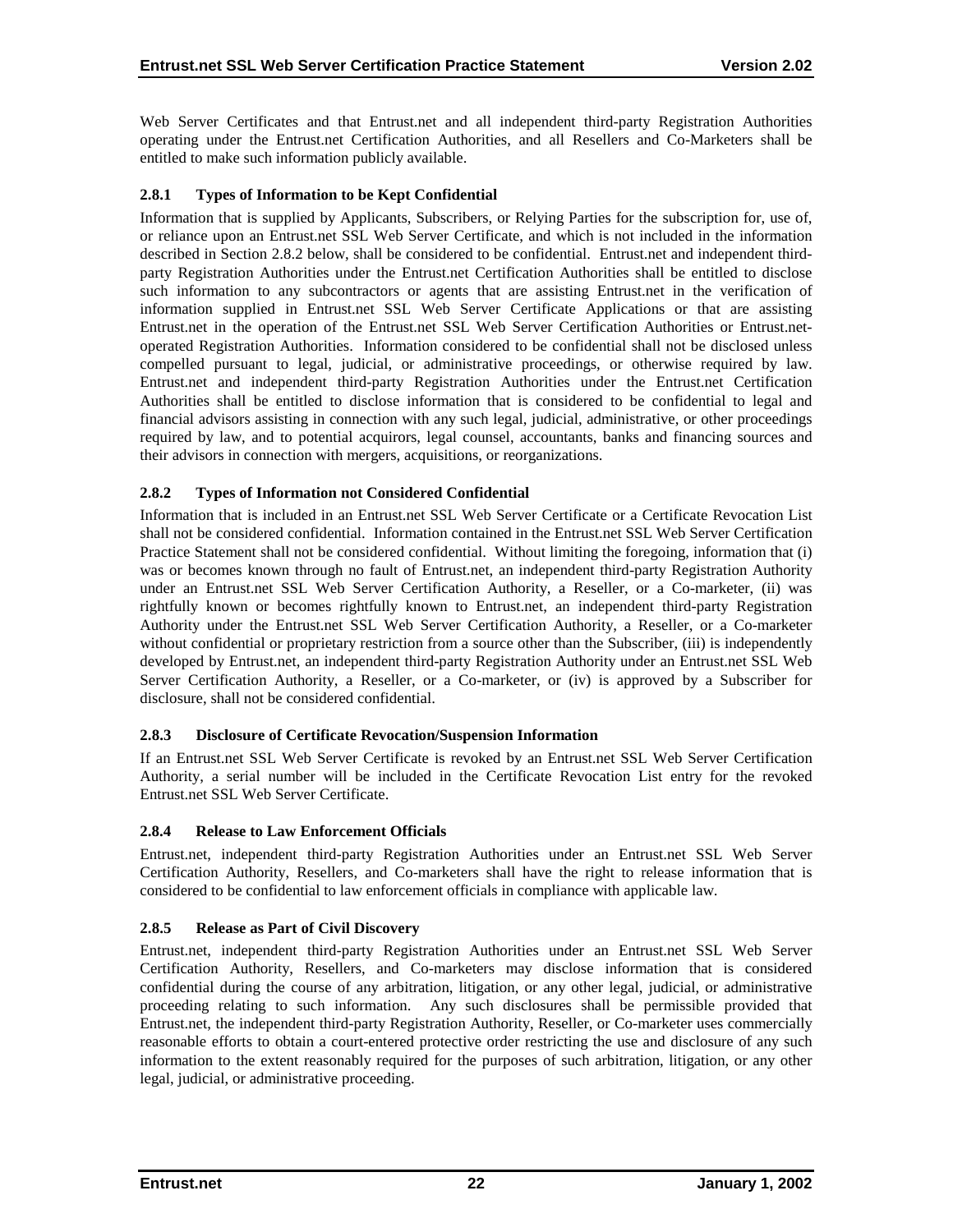Web Server Certificates and that Entrust.net and all independent third-party Registration Authorities operating under the Entrust.net Certification Authorities, and all Resellers and Co-Marketers shall be entitled to make such information publicly available.

### 2.8.1 Types of Information to be Kept Confidential

Information that is supplied by Applicants, Subscribers, or Relying Parties for the subscription for, use of, or reliance upon an Entrust.net SSL Web Server Certificate, and which is not included in the information described in Section 2.8.2 below, shall be considered to be confidential. Entrust.net and independent third-party Registration Authorities under the Entrust.net Certification Authorities shall be entitled to disclose such information to any subcontractors or agents that are assisting Entrust.net in the verification of information supplied in Entrust.net SSL Web Server Certificate Applications or that are assisting Entrust.net in the operation of the Entrust.net SSL Web Server Certification Authorities or Entrust.net-operated Registration Authorities. Information considered to be confidential shall not be disclosed unless compelled pursuant to legal, judicial, or administrative proceedings, or otherwise required by law. Entrust.net and independent third-party Registration Authorities under the Entrust.net Certification Authorities shall be entitled to disclose information that is considered to be confidential to legal and financial advisors assisting in connection with any such legal, judicial, administrative, or other proceedings required by law, and to potential acquirors, legal counsel, accountants, banks and financing sources and their advisors in connection with mergers, acquisitions, or reorganizations.

### 2.8.2 Types of Information not Considered Confidential

Information that is included in an Entrust.net SSL Web Server Certificate or a Certificate Revocation List shall not be considered confidential. Information contained in the Entrust.net SSL Web Server Certification Practice Statement shall not be considered confidential. Without limiting the foregoing, information that (i) was or becomes known through no fault of Entrust.net, an independent third-party Registration Authority under an Entrust.net SSL Web Server Certification Authority, a Reseller, or a Co-marketer, (ii) was rightfully known or becomes rightfully known to Entrust.net, an independent third-party Registration Authority under the Entrust.net SSL Web Server Certification Authority, a Reseller, or a Co-marketer without confidential or proprietary restriction from a source other than the Subscriber, (iii) is independently developed by Entrust.net, an independent third-party Registration Authority under an Entrust.net SSL Web Server Certification Authority, a Reseller, or a Co-marketer, or (iv) is approved by a Subscriber for disclosure, shall not be considered confidential.

### 2.8.3 Disclosure of Certificate Revocation/Suspension Information

If an Entrust.net SSL Web Server Certificate is revoked by an Entrust.net SSL Web Server Certification Authority, a serial number will be included in the Certificate Revocation List entry for the revoked Entrust.net SSL Web Server Certificate.

### 2.8.4 Release to Law Enforcement Officials

Entrust.net, independent third-party Registration Authorities under an Entrust.net SSL Web Server Certification Authority, Resellers, and Co-marketers shall have the right to release information that is considered to be confidential to law enforcement officials in compliance with applicable law.

### 2.8.5 Release as Part of Civil Discovery

Entrust.net, independent third-party Registration Authorities under an Entrust.net SSL Web Server Certification Authority, Resellers, and Co-marketers may disclose information that is considered confidential during the course of any arbitration, litigation, or any other legal, judicial, or administrative proceeding relating to such information. Any such disclosures shall be permissible provided that Entrust.net, the independent third-party Registration Authority, Reseller, or Co-marketer uses commercially reasonable efforts to obtain a court-entered protective order restricting the use and disclosure of any such information to the extent reasonably required for the purposes of such arbitration, litigation, or any other legal, judicial, or administrative proceeding.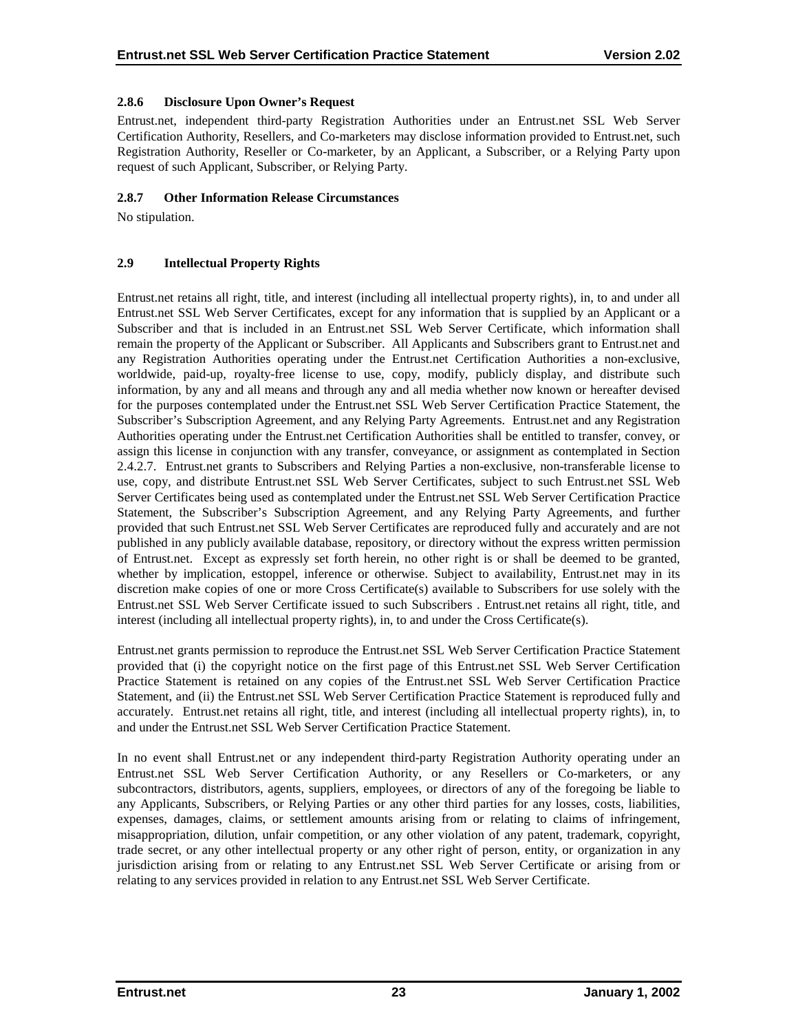### 2.8.6 Disclosure Upon Owner's Request

Entrust.net, independent third-party Registration Authorities under an Entrust.net SSL Web Server Certification Authority, Resellers, and Co-marketers may disclose information provided to Entrust.net, such Registration Authority, Reseller or Co-marketer, by an Applicant, a Subscriber, or a Relying Party upon request of such Applicant, Subscriber, or Relying Party.

### 2.8.7 Other Information Release Circumstances

No stipulation.

## 2.9 Intellectual Property Rights

Entrust.net retains all right, title, and interest (including all intellectual property rights), in, to and under all Entrust.net SSL Web Server Certificates, except for any information that is supplied by an Applicant or a Subscriber and that is included in an Entrust.net SSL Web Server Certificate, which information shall remain the property of the Applicant or Subscriber. All Applicants and Subscribers grant to Entrust.net and any Registration Authorities operating under the Entrust.net Certification Authorities a non-exclusive, worldwide, paid-up, royalty-free license to use, copy, modify, publicly display, and distribute such information, by any and all means and through any and all media whether now known or hereafter devised for the purposes contemplated under the Entrust.net SSL Web Server Certification Practice Statement, the Subscriber's Subscription Agreement, and any Relying Party Agreements. Entrust.net and any Registration Authorities operating under the Entrust.net Certification Authorities shall be entitled to transfer, convey, or assign this license in conjunction with any transfer, conveyance, or assignment as contemplated in Section 2.4.2.7. Entrust.net grants to Subscribers and Relying Parties a non-exclusive, non-transferable license to use, copy, and distribute Entrust.net SSL Web Server Certificates, subject to such Entrust.net SSL Web Server Certificates being used as contemplated under the Entrust.net SSL Web Server Certification Practice Statement, the Subscriber's Subscription Agreement, and any Relying Party Agreements, and further provided that such Entrust.net SSL Web Server Certificates are reproduced fully and accurately and are not published in any publicly available database, repository, or directory without the express written permission of Entrust.net. Except as expressly set forth herein, no other right is or shall be deemed to be granted, whether by implication, estoppel, inference or otherwise. Subject to availability, Entrust.net may in its discretion make copies of one or more Cross Certificate(s) available to Subscribers for use solely with the Entrust.net SSL Web Server Certificate issued to such Subscribers . Entrust.net retains all right, title, and interest (including all intellectual property rights), in, to and under the Cross Certificate(s).

Entrust.net grants permission to reproduce the Entrust.net SSL Web Server Certification Practice Statement provided that (i) the copyright notice on the first page of this Entrust.net SSL Web Server Certification Practice Statement is retained on any copies of the Entrust.net SSL Web Server Certification Practice Statement, and (ii) the Entrust.net SSL Web Server Certification Practice Statement is reproduced fully and accurately. Entrust.net retains all right, title, and interest (including all intellectual property rights), in, to and under the Entrust.net SSL Web Server Certification Practice Statement.

In no event shall Entrust.net or any independent third-party Registration Authority operating under an Entrust.net SSL Web Server Certification Authority, or any Resellers or Co-marketers, or any subcontractors, distributors, agents, suppliers, employees, or directors of any of the foregoing be liable to any Applicants, Subscribers, or Relying Parties or any other third parties for any losses, costs, liabilities, expenses, damages, claims, or settlement amounts arising from or relating to claims of infringement, misappropriation, dilution, unfair competition, or any other violation of any patent, trademark, copyright, trade secret, or any other intellectual property or any other right of person, entity, or organization in any jurisdiction arising from or relating to any Entrust.net SSL Web Server Certificate or arising from or relating to any services provided in relation to any Entrust.net SSL Web Server Certificate.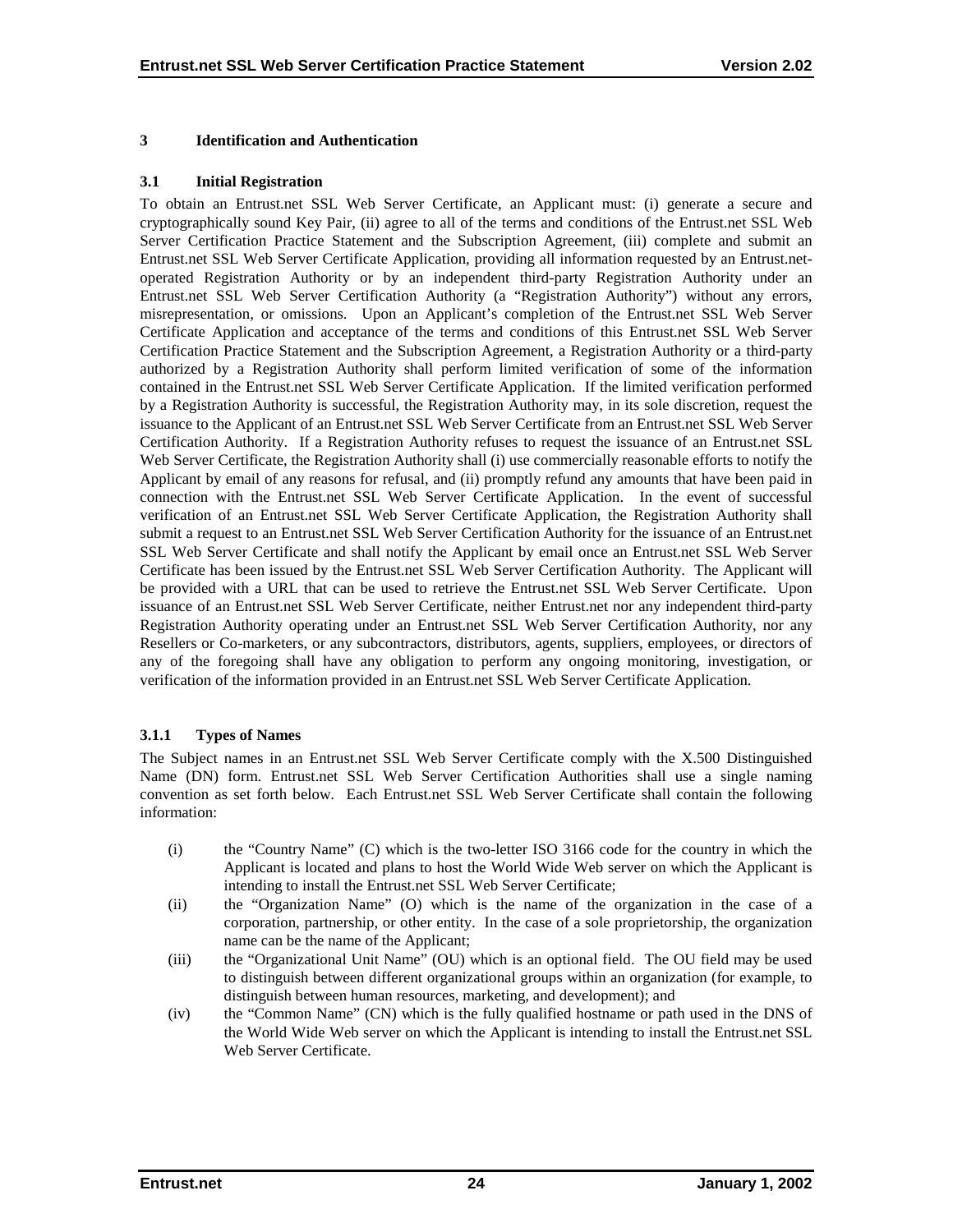# 3 Identification and Authentication

## 3.1 Initial Registration

To obtain an Entrust.net SSL Web Server Certificate, an Applicant must: (i) generate a secure and cryptographically sound Key Pair, (ii) agree to all of the terms and conditions of the Entrust.net SSL Web Server Certification Practice Statement and the Subscription Agreement, (iii) complete and submit an Entrust.net SSL Web Server Certificate Application, providing all information requested by an Entrust.net-operated Registration Authority or by an independent third-party Registration Authority under an Entrust.net SSL Web Server Certification Authority (a "Registration Authority") without any errors, misrepresentation, or omissions. Upon an Applicant's completion of the Entrust.net SSL Web Server Certificate Application and acceptance of the terms and conditions of this Entrust.net SSL Web Server Certification Practice Statement and the Subscription Agreement, a Registration Authority or a third-party authorized by a Registration Authority shall perform limited verification of some of the information contained in the Entrust.net SSL Web Server Certificate Application. If the limited verification performed by a Registration Authority is successful, the Registration Authority may, in its sole discretion, request the issuance to the Applicant of an Entrust.net SSL Web Server Certificate from an Entrust.net SSL Web Server Certification Authority. If a Registration Authority refuses to request the issuance of an Entrust.net SSL Web Server Certificate, the Registration Authority shall (i) use commercially reasonable efforts to notify the Applicant by email of any reasons for refusal, and (ii) promptly refund any amounts that have been paid in connection with the Entrust.net SSL Web Server Certificate Application. In the event of successful verification of an Entrust.net SSL Web Server Certificate Application, the Registration Authority shall submit a request to an Entrust.net SSL Web Server Certification Authority for the issuance of an Entrust.net SSL Web Server Certificate and shall notify the Applicant by email once an Entrust.net SSL Web Server Certificate has been issued by the Entrust.net SSL Web Server Certification Authority. The Applicant will be provided with a URL that can be used to retrieve the Entrust.net SSL Web Server Certificate. Upon issuance of an Entrust.net SSL Web Server Certificate, neither Entrust.net nor any independent third-party Registration Authority operating under an Entrust.net SSL Web Server Certification Authority, nor any Resellers or Co-marketers, or any subcontractors, distributors, agents, suppliers, employees, or directors of any of the foregoing shall have any obligation to perform any ongoing monitoring, investigation, or verification of the information provided in an Entrust.net SSL Web Server Certificate Application.

### 3.1.1 Types of Names

The Subject names in an Entrust.net SSL Web Server Certificate comply with the X.500 Distinguished Name (DN) form. Entrust.net SSL Web Server Certification Authorities shall use a single naming convention as set forth below. Each Entrust.net SSL Web Server Certificate shall contain the following information:

(i) the "Country Name" (C) which is the two-letter ISO 3166 code for the country in which the Applicant is located and plans to host the World Wide Web server on which the Applicant is intending to install the Entrust.net SSL Web Server Certificate;

(ii) the "Organization Name" (O) which is the name of the organization in the case of a corporation, partnership, or other entity. In the case of a sole proprietorship, the organization name can be the name of the Applicant;

(iii) the "Organizational Unit Name" (OU) which is an optional field. The OU field may be used to distinguish between different organizational groups within an organization (for example, to distinguish between human resources, marketing, and development); and

(iv) the "Common Name" (CN) which is the fully qualified hostname or path used in the DNS of the World Wide Web server on which the Applicant is intending to install the Entrust.net SSL Web Server Certificate.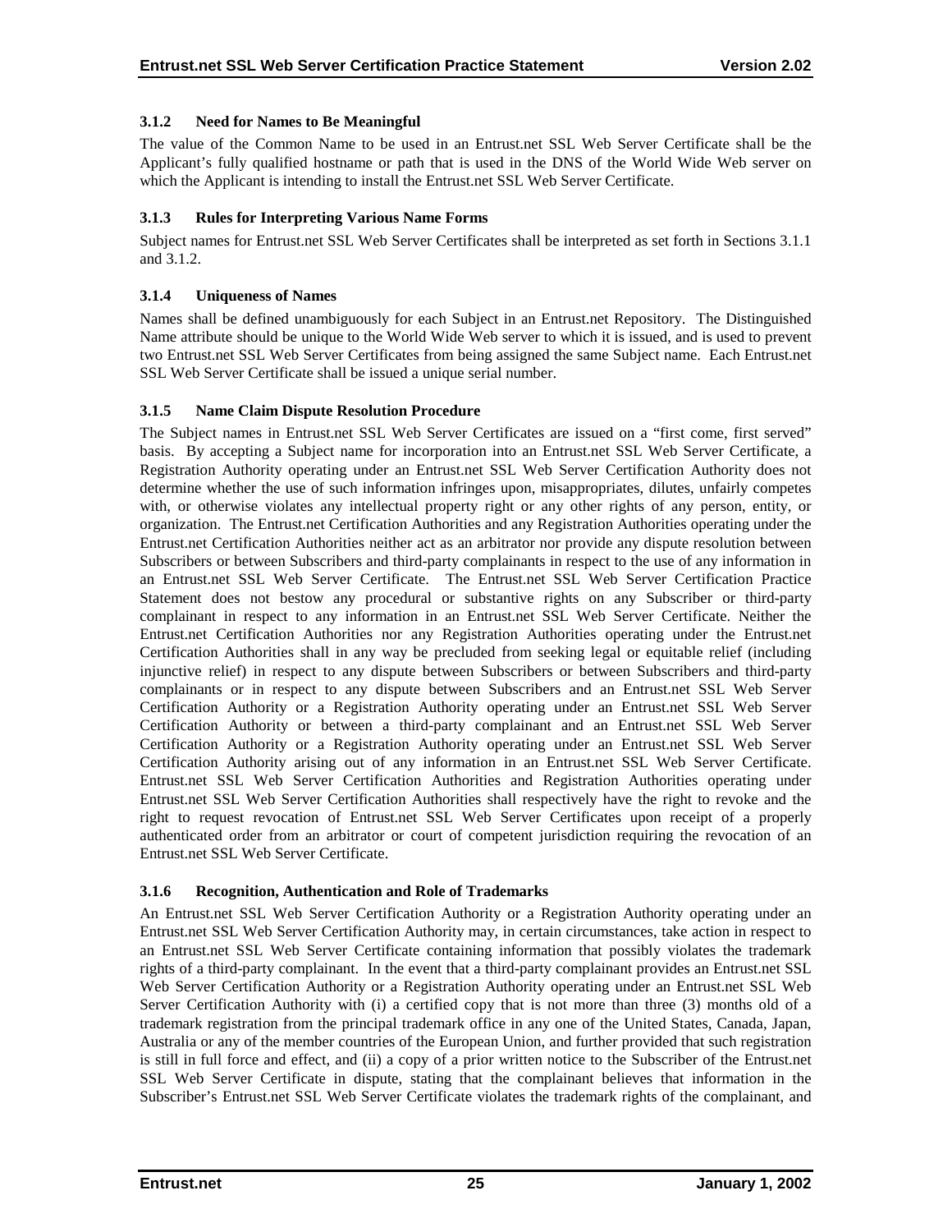### 3.1.2 Need for Names to Be Meaningful

The value of the Common Name to be used in an Entrust.net SSL Web Server Certificate shall be the Applicant's fully qualified hostname or path that is used in the DNS of the World Wide Web server on which the Applicant is intending to install the Entrust.net SSL Web Server Certificate.

### 3.1.3 Rules for Interpreting Various Name Forms

Subject names for Entrust.net SSL Web Server Certificates shall be interpreted as set forth in Sections 3.1.1 and 3.1.2.

### 3.1.4 Uniqueness of Names

Names shall be defined unambiguously for each Subject in an Entrust.net Repository. The Distinguished Name attribute should be unique to the World Wide Web server to which it is issued, and is used to prevent two Entrust.net SSL Web Server Certificates from being assigned the same Subject name. Each Entrust.net SSL Web Server Certificate shall be issued a unique serial number.

### 3.1.5 Name Claim Dispute Resolution Procedure

The Subject names in Entrust.net SSL Web Server Certificates are issued on a "first come, first served" basis. By accepting a Subject name for incorporation into an Entrust.net SSL Web Server Certificate, a Registration Authority operating under an Entrust.net SSL Web Server Certification Authority does not determine whether the use of such information infringes upon, misappropriates, dilutes, unfairly competes with, or otherwise violates any intellectual property right or any other rights of any person, entity, or organization. The Entrust.net Certification Authorities and any Registration Authorities operating under the Entrust.net Certification Authorities neither act as an arbitrator nor provide any dispute resolution between Subscribers or between Subscribers and third-party complainants in respect to the use of any information in an Entrust.net SSL Web Server Certificate. The Entrust.net SSL Web Server Certification Practice Statement does not bestow any procedural or substantive rights on any Subscriber or third-party complainant in respect to any information in an Entrust.net SSL Web Server Certificate. Neither the Entrust.net Certification Authorities nor any Registration Authorities operating under the Entrust.net Certification Authorities shall in any way be precluded from seeking legal or equitable relief (including injunctive relief) in respect to any dispute between Subscribers or between Subscribers and third-party complainants or in respect to any dispute between Subscribers and an Entrust.net SSL Web Server Certification Authority or a Registration Authority operating under an Entrust.net SSL Web Server Certification Authority or between a third-party complainant and an Entrust.net SSL Web Server Certification Authority or a Registration Authority operating under an Entrust.net SSL Web Server Certification Authority arising out of any information in an Entrust.net SSL Web Server Certificate. Entrust.net SSL Web Server Certification Authorities and Registration Authorities operating under Entrust.net SSL Web Server Certification Authorities shall respectively have the right to revoke and the right to request revocation of Entrust.net SSL Web Server Certificates upon receipt of a properly authenticated order from an arbitrator or court of competent jurisdiction requiring the revocation of an Entrust.net SSL Web Server Certificate.

### 3.1.6 Recognition, Authentication and Role of Trademarks

An Entrust.net SSL Web Server Certification Authority or a Registration Authority operating under an Entrust.net SSL Web Server Certification Authority may, in certain circumstances, take action in respect to an Entrust.net SSL Web Server Certificate containing information that possibly violates the trademark rights of a third-party complainant. In the event that a third-party complainant provides an Entrust.net SSL Web Server Certification Authority or a Registration Authority operating under an Entrust.net SSL Web Server Certification Authority with (i) a certified copy that is not more than three (3) months old of a trademark registration from the principal trademark office in any one of the United States, Canada, Japan, Australia or any of the member countries of the European Union, and further provided that such registration is still in full force and effect, and (ii) a copy of a prior written notice to the Subscriber of the Entrust.net SSL Web Server Certificate in dispute, stating that the complainant believes that information in the Subscriber's Entrust.net SSL Web Server Certificate violates the trademark rights of the complainant, and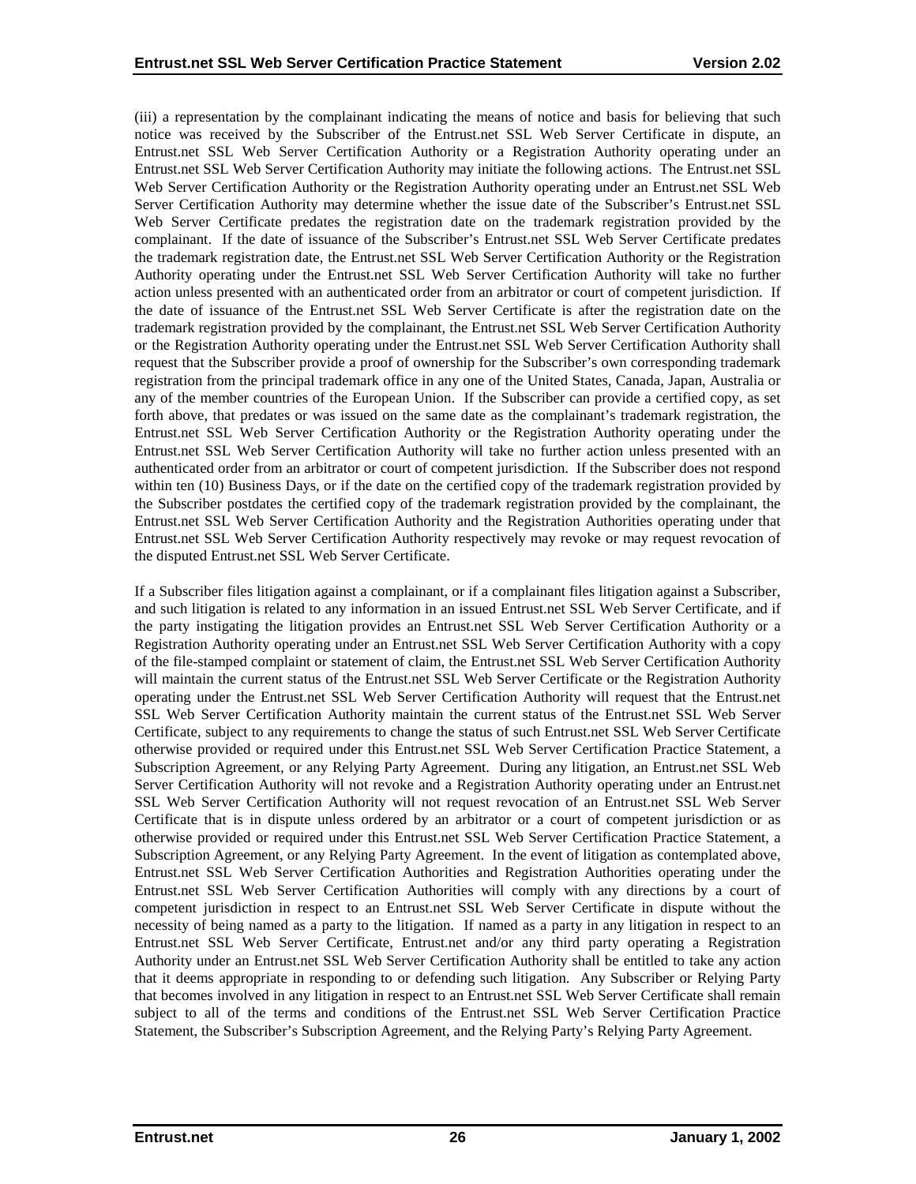(iii) a representation by the complainant indicating the means of notice and basis for believing that such notice was received by the Subscriber of the Entrust.net SSL Web Server Certificate in dispute, an Entrust.net SSL Web Server Certification Authority or a Registration Authority operating under an Entrust.net SSL Web Server Certification Authority may initiate the following actions. The Entrust.net SSL Web Server Certification Authority or the Registration Authority operating under an Entrust.net SSL Web Server Certification Authority may determine whether the issue date of the Subscriber's Entrust.net SSL Web Server Certificate predates the registration date on the trademark registration provided by the complainant. If the date of issuance of the Subscriber's Entrust.net SSL Web Server Certificate predates the trademark registration date, the Entrust.net SSL Web Server Certification Authority or the Registration Authority operating under the Entrust.net SSL Web Server Certification Authority will take no further action unless presented with an authenticated order from an arbitrator or court of competent jurisdiction. If the date of issuance of the Entrust.net SSL Web Server Certificate is after the registration date on the trademark registration provided by the complainant, the Entrust.net SSL Web Server Certification Authority or the Registration Authority operating under the Entrust.net SSL Web Server Certification Authority shall request that the Subscriber provide a proof of ownership for the Subscriber's own corresponding trademark registration from the principal trademark office in any one of the United States, Canada, Japan, Australia or any of the member countries of the European Union. If the Subscriber can provide a certified copy, as set forth above, that predates or was issued on the same date as the complainant's trademark registration, the Entrust.net SSL Web Server Certification Authority or the Registration Authority operating under the Entrust.net SSL Web Server Certification Authority will take no further action unless presented with an authenticated order from an arbitrator or court of competent jurisdiction. If the Subscriber does not respond within ten (10) Business Days, or if the date on the certified copy of the trademark registration provided by the Subscriber postdates the certified copy of the trademark registration provided by the complainant, the Entrust.net SSL Web Server Certification Authority and the Registration Authorities operating under that Entrust.net SSL Web Server Certification Authority respectively may revoke or may request revocation of the disputed Entrust.net SSL Web Server Certificate.

If a Subscriber files litigation against a complainant, or if a complainant files litigation against a Subscriber, and such litigation is related to any information in an issued Entrust.net SSL Web Server Certificate, and if the party instigating the litigation provides an Entrust.net SSL Web Server Certification Authority or a Registration Authority operating under an Entrust.net SSL Web Server Certification Authority with a copy of the file-stamped complaint or statement of claim, the Entrust.net SSL Web Server Certification Authority will maintain the current status of the Entrust.net SSL Web Server Certificate or the Registration Authority operating under the Entrust.net SSL Web Server Certification Authority will request that the Entrust.net SSL Web Server Certification Authority maintain the current status of the Entrust.net SSL Web Server Certificate, subject to any requirements to change the status of such Entrust.net SSL Web Server Certificate otherwise provided or required under this Entrust.net SSL Web Server Certification Practice Statement, a Subscription Agreement, or any Relying Party Agreement. During any litigation, an Entrust.net SSL Web Server Certification Authority will not revoke and a Registration Authority operating under an Entrust.net SSL Web Server Certification Authority will not request revocation of an Entrust.net SSL Web Server Certificate that is in dispute unless ordered by an arbitrator or a court of competent jurisdiction or as otherwise provided or required under this Entrust.net SSL Web Server Certification Practice Statement, a Subscription Agreement, or any Relying Party Agreement. In the event of litigation as contemplated above, Entrust.net SSL Web Server Certification Authorities and Registration Authorities operating under the Entrust.net SSL Web Server Certification Authorities will comply with any directions by a court of competent jurisdiction in respect to an Entrust.net SSL Web Server Certificate in dispute without the necessity of being named as a party to the litigation. If named as a party in any litigation in respect to an Entrust.net SSL Web Server Certificate, Entrust.net and/or any third party operating a Registration Authority under an Entrust.net SSL Web Server Certification Authority shall be entitled to take any action that it deems appropriate in responding to or defending such litigation. Any Subscriber or Relying Party that becomes involved in any litigation in respect to an Entrust.net SSL Web Server Certificate shall remain subject to all of the terms and conditions of the Entrust.net SSL Web Server Certification Practice Statement, the Subscriber's Subscription Agreement, and the Relying Party's Relying Party Agreement.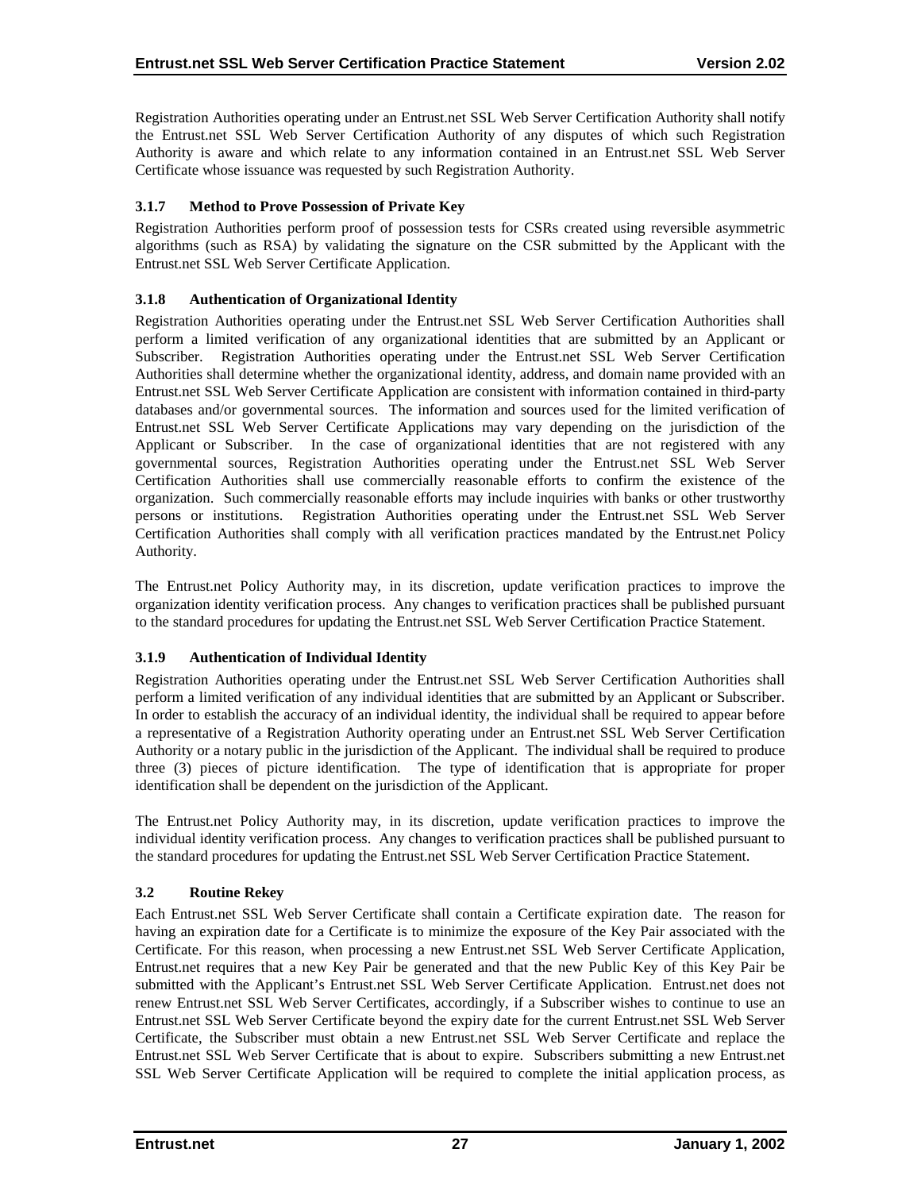Registration Authorities operating under an Entrust.net SSL Web Server Certification Authority shall notify the Entrust.net SSL Web Server Certification Authority of any disputes of which such Registration Authority is aware and which relate to any information contained in an Entrust.net SSL Web Server Certificate whose issuance was requested by such Registration Authority.

### 3.1.7 Method to Prove Possession of Private Key

Registration Authorities perform proof of possession tests for CSRs created using reversible asymmetric algorithms (such as RSA) by validating the signature on the CSR submitted by the Applicant with the Entrust.net SSL Web Server Certificate Application.

### 3.1.8 Authentication of Organizational Identity

Registration Authorities operating under the Entrust.net SSL Web Server Certification Authorities shall perform a limited verification of any organizational identities that are submitted by an Applicant or Subscriber. Registration Authorities operating under the Entrust.net SSL Web Server Certification Authorities shall determine whether the organizational identity, address, and domain name provided with an Entrust.net SSL Web Server Certificate Application are consistent with information contained in third-party databases and/or governmental sources. The information and sources used for the limited verification of Entrust.net SSL Web Server Certificate Applications may vary depending on the jurisdiction of the Applicant or Subscriber. In the case of organizational identities that are not registered with any governmental sources, Registration Authorities operating under the Entrust.net SSL Web Server Certification Authorities shall use commercially reasonable efforts to confirm the existence of the organization. Such commercially reasonable efforts may include inquiries with banks or other trustworthy persons or institutions. Registration Authorities operating under the Entrust.net SSL Web Server Certification Authorities shall comply with all verification practices mandated by the Entrust.net Policy Authority.

The Entrust.net Policy Authority may, in its discretion, update verification practices to improve the organization identity verification process. Any changes to verification practices shall be published pursuant to the standard procedures for updating the Entrust.net SSL Web Server Certification Practice Statement.

### 3.1.9 Authentication of Individual Identity

Registration Authorities operating under the Entrust.net SSL Web Server Certification Authorities shall perform a limited verification of any individual identities that are submitted by an Applicant or Subscriber. In order to establish the accuracy of an individual identity, the individual shall be required to appear before a representative of a Registration Authority operating under an Entrust.net SSL Web Server Certification Authority or a notary public in the jurisdiction of the Applicant. The individual shall be required to produce three (3) pieces of picture identification. The type of identification that is appropriate for proper identification shall be dependent on the jurisdiction of the Applicant.

The Entrust.net Policy Authority may, in its discretion, update verification practices to improve the individual identity verification process. Any changes to verification practices shall be published pursuant to the standard procedures for updating the Entrust.net SSL Web Server Certification Practice Statement.

## 3.2 Routine Rekey

Each Entrust.net SSL Web Server Certificate shall contain a Certificate expiration date. The reason for having an expiration date for a Certificate is to minimize the exposure of the Key Pair associated with the Certificate. For this reason, when processing a new Entrust.net SSL Web Server Certificate Application, Entrust.net requires that a new Key Pair be generated and that the new Public Key of this Key Pair be submitted with the Applicant's Entrust.net SSL Web Server Certificate Application. Entrust.net does not renew Entrust.net SSL Web Server Certificates, accordingly, if a Subscriber wishes to continue to use an Entrust.net SSL Web Server Certificate beyond the expiry date for the current Entrust.net SSL Web Server Certificate, the Subscriber must obtain a new Entrust.net SSL Web Server Certificate and replace the Entrust.net SSL Web Server Certificate that is about to expire. Subscribers submitting a new Entrust.net SSL Web Server Certificate Application will be required to complete the initial application process, as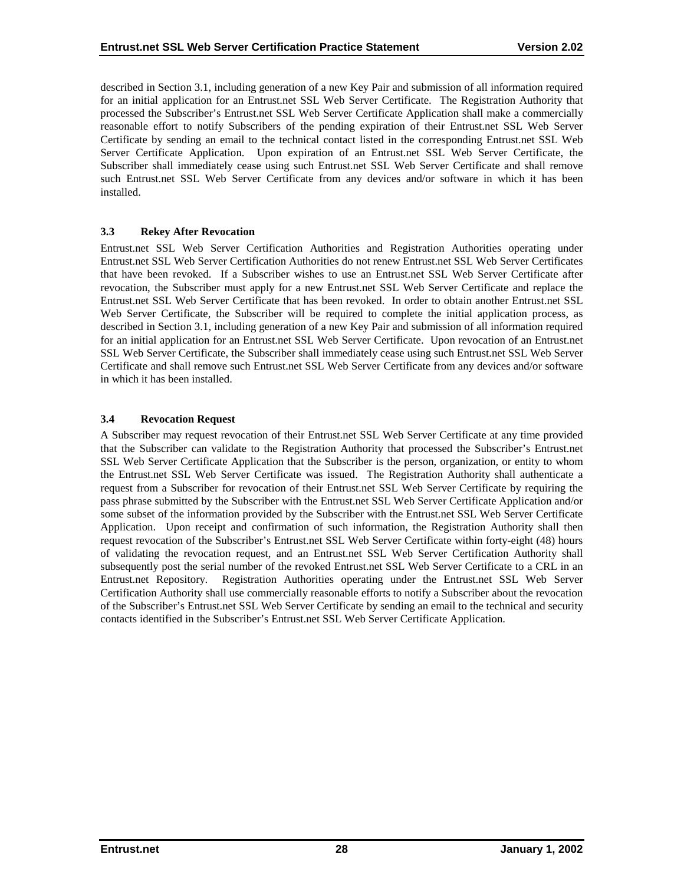described in Section 3.1, including generation of a new Key Pair and submission of all information required for an initial application for an Entrust.net SSL Web Server Certificate. The Registration Authority that processed the Subscriber's Entrust.net SSL Web Server Certificate Application shall make a commercially reasonable effort to notify Subscribers of the pending expiration of their Entrust.net SSL Web Server Certificate by sending an email to the technical contact listed in the corresponding Entrust.net SSL Web Server Certificate Application. Upon expiration of an Entrust.net SSL Web Server Certificate, the Subscriber shall immediately cease using such Entrust.net SSL Web Server Certificate and shall remove such Entrust.net SSL Web Server Certificate from any devices and/or software in which it has been installed.

### 3.3 Rekey After Revocation

Entrust.net SSL Web Server Certification Authorities and Registration Authorities operating under Entrust.net SSL Web Server Certification Authorities do not renew Entrust.net SSL Web Server Certificates that have been revoked. If a Subscriber wishes to use an Entrust.net SSL Web Server Certificate after revocation, the Subscriber must apply for a new Entrust.net SSL Web Server Certificate and replace the Entrust.net SSL Web Server Certificate that has been revoked. In order to obtain another Entrust.net SSL Web Server Certificate, the Subscriber will be required to complete the initial application process, as described in Section 3.1, including generation of a new Key Pair and submission of all information required for an initial application for an Entrust.net SSL Web Server Certificate. Upon revocation of an Entrust.net SSL Web Server Certificate, the Subscriber shall immediately cease using such Entrust.net SSL Web Server Certificate and shall remove such Entrust.net SSL Web Server Certificate from any devices and/or software in which it has been installed.

### 3.4 Revocation Request

A Subscriber may request revocation of their Entrust.net SSL Web Server Certificate at any time provided that the Subscriber can validate to the Registration Authority that processed the Subscriber's Entrust.net SSL Web Server Certificate Application that the Subscriber is the person, organization, or entity to whom the Entrust.net SSL Web Server Certificate was issued. The Registration Authority shall authenticate a request from a Subscriber for revocation of their Entrust.net SSL Web Server Certificate by requiring the pass phrase submitted by the Subscriber with the Entrust.net SSL Web Server Certificate Application and/or some subset of the information provided by the Subscriber with the Entrust.net SSL Web Server Certificate Application. Upon receipt and confirmation of such information, the Registration Authority shall then request revocation of the Subscriber's Entrust.net SSL Web Server Certificate within forty-eight (48) hours of validating the revocation request, and an Entrust.net SSL Web Server Certification Authority shall subsequently post the serial number of the revoked Entrust.net SSL Web Server Certificate to a CRL in an Entrust.net Repository. Registration Authorities operating under the Entrust.net SSL Web Server Certification Authority shall use commercially reasonable efforts to notify a Subscriber about the revocation of the Subscriber's Entrust.net SSL Web Server Certificate by sending an email to the technical and security contacts identified in the Subscriber's Entrust.net SSL Web Server Certificate Application.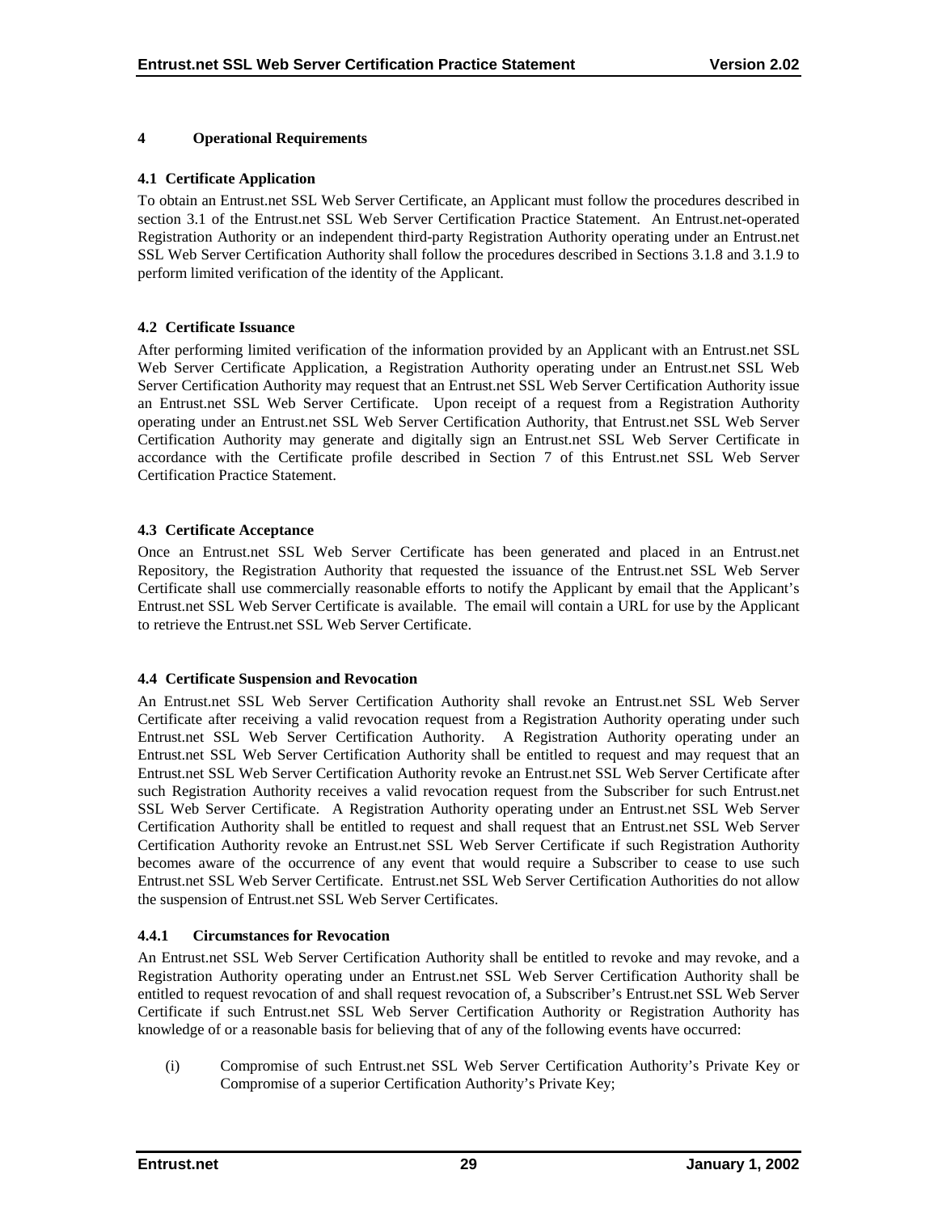# 4 Operational Requirements

## 4.1 Certificate Application

To obtain an Entrust.net SSL Web Server Certificate, an Applicant must follow the procedures described in section 3.1 of the Entrust.net SSL Web Server Certification Practice Statement. An Entrust.net-operated Registration Authority or an independent third-party Registration Authority operating under an Entrust.net SSL Web Server Certification Authority shall follow the procedures described in Sections 3.1.8 and 3.1.9 to perform limited verification of the identity of the Applicant.

## 4.2 Certificate Issuance

After performing limited verification of the information provided by an Applicant with an Entrust.net SSL Web Server Certificate Application, a Registration Authority operating under an Entrust.net SSL Web Server Certification Authority may request that an Entrust.net SSL Web Server Certification Authority issue an Entrust.net SSL Web Server Certificate. Upon receipt of a request from a Registration Authority operating under an Entrust.net SSL Web Server Certification Authority, that Entrust.net SSL Web Server Certification Authority may generate and digitally sign an Entrust.net SSL Web Server Certificate in accordance with the Certificate profile described in Section 7 of this Entrust.net SSL Web Server Certification Practice Statement.

## 4.3 Certificate Acceptance

Once an Entrust.net SSL Web Server Certificate has been generated and placed in an Entrust.net Repository, the Registration Authority that requested the issuance of the Entrust.net SSL Web Server Certificate shall use commercially reasonable efforts to notify the Applicant by email that the Applicant's Entrust.net SSL Web Server Certificate is available. The email will contain a URL for use by the Applicant to retrieve the Entrust.net SSL Web Server Certificate.

## 4.4 Certificate Suspension and Revocation

An Entrust.net SSL Web Server Certification Authority shall revoke an Entrust.net SSL Web Server Certificate after receiving a valid revocation request from a Registration Authority operating under such Entrust.net SSL Web Server Certification Authority. A Registration Authority operating under an Entrust.net SSL Web Server Certification Authority shall be entitled to request and may request that an Entrust.net SSL Web Server Certification Authority revoke an Entrust.net SSL Web Server Certificate after such Registration Authority receives a valid revocation request from the Subscriber for such Entrust.net SSL Web Server Certificate. A Registration Authority operating under an Entrust.net SSL Web Server Certification Authority shall be entitled to request and shall request that an Entrust.net SSL Web Server Certification Authority revoke an Entrust.net SSL Web Server Certificate if such Registration Authority becomes aware of the occurrence of any event that would require a Subscriber to cease to use such Entrust.net SSL Web Server Certificate. Entrust.net SSL Web Server Certification Authorities do not allow the suspension of Entrust.net SSL Web Server Certificates.

### 4.4.1 Circumstances for Revocation

An Entrust.net SSL Web Server Certification Authority shall be entitled to revoke and may revoke, and a Registration Authority operating under an Entrust.net SSL Web Server Certification Authority shall be entitled to request revocation of and shall request revocation of, a Subscriber's Entrust.net SSL Web Server Certificate if such Entrust.net SSL Web Server Certification Authority or Registration Authority has knowledge of or a reasonable basis for believing that of any of the following events have occurred:

(i) Compromise of such Entrust.net SSL Web Server Certification Authority's Private Key or Compromise of a superior Certification Authority's Private Key;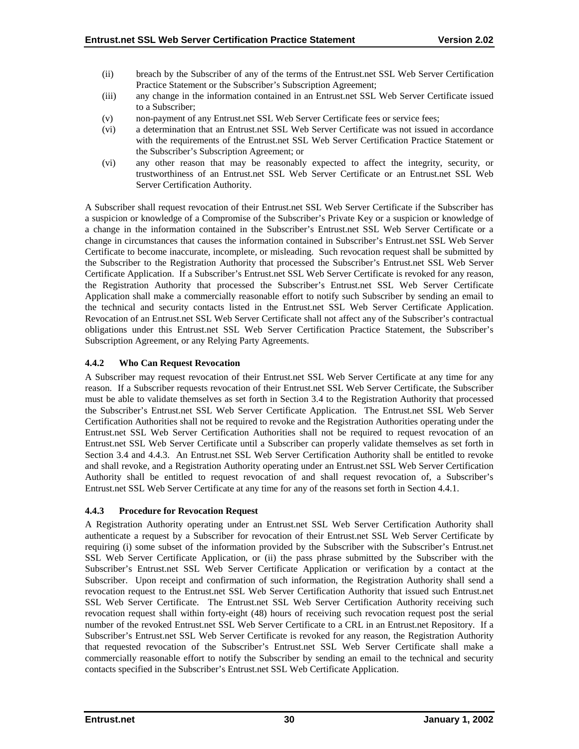(ii) breach by the Subscriber of any of the terms of the Entrust.net SSL Web Server Certification Practice Statement or the Subscriber's Subscription Agreement;

(iii) any change in the information contained in an Entrust.net SSL Web Server Certificate issued to a Subscriber;

(v) non-payment of any Entrust.net SSL Web Server Certificate fees or service fees;

(vi) a determination that an Entrust.net SSL Web Server Certificate was not issued in accordance with the requirements of the Entrust.net SSL Web Server Certification Practice Statement or the Subscriber's Subscription Agreement; or

(vi) any other reason that may be reasonably expected to affect the integrity, security, or trustworthiness of an Entrust.net SSL Web Server Certificate or an Entrust.net SSL Web Server Certification Authority.

A Subscriber shall request revocation of their Entrust.net SSL Web Server Certificate if the Subscriber has a suspicion or knowledge of a Compromise of the Subscriber's Private Key or a suspicion or knowledge of a change in the information contained in the Subscriber's Entrust.net SSL Web Server Certificate or a change in circumstances that causes the information contained in Subscriber's Entrust.net SSL Web Server Certificate to become inaccurate, incomplete, or misleading. Such revocation request shall be submitted by the Subscriber to the Registration Authority that processed the Subscriber's Entrust.net SSL Web Server Certificate Application. If a Subscriber's Entrust.net SSL Web Server Certificate is revoked for any reason, the Registration Authority that processed the Subscriber's Entrust.net SSL Web Server Certificate Application shall make a commercially reasonable effort to notify such Subscriber by sending an email to the technical and security contacts listed in the Entrust.net SSL Web Server Certificate Application. Revocation of an Entrust.net SSL Web Server Certificate shall not affect any of the Subscriber's contractual obligations under this Entrust.net SSL Web Server Certification Practice Statement, the Subscriber's Subscription Agreement, or any Relying Party Agreements.

### 4.4.2 Who Can Request Revocation

A Subscriber may request revocation of their Entrust.net SSL Web Server Certificate at any time for any reason. If a Subscriber requests revocation of their Entrust.net SSL Web Server Certificate, the Subscriber must be able to validate themselves as set forth in Section 3.4 to the Registration Authority that processed the Subscriber's Entrust.net SSL Web Server Certificate Application. The Entrust.net SSL Web Server Certification Authorities shall not be required to revoke and the Registration Authorities operating under the Entrust.net SSL Web Server Certification Authorities shall not be required to request revocation of an Entrust.net SSL Web Server Certificate until a Subscriber can properly validate themselves as set forth in Section 3.4 and 4.4.3. An Entrust.net SSL Web Server Certification Authority shall be entitled to revoke and shall revoke, and a Registration Authority operating under an Entrust.net SSL Web Server Certification Authority shall be entitled to request revocation of and shall request revocation of, a Subscriber's Entrust.net SSL Web Server Certificate at any time for any of the reasons set forth in Section 4.4.1.

### 4.4.3 Procedure for Revocation Request

A Registration Authority operating under an Entrust.net SSL Web Server Certification Authority shall authenticate a request by a Subscriber for revocation of their Entrust.net SSL Web Server Certificate by requiring (i) some subset of the information provided by the Subscriber with the Subscriber's Entrust.net SSL Web Server Certificate Application, or (ii) the pass phrase submitted by the Subscriber with the Subscriber's Entrust.net SSL Web Server Certificate Application or verification by a contact at the Subscriber. Upon receipt and confirmation of such information, the Registration Authority shall send a revocation request to the Entrust.net SSL Web Server Certification Authority that issued such Entrust.net SSL Web Server Certificate. The Entrust.net SSL Web Server Certification Authority receiving such revocation request shall within forty-eight (48) hours of receiving such revocation request post the serial number of the revoked Entrust.net SSL Web Server Certificate to a CRL in an Entrust.net Repository. If a Subscriber's Entrust.net SSL Web Server Certificate is revoked for any reason, the Registration Authority that requested revocation of the Subscriber's Entrust.net SSL Web Server Certificate shall make a commercially reasonable effort to notify the Subscriber by sending an email to the technical and security contacts specified in the Subscriber's Entrust.net SSL Web Certificate Application.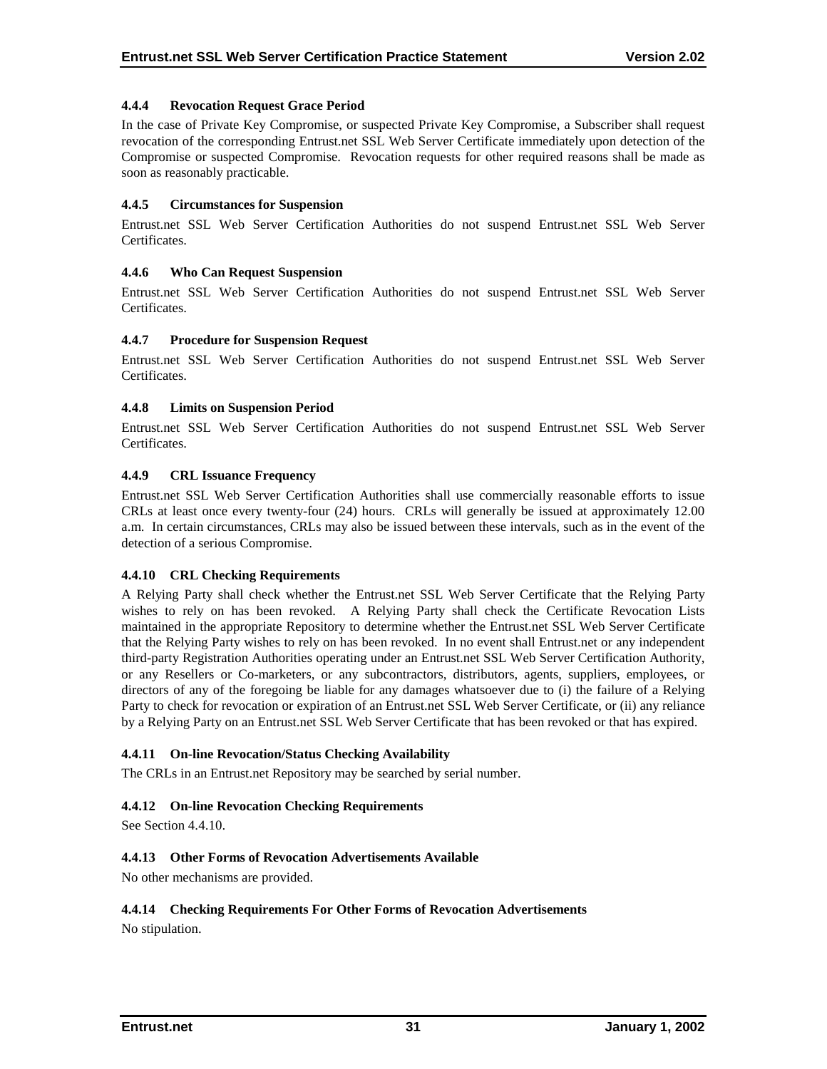#### 4.4.4 Revocation Request Grace Period

In the case of Private Key Compromise, or suspected Private Key Compromise, a Subscriber shall request revocation of the corresponding Entrust.net SSL Web Server Certificate immediately upon detection of the Compromise or suspected Compromise. Revocation requests for other required reasons shall be made as soon as reasonably practicable.

#### 4.4.5 Circumstances for Suspension

Entrust.net SSL Web Server Certification Authorities do not suspend Entrust.net SSL Web Server Certificates.

#### 4.4.6 Who Can Request Suspension

Entrust.net SSL Web Server Certification Authorities do not suspend Entrust.net SSL Web Server Certificates.

#### 4.4.7 Procedure for Suspension Request

Entrust.net SSL Web Server Certification Authorities do not suspend Entrust.net SSL Web Server Certificates.

#### 4.4.8 Limits on Suspension Period

Entrust.net SSL Web Server Certification Authorities do not suspend Entrust.net SSL Web Server Certificates.

#### 4.4.9 CRL Issuance Frequency

Entrust.net SSL Web Server Certification Authorities shall use commercially reasonable efforts to issue CRLs at least once every twenty-four (24) hours. CRLs will generally be issued at approximately 12.00 a.m. In certain circumstances, CRLs may also be issued between these intervals, such as in the event of the detection of a serious Compromise.

#### 4.4.10 CRL Checking Requirements

A Relying Party shall check whether the Entrust.net SSL Web Server Certificate that the Relying Party wishes to rely on has been revoked. A Relying Party shall check the Certificate Revocation Lists maintained in the appropriate Repository to determine whether the Entrust.net SSL Web Server Certificate that the Relying Party wishes to rely on has been revoked. In no event shall Entrust.net or any independent third-party Registration Authorities operating under an Entrust.net SSL Web Server Certification Authority, or any Resellers or Co-marketers, or any subcontractors, distributors, agents, suppliers, employees, or directors of any of the foregoing be liable for any damages whatsoever due to (i) the failure of a Relying Party to check for revocation or expiration of an Entrust.net SSL Web Server Certificate, or (ii) any reliance by a Relying Party on an Entrust.net SSL Web Server Certificate that has been revoked or that has expired.

#### 4.4.11 On-line Revocation/Status Checking Availability

The CRLs in an Entrust.net Repository may be searched by serial number.

#### 4.4.12 On-line Revocation Checking Requirements

See Section 4.4.10.

#### 4.4.13 Other Forms of Revocation Advertisements Available

No other mechanisms are provided.

#### 4.4.14 Checking Requirements For Other Forms of Revocation Advertisements

No stipulation.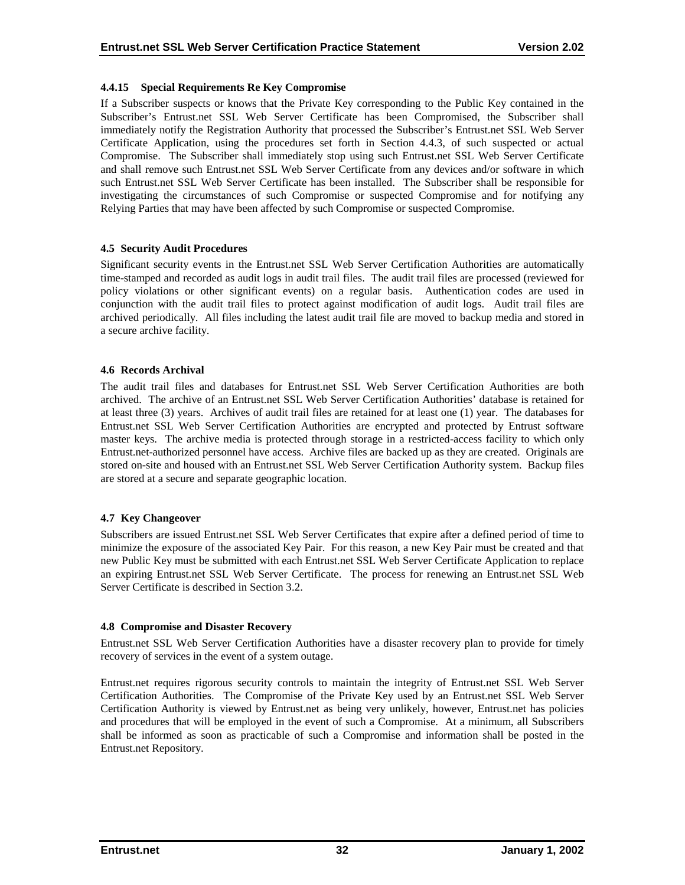#### 4.4.15 Special Requirements Re Key Compromise

If a Subscriber suspects or knows that the Private Key corresponding to the Public Key contained in the Subscriber's Entrust.net SSL Web Server Certificate has been Compromised, the Subscriber shall immediately notify the Registration Authority that processed the Subscriber's Entrust.net SSL Web Server Certificate Application, using the procedures set forth in Section 4.4.3, of such suspected or actual Compromise. The Subscriber shall immediately stop using such Entrust.net SSL Web Server Certificate and shall remove such Entrust.net SSL Web Server Certificate from any devices and/or software in which such Entrust.net SSL Web Server Certificate has been installed. The Subscriber shall be responsible for investigating the circumstances of such Compromise or suspected Compromise and for notifying any Relying Parties that may have been affected by such Compromise or suspected Compromise.

### 4.5 Security Audit Procedures

Significant security events in the Entrust.net SSL Web Server Certification Authorities are automatically time-stamped and recorded as audit logs in audit trail files. The audit trail files are processed (reviewed for policy violations or other significant events) on a regular basis. Authentication codes are used in conjunction with the audit trail files to protect against modification of audit logs. Audit trail files are archived periodically. All files including the latest audit trail file are moved to backup media and stored in a secure archive facility.

### 4.6 Records Archival

The audit trail files and databases for Entrust.net SSL Web Server Certification Authorities are both archived. The archive of an Entrust.net SSL Web Server Certification Authorities' database is retained for at least three (3) years. Archives of audit trail files are retained for at least one (1) year. The databases for Entrust.net SSL Web Server Certification Authorities are encrypted and protected by Entrust software master keys. The archive media is protected through storage in a restricted-access facility to which only Entrust.net-authorized personnel have access. Archive files are backed up as they are created. Originals are stored on-site and housed with an Entrust.net SSL Web Server Certification Authority system. Backup files are stored at a secure and separate geographic location.

### 4.7 Key Changeover

Subscribers are issued Entrust.net SSL Web Server Certificates that expire after a defined period of time to minimize the exposure of the associated Key Pair. For this reason, a new Key Pair must be created and that new Public Key must be submitted with each Entrust.net SSL Web Server Certificate Application to replace an expiring Entrust.net SSL Web Server Certificate. The process for renewing an Entrust.net SSL Web Server Certificate is described in Section 3.2.

### 4.8 Compromise and Disaster Recovery

Entrust.net SSL Web Server Certification Authorities have a disaster recovery plan to provide for timely recovery of services in the event of a system outage.

Entrust.net requires rigorous security controls to maintain the integrity of Entrust.net SSL Web Server Certification Authorities. The Compromise of the Private Key used by an Entrust.net SSL Web Server Certification Authority is viewed by Entrust.net as being very unlikely, however, Entrust.net has policies and procedures that will be employed in the event of such a Compromise. At a minimum, all Subscribers shall be informed as soon as practicable of such a Compromise and information shall be posted in the Entrust.net Repository.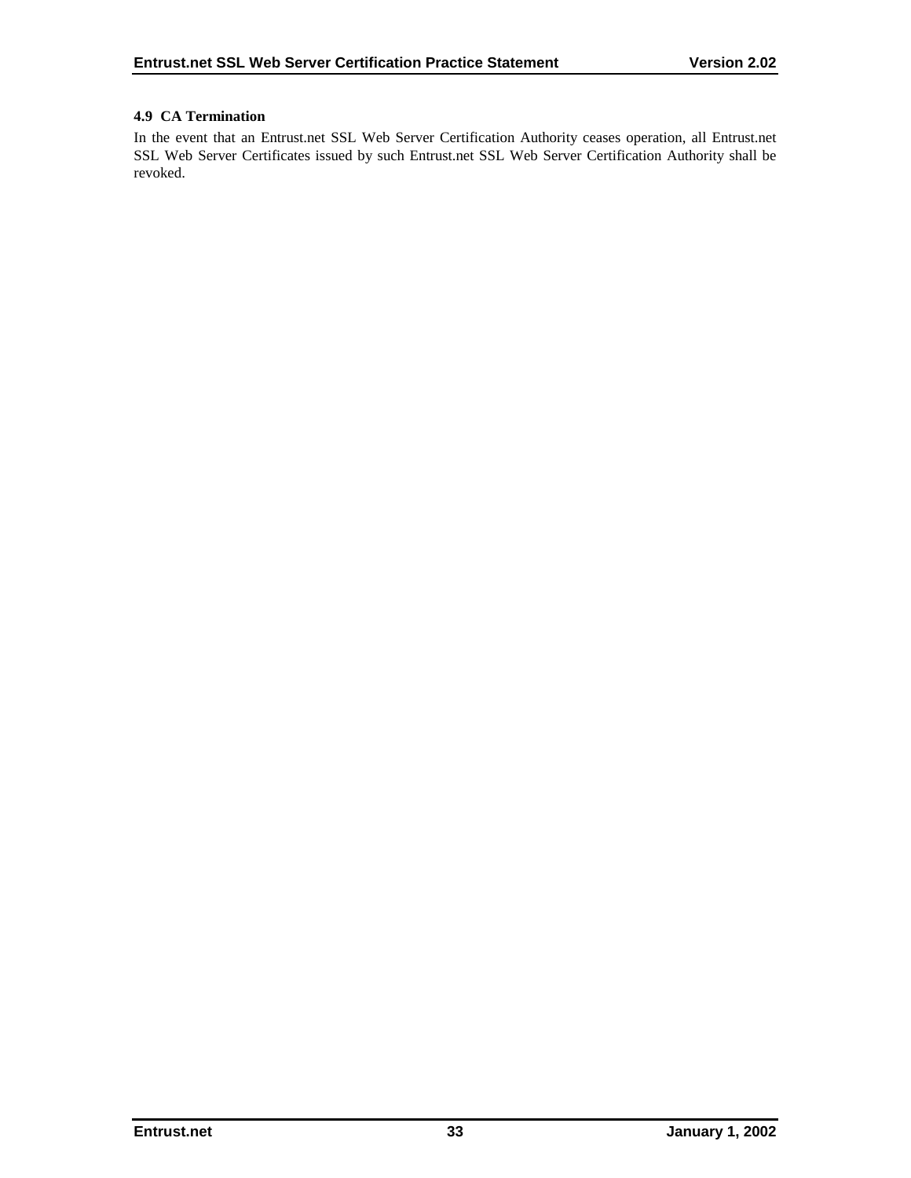### 4.9 CA Termination

In the event that an Entrust.net SSL Web Server Certification Authority ceases operation, all Entrust.net SSL Web Server Certificates issued by such Entrust.net SSL Web Server Certification Authority shall be revoked.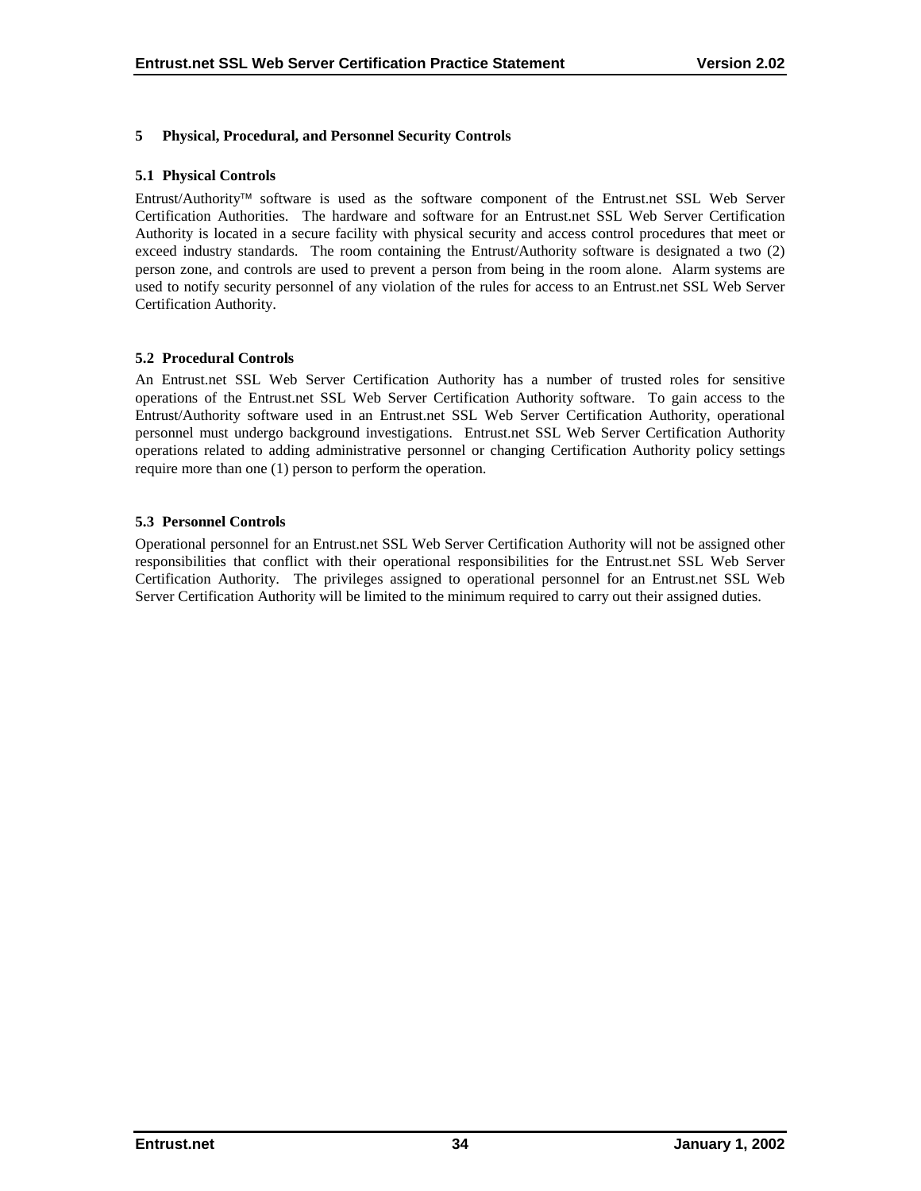# 5 Physical, Procedural, and Personnel Security Controls

## 5.1 Physical Controls

Entrust/Authority™ software is used as the software component of the Entrust.net SSL Web Server Certification Authorities. The hardware and software for an Entrust.net SSL Web Server Certification Authority is located in a secure facility with physical security and access control procedures that meet or exceed industry standards. The room containing the Entrust/Authority software is designated a two (2) person zone, and controls are used to prevent a person from being in the room alone. Alarm systems are used to notify security personnel of any violation of the rules for access to an Entrust.net SSL Web Server Certification Authority.

## 5.2 Procedural Controls

An Entrust.net SSL Web Server Certification Authority has a number of trusted roles for sensitive operations of the Entrust.net SSL Web Server Certification Authority software. To gain access to the Entrust/Authority software used in an Entrust.net SSL Web Server Certification Authority, operational personnel must undergo background investigations. Entrust.net SSL Web Server Certification Authority operations related to adding administrative personnel or changing Certification Authority policy settings require more than one (1) person to perform the operation.

## 5.3 Personnel Controls

Operational personnel for an Entrust.net SSL Web Server Certification Authority will not be assigned other responsibilities that conflict with their operational responsibilities for the Entrust.net SSL Web Server Certification Authority. The privileges assigned to operational personnel for an Entrust.net SSL Web Server Certification Authority will be limited to the minimum required to carry out their assigned duties.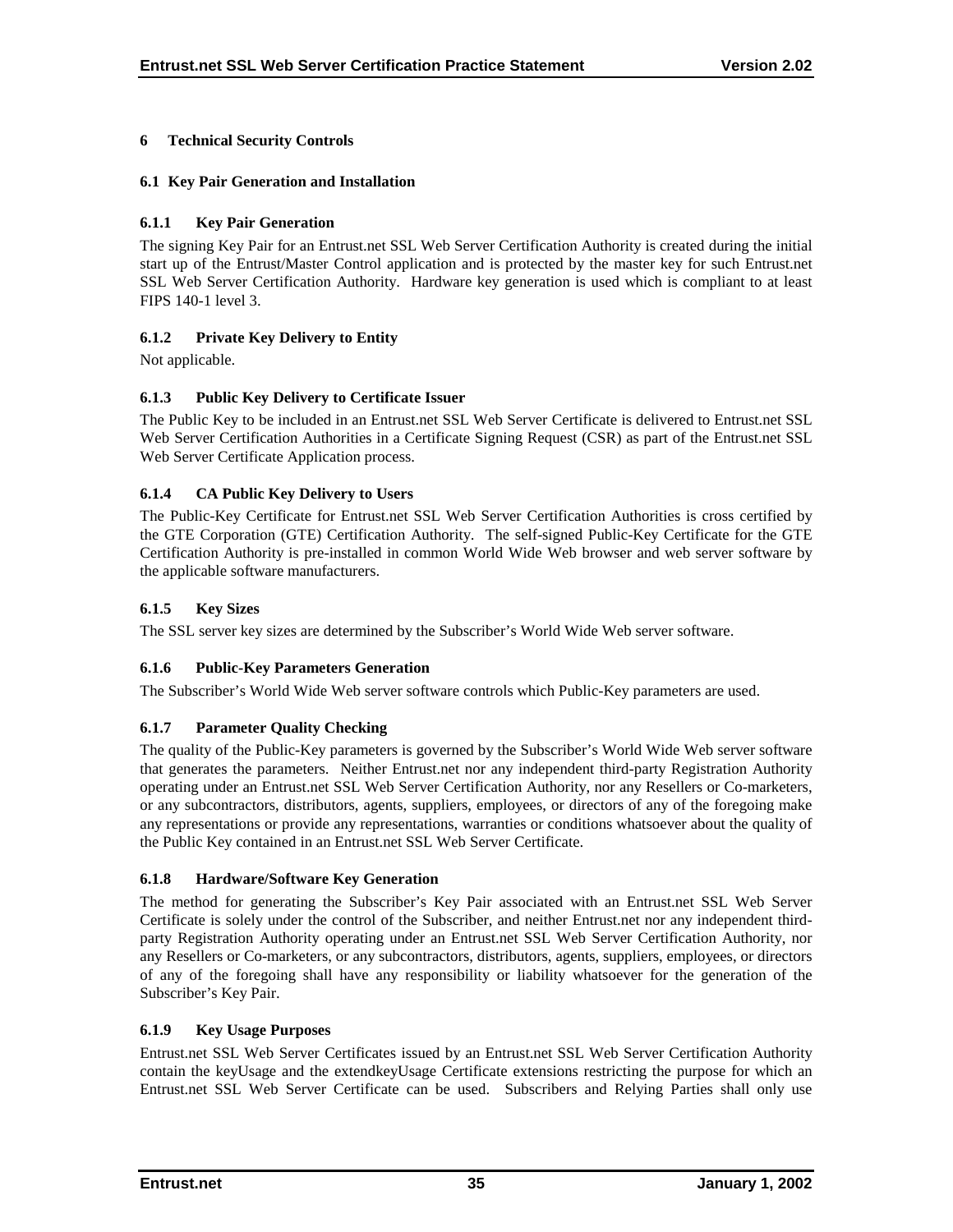# 6 Technical Security Controls

## 6.1 Key Pair Generation and Installation

### 6.1.1 Key Pair Generation

The signing Key Pair for an Entrust.net SSL Web Server Certification Authority is created during the initial start up of the Entrust/Master Control application and is protected by the master key for such Entrust.net SSL Web Server Certification Authority. Hardware key generation is used which is compliant to at least FIPS 140-1 level 3.

### 6.1.2 Private Key Delivery to Entity

Not applicable.

### 6.1.3 Public Key Delivery to Certificate Issuer

The Public Key to be included in an Entrust.net SSL Web Server Certificate is delivered to Entrust.net SSL Web Server Certification Authorities in a Certificate Signing Request (CSR) as part of the Entrust.net SSL Web Server Certificate Application process.

### 6.1.4 CA Public Key Delivery to Users

The Public-Key Certificate for Entrust.net SSL Web Server Certification Authorities is cross certified by the GTE Corporation (GTE) Certification Authority. The self-signed Public-Key Certificate for the GTE Certification Authority is pre-installed in common World Wide Web browser and web server software by the applicable software manufacturers.

### 6.1.5 Key Sizes

The SSL server key sizes are determined by the Subscriber's World Wide Web server software.

### 6.1.6 Public-Key Parameters Generation

The Subscriber's World Wide Web server software controls which Public-Key parameters are used.

### 6.1.7 Parameter Quality Checking

The quality of the Public-Key parameters is governed by the Subscriber's World Wide Web server software that generates the parameters. Neither Entrust.net nor any independent third-party Registration Authority operating under an Entrust.net SSL Web Server Certification Authority, nor any Resellers or Co-marketers, or any subcontractors, distributors, agents, suppliers, employees, or directors of any of the foregoing make any representations or provide any representations, warranties or conditions whatsoever about the quality of the Public Key contained in an Entrust.net SSL Web Server Certificate.

### 6.1.8 Hardware/Software Key Generation

The method for generating the Subscriber's Key Pair associated with an Entrust.net SSL Web Server Certificate is solely under the control of the Subscriber, and neither Entrust.net nor any independent third-party Registration Authority operating under an Entrust.net SSL Web Server Certification Authority, nor any Resellers or Co-marketers, or any subcontractors, distributors, agents, suppliers, employees, or directors of any of the foregoing shall have any responsibility or liability whatsoever for the generation of the Subscriber's Key Pair.

### 6.1.9 Key Usage Purposes

Entrust.net SSL Web Server Certificates issued by an Entrust.net SSL Web Server Certification Authority contain the keyUsage and the extendkeyUsage Certificate extensions restricting the purpose for which an Entrust.net SSL Web Server Certificate can be used. Subscribers and Relying Parties shall only use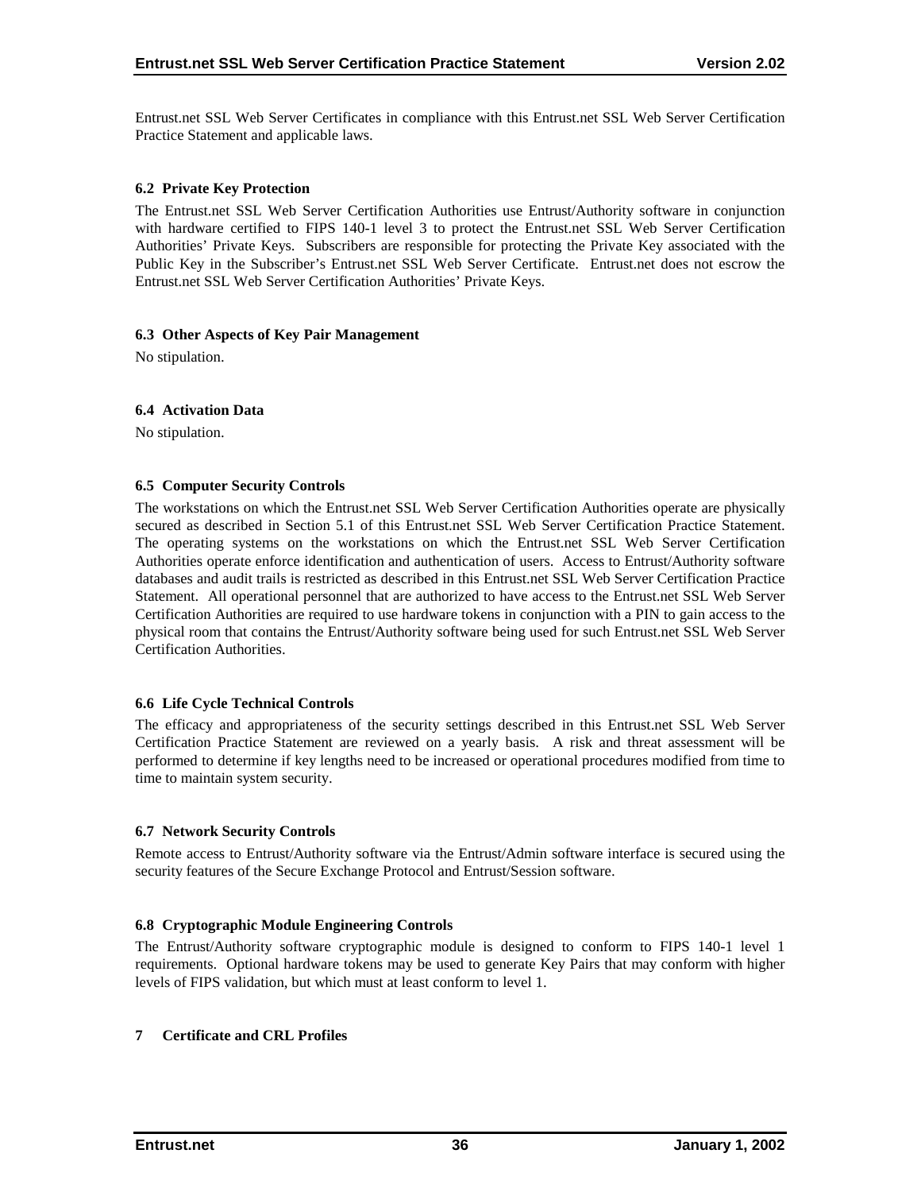Entrust.net SSL Web Server Certificates in compliance with this Entrust.net SSL Web Server Certification Practice Statement and applicable laws.

### 6.2 Private Key Protection

The Entrust.net SSL Web Server Certification Authorities use Entrust/Authority software in conjunction with hardware certified to FIPS 140-1 level 3 to protect the Entrust.net SSL Web Server Certification Authorities' Private Keys. Subscribers are responsible for protecting the Private Key associated with the Public Key in the Subscriber's Entrust.net SSL Web Server Certificate. Entrust.net does not escrow the Entrust.net SSL Web Server Certification Authorities' Private Keys.

### 6.3 Other Aspects of Key Pair Management

No stipulation.

### 6.4 Activation Data

No stipulation.

### 6.5 Computer Security Controls

The workstations on which the Entrust.net SSL Web Server Certification Authorities operate are physically secured as described in Section 5.1 of this Entrust.net SSL Web Server Certification Practice Statement. The operating systems on the workstations on which the Entrust.net SSL Web Server Certification Authorities operate enforce identification and authentication of users. Access to Entrust/Authority software databases and audit trails is restricted as described in this Entrust.net SSL Web Server Certification Practice Statement. All operational personnel that are authorized to have access to the Entrust.net SSL Web Server Certification Authorities are required to use hardware tokens in conjunction with a PIN to gain access to the physical room that contains the Entrust/Authority software being used for such Entrust.net SSL Web Server Certification Authorities.

### 6.6 Life Cycle Technical Controls

The efficacy and appropriateness of the security settings described in this Entrust.net SSL Web Server Certification Practice Statement are reviewed on a yearly basis. A risk and threat assessment will be performed to determine if key lengths need to be increased or operational procedures modified from time to time to maintain system security.

### 6.7 Network Security Controls

Remote access to Entrust/Authority software via the Entrust/Admin software interface is secured using the security features of the Secure Exchange Protocol and Entrust/Session software.

### 6.8 Cryptographic Module Engineering Controls

The Entrust/Authority software cryptographic module is designed to conform to FIPS 140-1 level 1 requirements. Optional hardware tokens may be used to generate Key Pairs that may conform with higher levels of FIPS validation, but which must at least conform to level 1.

## 7 Certificate and CRL Profiles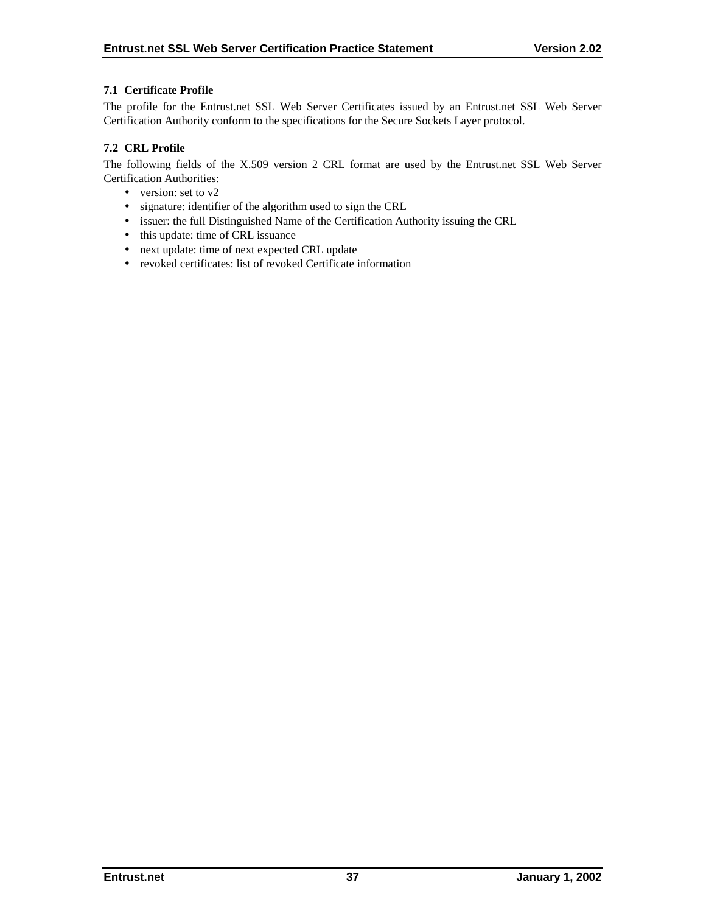### 7.1 Certificate Profile

The profile for the Entrust.net SSL Web Server Certificates issued by an Entrust.net SSL Web Server Certification Authority conform to the specifications for the Secure Sockets Layer protocol.

### 7.2 CRL Profile

The following fields of the X.509 version 2 CRL format are used by the Entrust.net SSL Web Server Certification Authorities:

- version: set to v2
- signature: identifier of the algorithm used to sign the CRL
- issuer: the full Distinguished Name of the Certification Authority issuing the CRL
- this update: time of CRL issuance
- next update: time of next expected CRL update
- revoked certificates: list of revoked Certificate information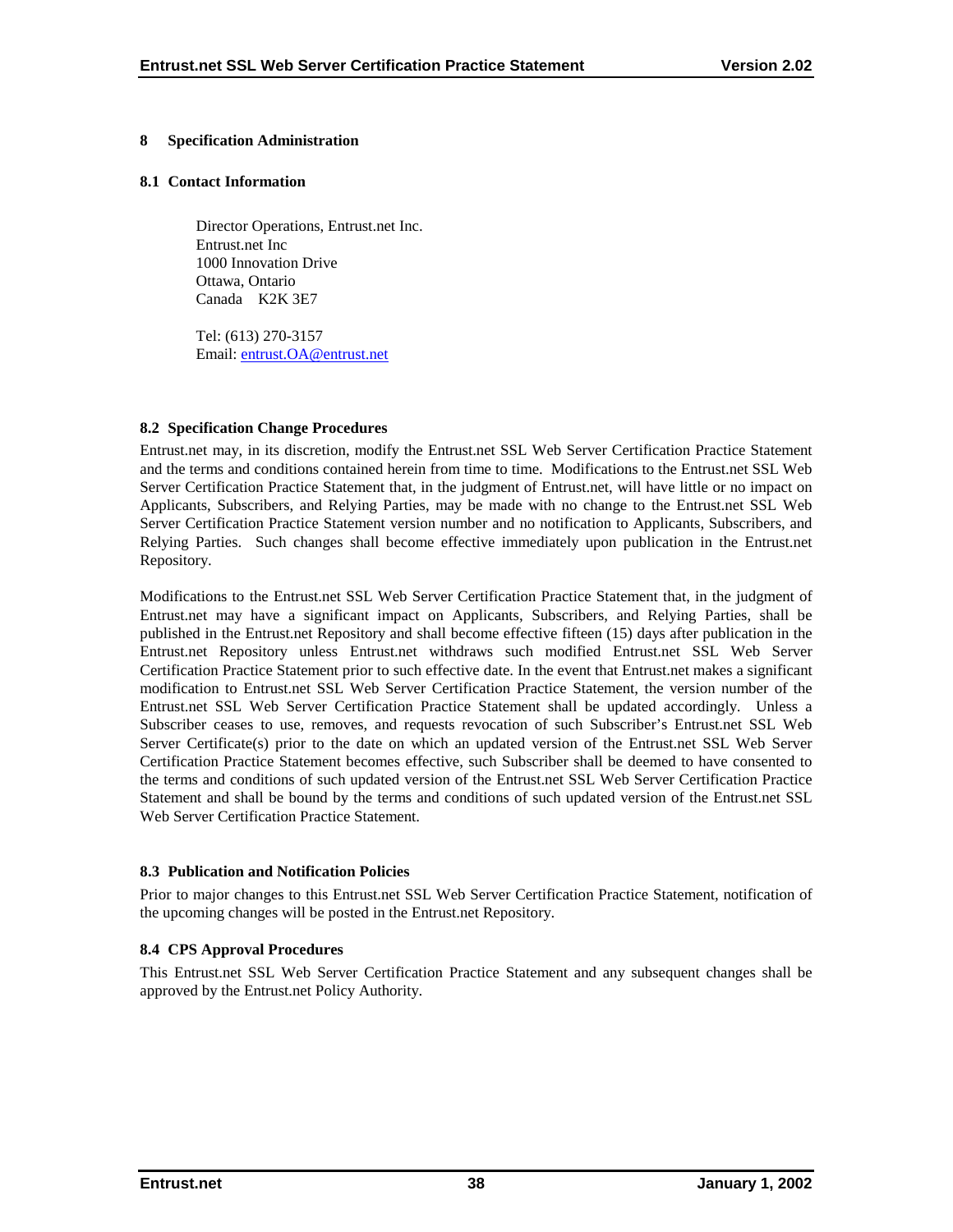# 8 Specification Administration

## 8.1 Contact Information

Director Operations, Entrust.net Inc.
Entrust.net Inc
1000 Innovation Drive
Ottawa, Ontario
Canada K2K 3E7

Tel: (613) 270-3157
Email: entrust.OA@entrust.net

## 8.2 Specification Change Procedures

Entrust.net may, in its discretion, modify the Entrust.net SSL Web Server Certification Practice Statement and the terms and conditions contained herein from time to time. Modifications to the Entrust.net SSL Web Server Certification Practice Statement that, in the judgment of Entrust.net, will have little or no impact on Applicants, Subscribers, and Relying Parties, may be made with no change to the Entrust.net SSL Web Server Certification Practice Statement version number and no notification to Applicants, Subscribers, and Relying Parties. Such changes shall become effective immediately upon publication in the Entrust.net Repository.

Modifications to the Entrust.net SSL Web Server Certification Practice Statement that, in the judgment of Entrust.net may have a significant impact on Applicants, Subscribers, and Relying Parties, shall be published in the Entrust.net Repository and shall become effective fifteen (15) days after publication in the Entrust.net Repository unless Entrust.net withdraws such modified Entrust.net SSL Web Server Certification Practice Statement prior to such effective date. In the event that Entrust.net makes a significant modification to Entrust.net SSL Web Server Certification Practice Statement, the version number of the Entrust.net SSL Web Server Certification Practice Statement shall be updated accordingly. Unless a Subscriber ceases to use, removes, and requests revocation of such Subscriber's Entrust.net SSL Web Server Certificate(s) prior to the date on which an updated version of the Entrust.net SSL Web Server Certification Practice Statement becomes effective, such Subscriber shall be deemed to have consented to the terms and conditions of such updated version of the Entrust.net SSL Web Server Certification Practice Statement and shall be bound by the terms and conditions of such updated version of the Entrust.net SSL Web Server Certification Practice Statement.

## 8.3 Publication and Notification Policies

Prior to major changes to this Entrust.net SSL Web Server Certification Practice Statement, notification of the upcoming changes will be posted in the Entrust.net Repository.

## 8.4 CPS Approval Procedures

This Entrust.net SSL Web Server Certification Practice Statement and any subsequent changes shall be approved by the Entrust.net Policy Authority.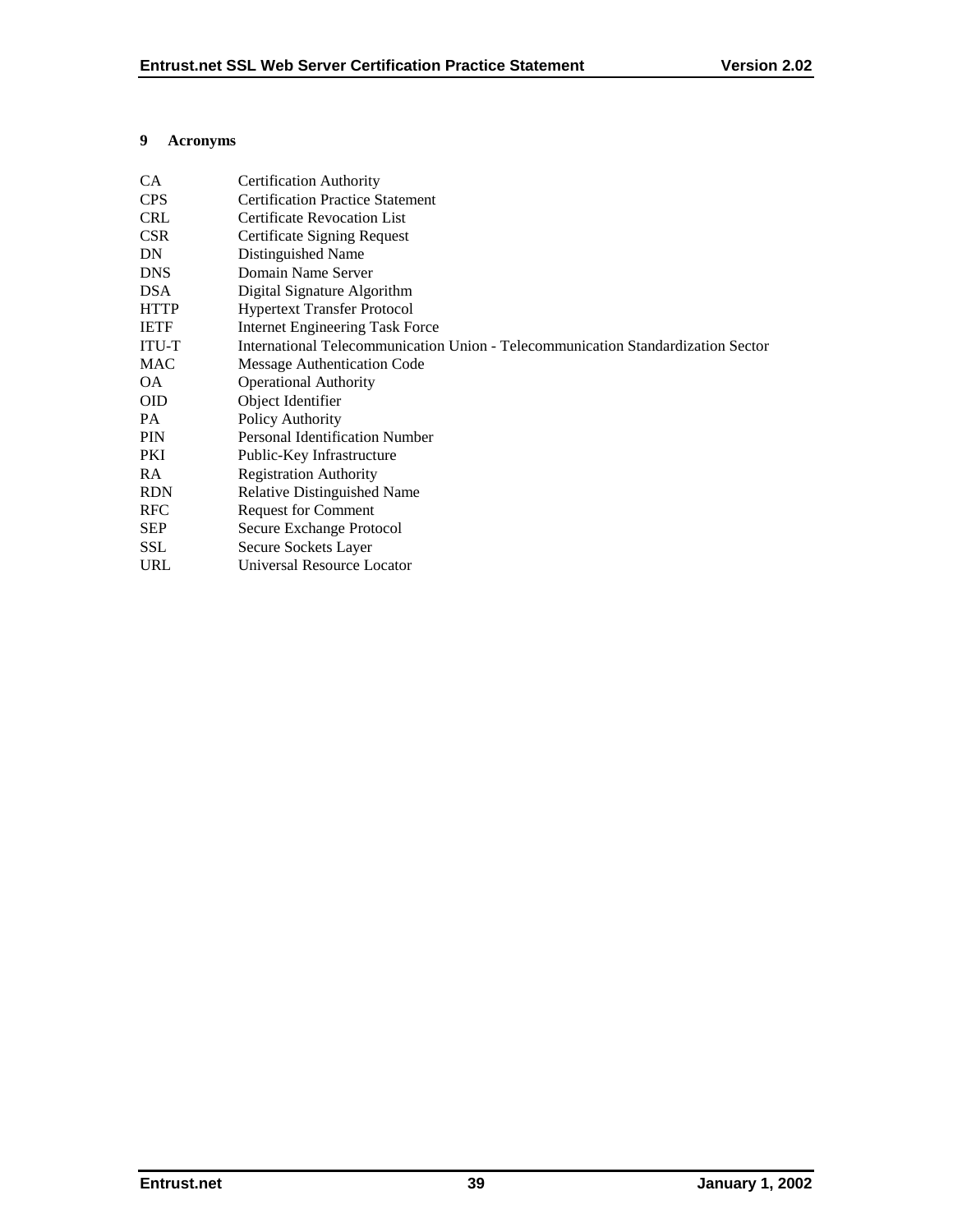# 9 Acronyms

| | |
|---|---|
| CA | Certification Authority |
| CPS | Certification Practice Statement |
| CRL | Certificate Revocation List |
| CSR | Certificate Signing Request |
| DN | Distinguished Name |
| DNS | Domain Name Server |
| DSA | Digital Signature Algorithm |
| HTTP | Hypertext Transfer Protocol |
| IETF | Internet Engineering Task Force |
| ITU-T | International Telecommunication Union - Telecommunication Standardization Sector |
| MAC | Message Authentication Code |
| OA | Operational Authority |
| OID | Object Identifier |
| PA | Policy Authority |
| PIN | Personal Identification Number |
| PKI | Public-Key Infrastructure |
| RA | Registration Authority |
| RDN | Relative Distinguished Name |
| RFC | Request for Comment |
| SEP | Secure Exchange Protocol |
| SSL | Secure Sockets Layer |
| URL | Universal Resource Locator |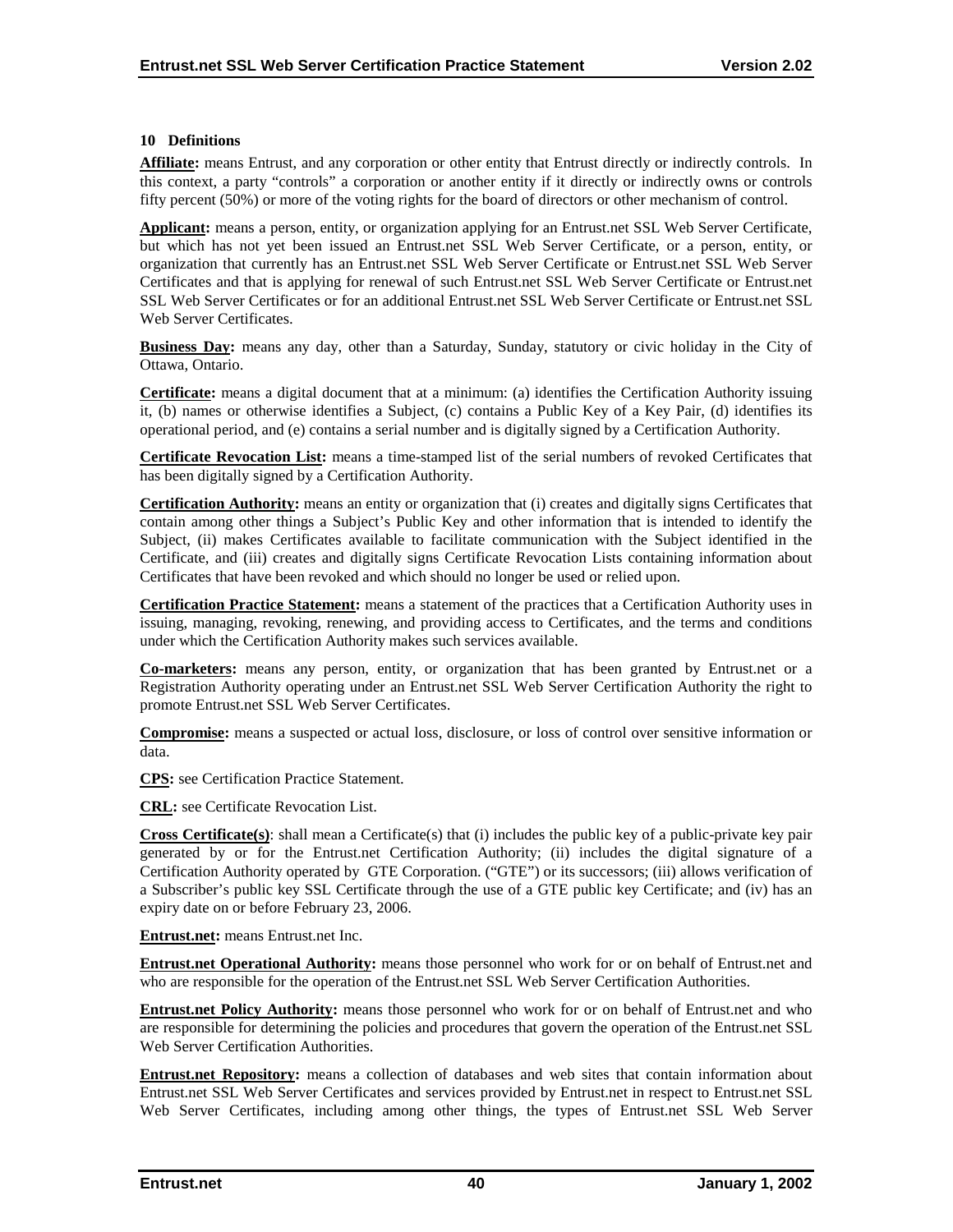## 10 Definitions

**Affiliate:** means Entrust, and any corporation or other entity that Entrust directly or indirectly controls. In this context, a party "controls" a corporation or another entity if it directly or indirectly owns or controls fifty percent (50%) or more of the voting rights for the board of directors or other mechanism of control.

**Applicant:** means a person, entity, or organization applying for an Entrust.net SSL Web Server Certificate, but which has not yet been issued an Entrust.net SSL Web Server Certificate, or a person, entity, or organization that currently has an Entrust.net SSL Web Server Certificate or Entrust.net SSL Web Server Certificates and that is applying for renewal of such Entrust.net SSL Web Server Certificate or Entrust.net SSL Web Server Certificates or for an additional Entrust.net SSL Web Server Certificate or Entrust.net SSL Web Server Certificates.

**Business Day:** means any day, other than a Saturday, Sunday, statutory or civic holiday in the City of Ottawa, Ontario.

**Certificate:** means a digital document that at a minimum: (a) identifies the Certification Authority issuing it, (b) names or otherwise identifies a Subject, (c) contains a Public Key of a Key Pair, (d) identifies its operational period, and (e) contains a serial number and is digitally signed by a Certification Authority.

**Certificate Revocation List:** means a time-stamped list of the serial numbers of revoked Certificates that has been digitally signed by a Certification Authority.

**Certification Authority:** means an entity or organization that (i) creates and digitally signs Certificates that contain among other things a Subject's Public Key and other information that is intended to identify the Subject, (ii) makes Certificates available to facilitate communication with the Subject identified in the Certificate, and (iii) creates and digitally signs Certificate Revocation Lists containing information about Certificates that have been revoked and which should no longer be used or relied upon.

**Certification Practice Statement:** means a statement of the practices that a Certification Authority uses in issuing, managing, revoking, renewing, and providing access to Certificates, and the terms and conditions under which the Certification Authority makes such services available.

**Co-marketers:** means any person, entity, or organization that has been granted by Entrust.net or a Registration Authority operating under an Entrust.net SSL Web Server Certification Authority the right to promote Entrust.net SSL Web Server Certificates.

**Compromise:** means a suspected or actual loss, disclosure, or loss of control over sensitive information or data.

**CPS:** see Certification Practice Statement.

**CRL:** see Certificate Revocation List.

**Cross Certificate(s)**: shall mean a Certificate(s) that (i) includes the public key of a public-private key pair generated by or for the Entrust.net Certification Authority; (ii) includes the digital signature of a Certification Authority operated by GTE Corporation. ("GTE") or its successors; (iii) allows verification of a Subscriber's public key SSL Certificate through the use of a GTE public key Certificate; and (iv) has an expiry date on or before February 23, 2006.

**Entrust.net:** means Entrust.net Inc.

**Entrust.net Operational Authority:** means those personnel who work for or on behalf of Entrust.net and who are responsible for the operation of the Entrust.net SSL Web Server Certification Authorities.

**Entrust.net Policy Authority:** means those personnel who work for or on behalf of Entrust.net and who are responsible for determining the policies and procedures that govern the operation of the Entrust.net SSL Web Server Certification Authorities.

**Entrust.net Repository:** means a collection of databases and web sites that contain information about Entrust.net SSL Web Server Certificates and services provided by Entrust.net in respect to Entrust.net SSL Web Server Certificates, including among other things, the types of Entrust.net SSL Web Server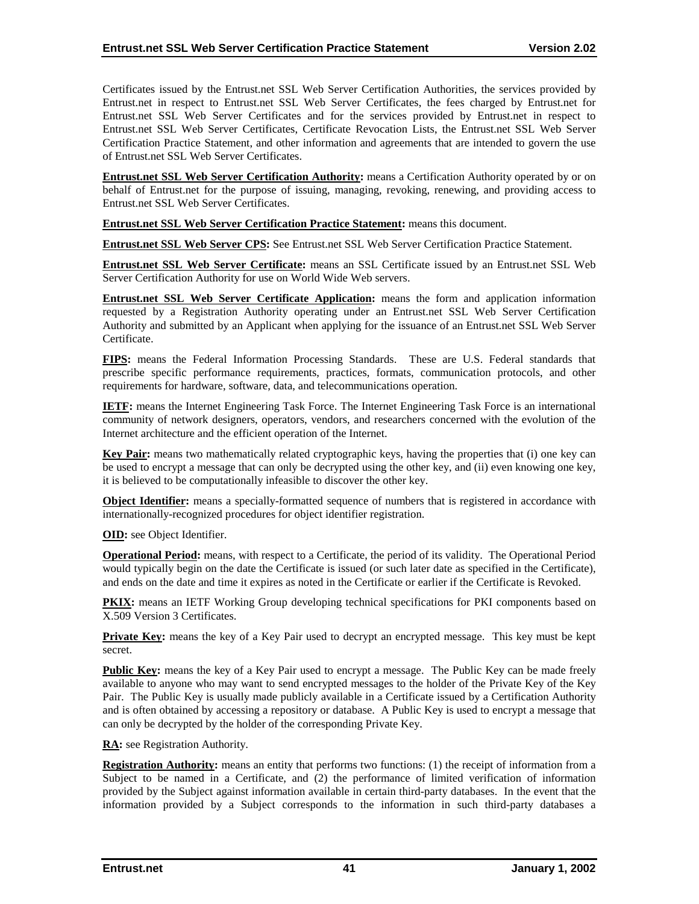Certificates issued by the Entrust.net SSL Web Server Certification Authorities, the services provided by Entrust.net in respect to Entrust.net SSL Web Server Certificates, the fees charged by Entrust.net for Entrust.net SSL Web Server Certificates and for the services provided by Entrust.net in respect to Entrust.net SSL Web Server Certificates, Certificate Revocation Lists, the Entrust.net SSL Web Server Certification Practice Statement, and other information and agreements that are intended to govern the use of Entrust.net SSL Web Server Certificates.

**Entrust.net SSL Web Server Certification Authority:** means a Certification Authority operated by or on behalf of Entrust.net for the purpose of issuing, managing, revoking, renewing, and providing access to Entrust.net SSL Web Server Certificates.

**Entrust.net SSL Web Server Certification Practice Statement:** means this document.

**Entrust.net SSL Web Server CPS:** See Entrust.net SSL Web Server Certification Practice Statement.

**Entrust.net SSL Web Server Certificate:** means an SSL Certificate issued by an Entrust.net SSL Web Server Certification Authority for use on World Wide Web servers.

**Entrust.net SSL Web Server Certificate Application:** means the form and application information requested by a Registration Authority operating under an Entrust.net SSL Web Server Certification Authority and submitted by an Applicant when applying for the issuance of an Entrust.net SSL Web Server Certificate.

**FIPS:** means the Federal Information Processing Standards. These are U.S. Federal standards that prescribe specific performance requirements, practices, formats, communication protocols, and other requirements for hardware, software, data, and telecommunications operation.

**IETF:** means the Internet Engineering Task Force. The Internet Engineering Task Force is an international community of network designers, operators, vendors, and researchers concerned with the evolution of the Internet architecture and the efficient operation of the Internet.

**Key Pair:** means two mathematically related cryptographic keys, having the properties that (i) one key can be used to encrypt a message that can only be decrypted using the other key, and (ii) even knowing one key, it is believed to be computationally infeasible to discover the other key.

**Object Identifier:** means a specially-formatted sequence of numbers that is registered in accordance with internationally-recognized procedures for object identifier registration.

**OID:** see Object Identifier.

**Operational Period:** means, with respect to a Certificate, the period of its validity. The Operational Period would typically begin on the date the Certificate is issued (or such later date as specified in the Certificate), and ends on the date and time it expires as noted in the Certificate or earlier if the Certificate is Revoked.

**PKIX:** means an IETF Working Group developing technical specifications for PKI components based on X.509 Version 3 Certificates.

**Private Key:** means the key of a Key Pair used to decrypt an encrypted message. This key must be kept secret.

**Public Key:** means the key of a Key Pair used to encrypt a message. The Public Key can be made freely available to anyone who may want to send encrypted messages to the holder of the Private Key of the Key Pair. The Public Key is usually made publicly available in a Certificate issued by a Certification Authority and is often obtained by accessing a repository or database. A Public Key is used to encrypt a message that can only be decrypted by the holder of the corresponding Private Key.

**RA:** see Registration Authority.

**Registration Authority:** means an entity that performs two functions: (1) the receipt of information from a Subject to be named in a Certificate, and (2) the performance of limited verification of information provided by the Subject against information available in certain third-party databases. In the event that the information provided by a Subject corresponds to the information in such third-party databases a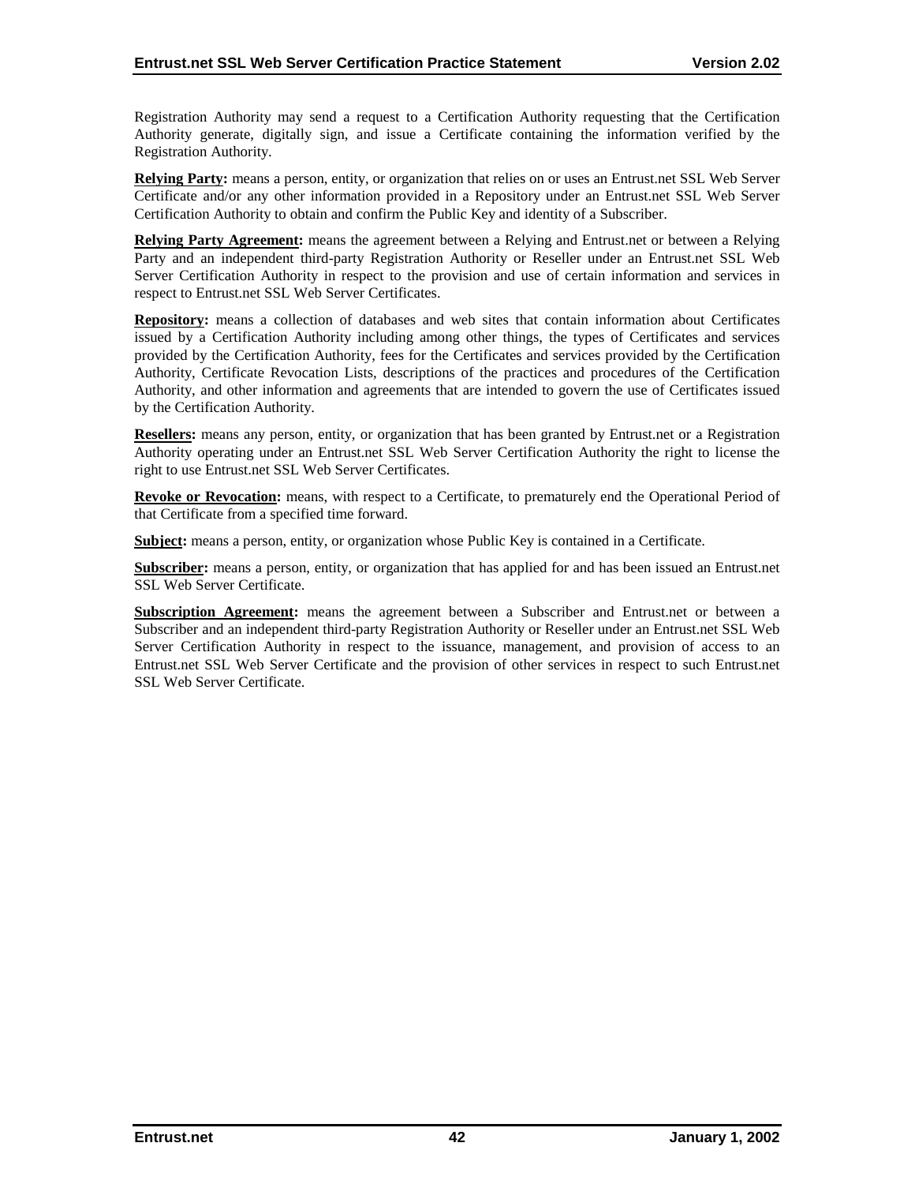Registration Authority may send a request to a Certification Authority requesting that the Certification Authority generate, digitally sign, and issue a Certificate containing the information verified by the Registration Authority.

**Relying Party:** means a person, entity, or organization that relies on or uses an Entrust.net SSL Web Server Certificate and/or any other information provided in a Repository under an Entrust.net SSL Web Server Certification Authority to obtain and confirm the Public Key and identity of a Subscriber.

**Relying Party Agreement:** means the agreement between a Relying and Entrust.net or between a Relying Party and an independent third-party Registration Authority or Reseller under an Entrust.net SSL Web Server Certification Authority in respect to the provision and use of certain information and services in respect to Entrust.net SSL Web Server Certificates.

**Repository:** means a collection of databases and web sites that contain information about Certificates issued by a Certification Authority including among other things, the types of Certificates and services provided by the Certification Authority, fees for the Certificates and services provided by the Certification Authority, Certificate Revocation Lists, descriptions of the practices and procedures of the Certification Authority, and other information and agreements that are intended to govern the use of Certificates issued by the Certification Authority.

**Resellers:** means any person, entity, or organization that has been granted by Entrust.net or a Registration Authority operating under an Entrust.net SSL Web Server Certification Authority the right to license the right to use Entrust.net SSL Web Server Certificates.

**Revoke or Revocation:** means, with respect to a Certificate, to prematurely end the Operational Period of that Certificate from a specified time forward.

**Subject:** means a person, entity, or organization whose Public Key is contained in a Certificate.

**Subscriber:** means a person, entity, or organization that has applied for and has been issued an Entrust.net SSL Web Server Certificate.

**Subscription Agreement:** means the agreement between a Subscriber and Entrust.net or between a Subscriber and an independent third-party Registration Authority or Reseller under an Entrust.net SSL Web Server Certification Authority in respect to the issuance, management, and provision of access to an Entrust.net SSL Web Server Certificate and the provision of other services in respect to such Entrust.net SSL Web Server Certificate.